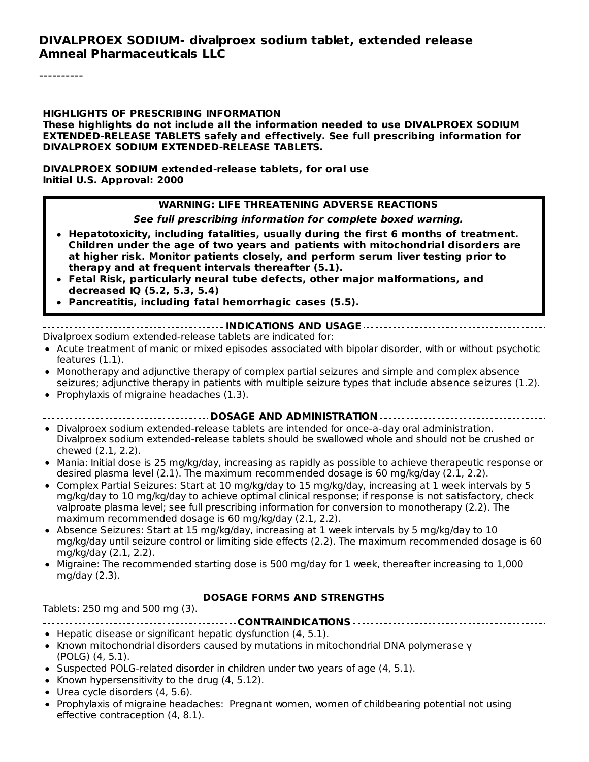# DIVALPROEX SODIUM- divalproex sodium tablet, extended release
**Amneal Pharmaceuticals LLC**

----------

**HIGHLIGHTS OF PRESCRIBING INFORMATION**
**These highlights do not include all the information needed to use DIVALPROEX SODIUM EXTENDED-RELEASE TABLETS safely and effectively. See full prescribing information for DIVALPROEX SODIUM EXTENDED-RELEASE TABLETS.**

**DIVALPROEX SODIUM extended-release tablets, for oral use**
**Initial U.S. Approval: 2000**

**WARNING: LIFE THREATENING ADVERSE REACTIONS**

***See full prescribing information for complete boxed warning.***

- **Hepatotoxicity, including fatalities, usually during the first 6 months of treatment. Children under the age of two years and patients with mitochondrial disorders are at higher risk. Monitor patients closely, and perform serum liver testing prior to therapy and at frequent intervals thereafter (5.1).**
- **Fetal Risk, particularly neural tube defects, other major malformations, and decreased IQ (5.2, 5.3, 5.4)**
- **Pancreatitis, including fatal hemorrhagic cases (5.5).**

## INDICATIONS AND USAGE

Divalproex sodium extended-release tablets are indicated for:

- Acute treatment of manic or mixed episodes associated with bipolar disorder, with or without psychotic features (1.1).
- Monotherapy and adjunctive therapy of complex partial seizures and simple and complex absence seizures; adjunctive therapy in patients with multiple seizure types that include absence seizures (1.2).
- Prophylaxis of migraine headaches (1.3).

## DOSAGE AND ADMINISTRATION

- Divalproex sodium extended-release tablets are intended for once-a-day oral administration. Divalproex sodium extended-release tablets should be swallowed whole and should not be crushed or chewed (2.1, 2.2).
- Mania: Initial dose is 25 mg/kg/day, increasing as rapidly as possible to achieve therapeutic response or desired plasma level (2.1). The maximum recommended dosage is 60 mg/kg/day (2.1, 2.2).
- Complex Partial Seizures: Start at 10 mg/kg/day to 15 mg/kg/day, increasing at 1 week intervals by 5 mg/kg/day to 10 mg/kg/day to achieve optimal clinical response; if response is not satisfactory, check valproate plasma level; see full prescribing information for conversion to monotherapy (2.2). The maximum recommended dosage is 60 mg/kg/day (2.1, 2.2).
- Absence Seizures: Start at 15 mg/kg/day, increasing at 1 week intervals by 5 mg/kg/day to 10 mg/kg/day until seizure control or limiting side effects (2.2). The maximum recommended dosage is 60 mg/kg/day (2.1, 2.2).
- Migraine: The recommended starting dose is 500 mg/day for 1 week, thereafter increasing to 1,000 mg/day (2.3).

## DOSAGE FORMS AND STRENGTHS

Tablets: 250 mg and 500 mg (3).

## CONTRAINDICATIONS

- Hepatic disease or significant hepatic dysfunction (4, 5.1).
- Known mitochondrial disorders caused by mutations in mitochondrial DNA polymerase γ (POLG) (4, 5.1).
- Suspected POLG-related disorder in children under two years of age (4, 5.1).
- Known hypersensitivity to the drug (4, 5.12).
- Urea cycle disorders (4, 5.6).
- Prophylaxis of migraine headaches: Pregnant women, women of childbearing potential not using effective contraception (4, 8.1).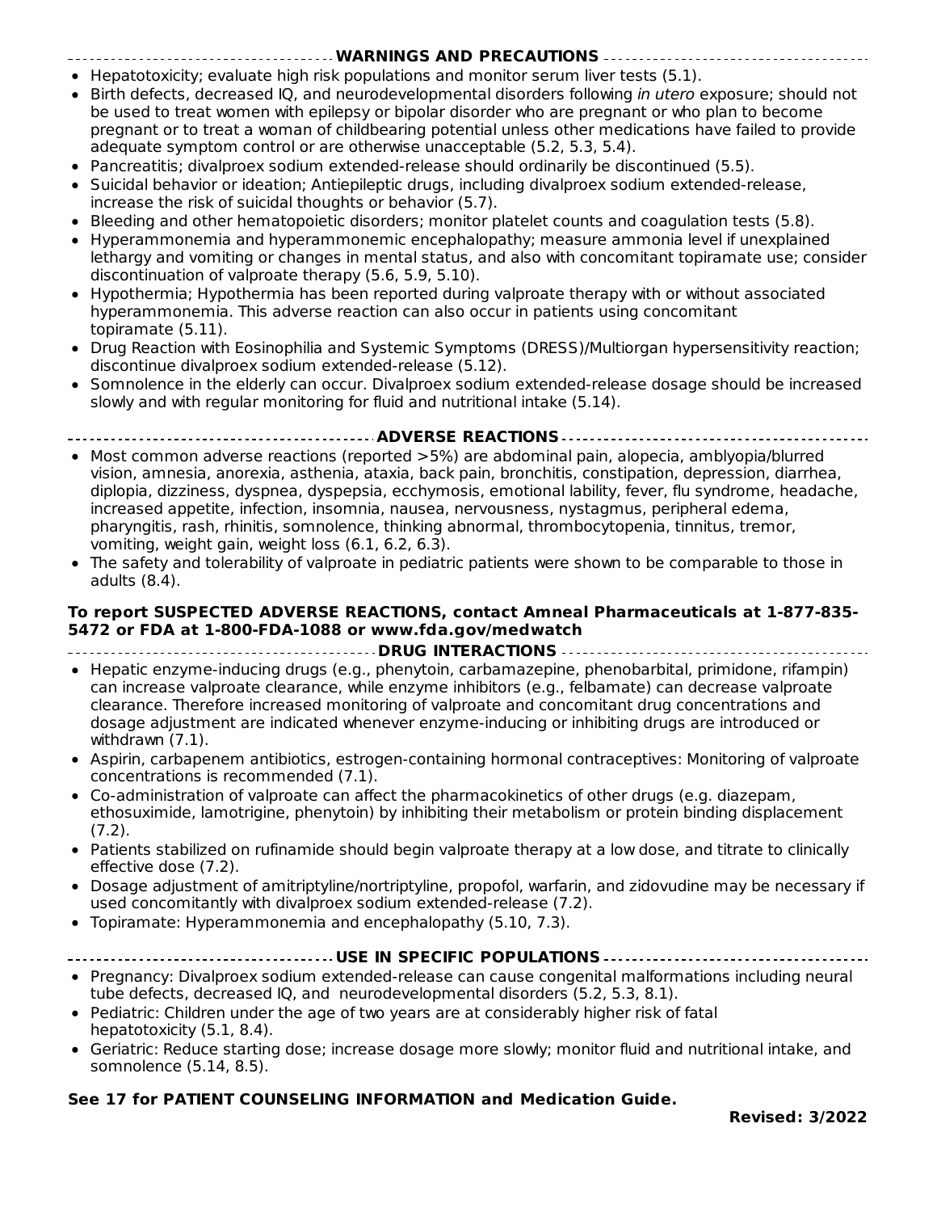## WARNINGS AND PRECAUTIONS

- Hepatotoxicity; evaluate high risk populations and monitor serum liver tests (5.1).
- Birth defects, decreased IQ, and neurodevelopmental disorders following *in utero* exposure; should not be used to treat women with epilepsy or bipolar disorder who are pregnant or who plan to become pregnant or to treat a woman of childbearing potential unless other medications have failed to provide adequate symptom control or are otherwise unacceptable (5.2, 5.3, 5.4).
- Pancreatitis; divalproex sodium extended-release should ordinarily be discontinued (5.5).
- Suicidal behavior or ideation; Antiepileptic drugs, including divalproex sodium extended-release, increase the risk of suicidal thoughts or behavior (5.7).
- Bleeding and other hematopoietic disorders; monitor platelet counts and coagulation tests (5.8).
- Hyperammonemia and hyperammonemic encephalopathy; measure ammonia level if unexplained lethargy and vomiting or changes in mental status, and also with concomitant topiramate use; consider discontinuation of valproate therapy (5.6, 5.9, 5.10).
- Hypothermia; Hypothermia has been reported during valproate therapy with or without associated hyperammonemia. This adverse reaction can also occur in patients using concomitant topiramate (5.11).
- Drug Reaction with Eosinophilia and Systemic Symptoms (DRESS)/Multiorgan hypersensitivity reaction; discontinue divalproex sodium extended-release (5.12).
- Somnolence in the elderly can occur. Divalproex sodium extended-release dosage should be increased slowly and with regular monitoring for fluid and nutritional intake (5.14).

## ADVERSE REACTIONS

- Most common adverse reactions (reported >5%) are abdominal pain, alopecia, amblyopia/blurred vision, amnesia, anorexia, asthenia, ataxia, back pain, bronchitis, constipation, depression, diarrhea, diplopia, dizziness, dyspnea, dyspepsia, ecchymosis, emotional lability, fever, flu syndrome, headache, increased appetite, infection, insomnia, nausea, nervousness, nystagmus, peripheral edema, pharyngitis, rash, rhinitis, somnolence, thinking abnormal, thrombocytopenia, tinnitus, tremor, vomiting, weight gain, weight loss (6.1, 6.2, 6.3).
- The safety and tolerability of valproate in pediatric patients were shown to be comparable to those in adults (8.4).

**To report SUSPECTED ADVERSE REACTIONS, contact Amneal Pharmaceuticals at 1-877-835-5472 or FDA at 1-800-FDA-1088 or www.fda.gov/medwatch**

## DRUG INTERACTIONS

- Hepatic enzyme-inducing drugs (e.g., phenytoin, carbamazepine, phenobarbital, primidone, rifampin) can increase valproate clearance, while enzyme inhibitors (e.g., felbamate) can decrease valproate clearance. Therefore increased monitoring of valproate and concomitant drug concentrations and dosage adjustment are indicated whenever enzyme-inducing or inhibiting drugs are introduced or withdrawn (7.1).
- Aspirin, carbapenem antibiotics, estrogen-containing hormonal contraceptives: Monitoring of valproate concentrations is recommended (7.1).
- Co-administration of valproate can affect the pharmacokinetics of other drugs (e.g. diazepam, ethosuximide, lamotrigine, phenytoin) by inhibiting their metabolism or protein binding displacement (7.2).
- Patients stabilized on rufinamide should begin valproate therapy at a low dose, and titrate to clinically effective dose (7.2).
- Dosage adjustment of amitriptyline/nortriptyline, propofol, warfarin, and zidovudine may be necessary if used concomitantly with divalproex sodium extended-release (7.2).
- Topiramate: Hyperammonemia and encephalopathy (5.10, 7.3).

## USE IN SPECIFIC POPULATIONS

- Pregnancy: Divalproex sodium extended-release can cause congenital malformations including neural tube defects, decreased IQ, and neurodevelopmental disorders (5.2, 5.3, 8.1).
- Pediatric: Children under the age of two years are at considerably higher risk of fatal hepatotoxicity (5.1, 8.4).
- Geriatric: Reduce starting dose; increase dosage more slowly; monitor fluid and nutritional intake, and somnolence (5.14, 8.5).

**See 17 for PATIENT COUNSELING INFORMATION and Medication Guide.**

**Revised: 3/2022**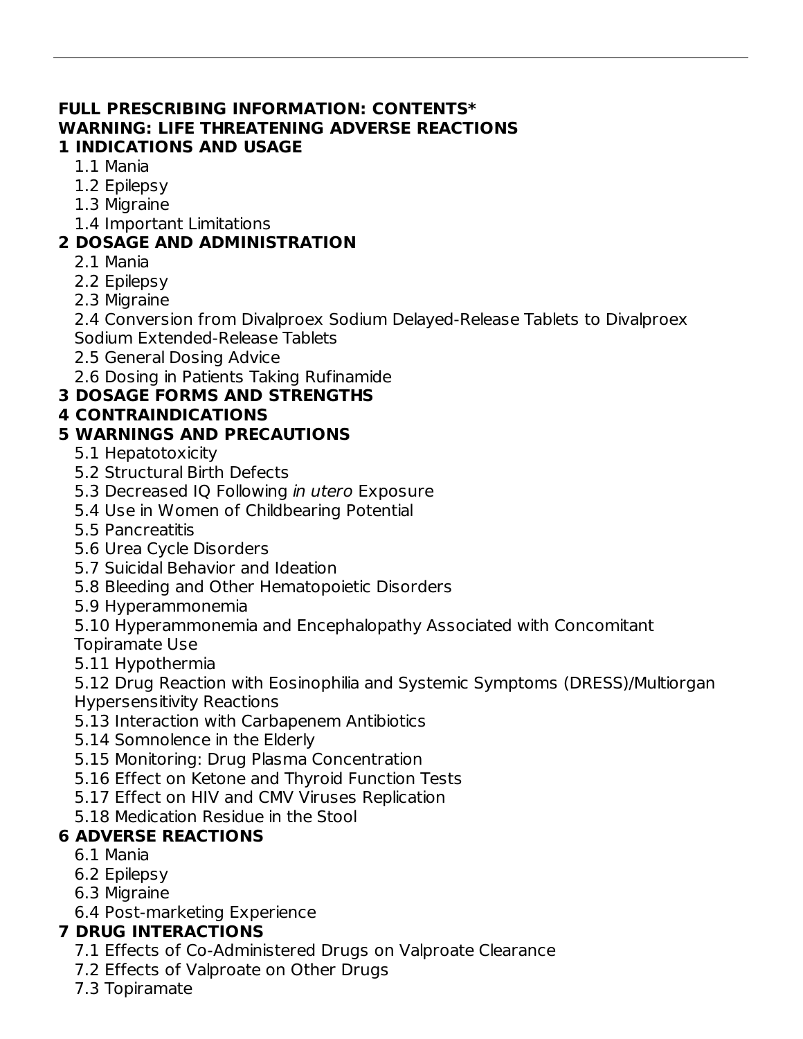**FULL PRESCRIBING INFORMATION: CONTENTS***

**WARNING: LIFE THREATENING ADVERSE REACTIONS**

**1 INDICATIONS AND USAGE**

- 1.1 Mania
- 1.2 Epilepsy
- 1.3 Migraine
- 1.4 Important Limitations

**2 DOSAGE AND ADMINISTRATION**

- 2.1 Mania
- 2.2 Epilepsy
- 2.3 Migraine
- 2.4 Conversion from Divalproex Sodium Delayed-Release Tablets to Divalproex Sodium Extended-Release Tablets
- 2.5 General Dosing Advice
- 2.6 Dosing in Patients Taking Rufinamide

**3 DOSAGE FORMS AND STRENGTHS**

**4 CONTRAINDICATIONS**

**5 WARNINGS AND PRECAUTIONS**

- 5.1 Hepatotoxicity
- 5.2 Structural Birth Defects
- 5.3 Decreased IQ Following *in utero* Exposure
- 5.4 Use in Women of Childbearing Potential
- 5.5 Pancreatitis
- 5.6 Urea Cycle Disorders
- 5.7 Suicidal Behavior and Ideation
- 5.8 Bleeding and Other Hematopoietic Disorders
- 5.9 Hyperammonemia
- 5.10 Hyperammonemia and Encephalopathy Associated with Concomitant Topiramate Use
- 5.11 Hypothermia
- 5.12 Drug Reaction with Eosinophilia and Systemic Symptoms (DRESS)/Multiorgan Hypersensitivity Reactions
- 5.13 Interaction with Carbapenem Antibiotics
- 5.14 Somnolence in the Elderly
- 5.15 Monitoring: Drug Plasma Concentration
- 5.16 Effect on Ketone and Thyroid Function Tests
- 5.17 Effect on HIV and CMV Viruses Replication
- 5.18 Medication Residue in the Stool

**6 ADVERSE REACTIONS**

- 6.1 Mania
- 6.2 Epilepsy
- 6.3 Migraine
- 6.4 Post-marketing Experience

**7 DRUG INTERACTIONS**

- 7.1 Effects of Co-Administered Drugs on Valproate Clearance
- 7.2 Effects of Valproate on Other Drugs
- 7.3 Topiramate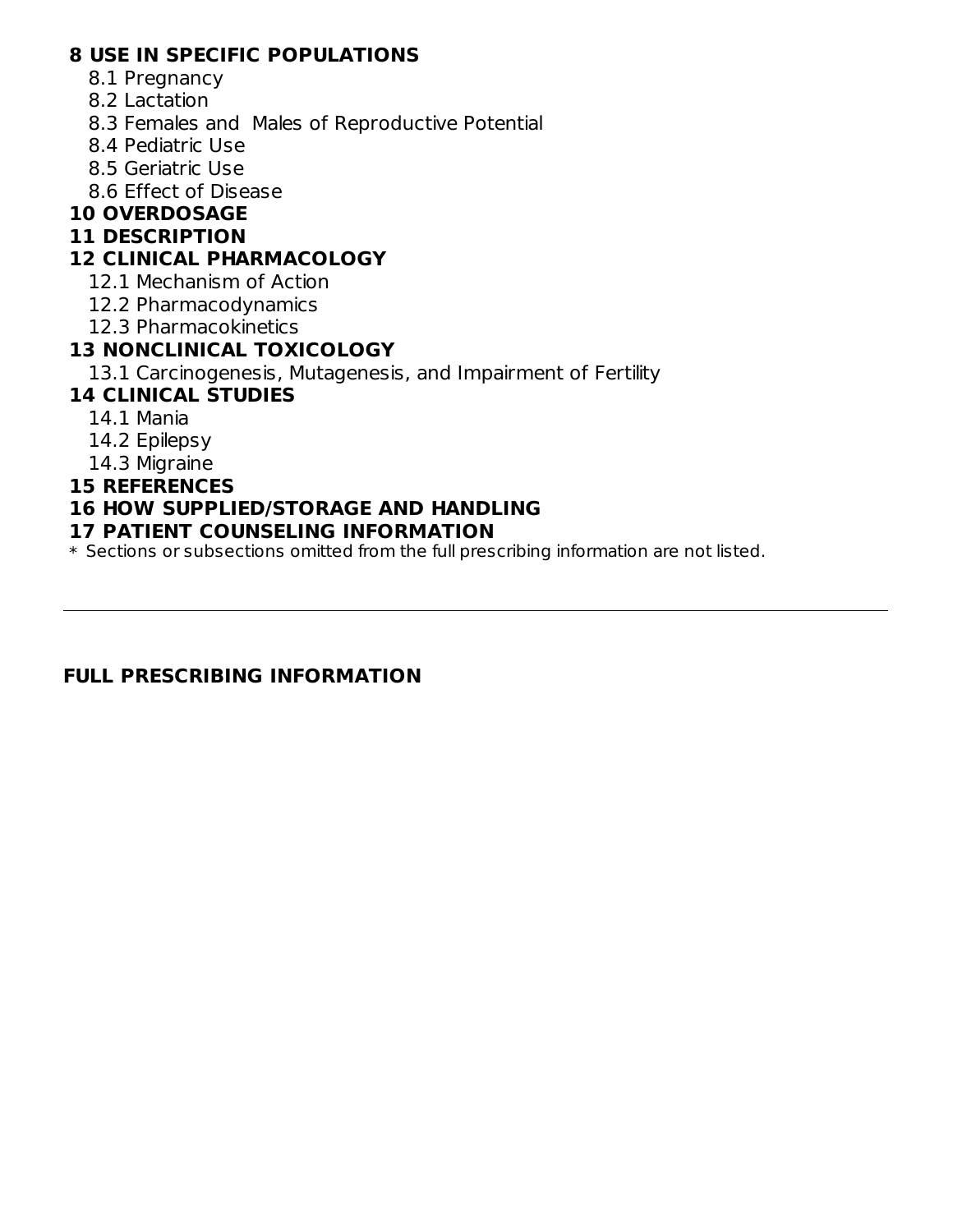**8 USE IN SPECIFIC POPULATIONS**

8.1 Pregnancy

8.2 Lactation

8.3 Females and Males of Reproductive Potential

8.4 Pediatric Use

8.5 Geriatric Use

8.6 Effect of Disease

**10 OVERDOSAGE**

**11 DESCRIPTION**

**12 CLINICAL PHARMACOLOGY**

12.1 Mechanism of Action

12.2 Pharmacodynamics

12.3 Pharmacokinetics

**13 NONCLINICAL TOXICOLOGY**

13.1 Carcinogenesis, Mutagenesis, and Impairment of Fertility

**14 CLINICAL STUDIES**

14.1 Mania

14.2 Epilepsy

14.3 Migraine

**15 REFERENCES**

**16 HOW SUPPLIED/STORAGE AND HANDLING**

**17 PATIENT COUNSELING INFORMATION**

* Sections or subsections omitted from the full prescribing information are not listed.

---

**FULL PRESCRIBING INFORMATION**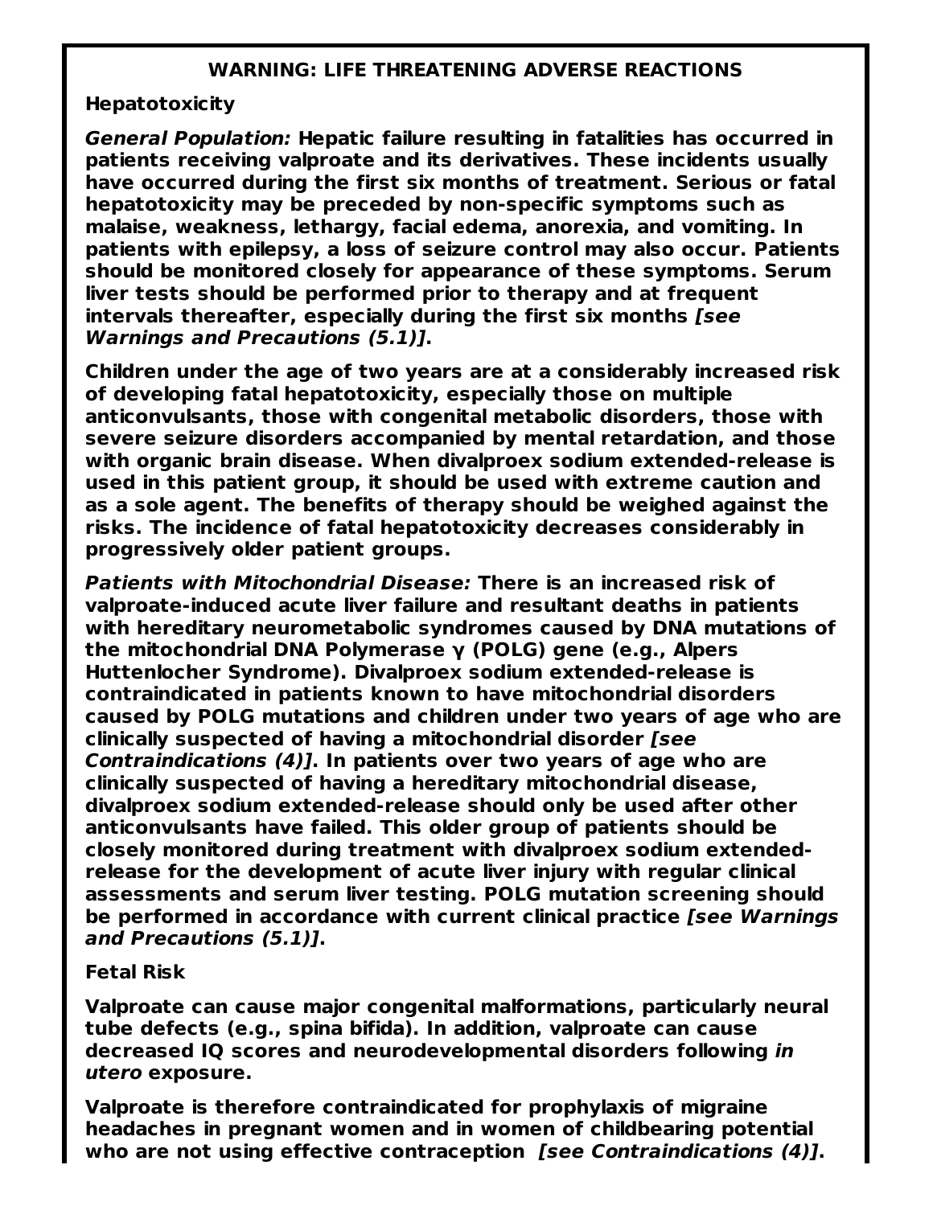**WARNING: LIFE THREATENING ADVERSE REACTIONS**

**Hepatotoxicity**

***General Population:*** **Hepatic failure resulting in fatalities has occurred in patients receiving valproate and its derivatives. These incidents usually have occurred during the first six months of treatment. Serious or fatal hepatotoxicity may be preceded by non-specific symptoms such as malaise, weakness, lethargy, facial edema, anorexia, and vomiting. In patients with epilepsy, a loss of seizure control may also occur. Patients should be monitored closely for appearance of these symptoms. Serum liver tests should be performed prior to therapy and at frequent intervals thereafter, especially during the first six months *[see Warnings and Precautions (5.1)]*.**

**Children under the age of two years are at a considerably increased risk of developing fatal hepatotoxicity, especially those on multiple anticonvulsants, those with congenital metabolic disorders, those with severe seizure disorders accompanied by mental retardation, and those with organic brain disease. When divalproex sodium extended-release is used in this patient group, it should be used with extreme caution and as a sole agent. The benefits of therapy should be weighed against the risks. The incidence of fatal hepatotoxicity decreases considerably in progressively older patient groups.**

***Patients with Mitochondrial Disease:*** **There is an increased risk of valproate-induced acute liver failure and resultant deaths in patients with hereditary neurometabolic syndromes caused by DNA mutations of the mitochondrial DNA Polymerase γ (POLG) gene (e.g., Alpers Huttenlocher Syndrome). Divalproex sodium extended-release is contraindicated in patients known to have mitochondrial disorders caused by POLG mutations and children under two years of age who are clinically suspected of having a mitochondrial disorder *[see Contraindications (4)]*. In patients over two years of age who are clinically suspected of having a hereditary mitochondrial disease, divalproex sodium extended-release should only be used after other anticonvulsants have failed. This older group of patients should be closely monitored during treatment with divalproex sodium extended-release for the development of acute liver injury with regular clinical assessments and serum liver testing. POLG mutation screening should be performed in accordance with current clinical practice *[see Warnings and Precautions (5.1)]*.**

**Fetal Risk**

**Valproate can cause major congenital malformations, particularly neural tube defects (e.g., spina bifida). In addition, valproate can cause decreased IQ scores and neurodevelopmental disorders following *in utero* exposure.**

**Valproate is therefore contraindicated for prophylaxis of migraine headaches in pregnant women and in women of childbearing potential who are not using effective contraception *[see Contraindications (4)]*.**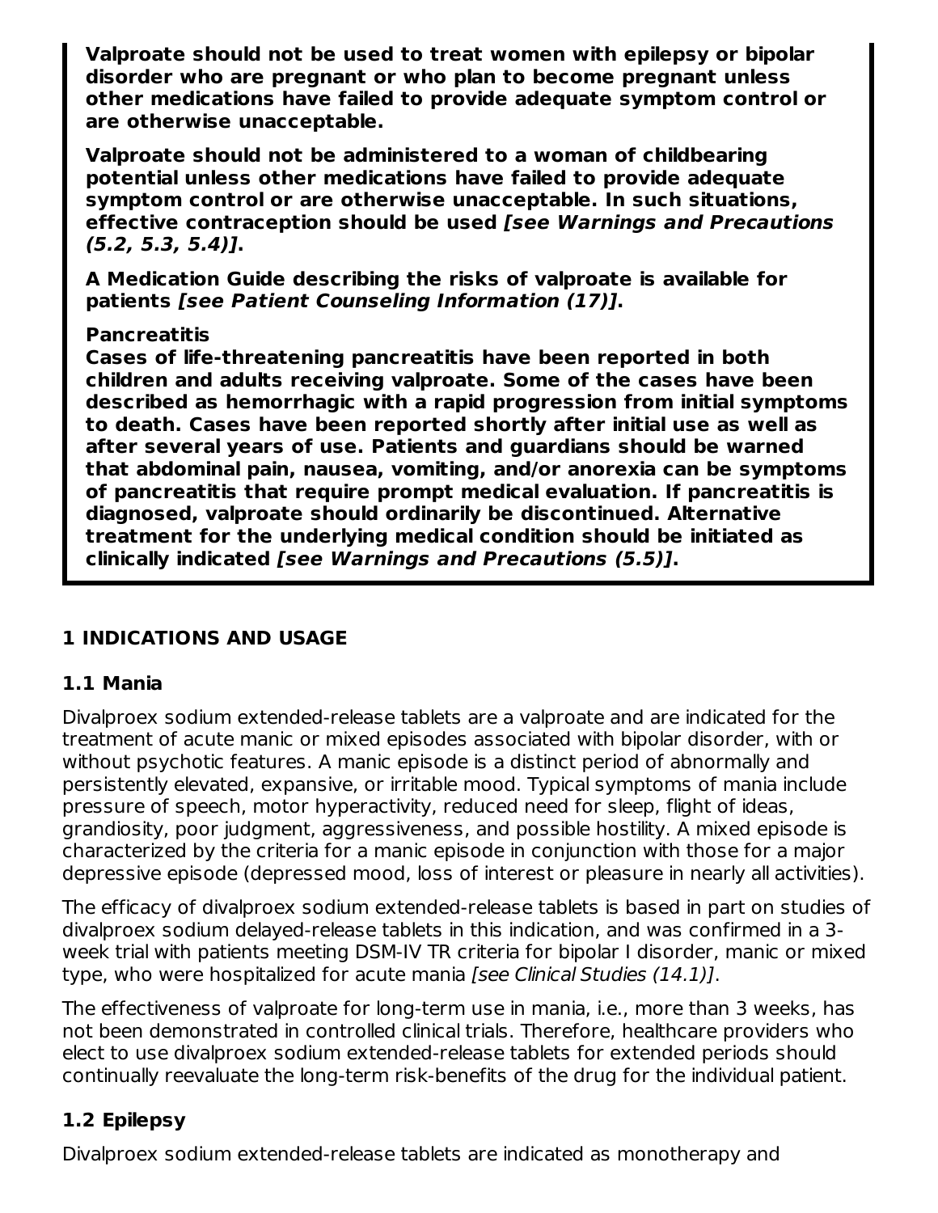**Valproate should not be used to treat women with epilepsy or bipolar disorder who are pregnant or who plan to become pregnant unless other medications have failed to provide adequate symptom control or are otherwise unacceptable.**

**Valproate should not be administered to a woman of childbearing potential unless other medications have failed to provide adequate symptom control or are otherwise unacceptable. In such situations, effective contraception should be used *[see Warnings and Precautions (5.2, 5.3, 5.4)]*.**

**A Medication Guide describing the risks of valproate is available for patients *[see Patient Counseling Information (17)]*.**

**Pancreatitis**
**Cases of life-threatening pancreatitis have been reported in both children and adults receiving valproate. Some of the cases have been described as hemorrhagic with a rapid progression from initial symptoms to death. Cases have been reported shortly after initial use as well as after several years of use. Patients and guardians should be warned that abdominal pain, nausea, vomiting, and/or anorexia can be symptoms of pancreatitis that require prompt medical evaluation. If pancreatitis is diagnosed, valproate should ordinarily be discontinued. Alternative treatment for the underlying medical condition should be initiated as clinically indicated *[see Warnings and Precautions (5.5)]*.**

## 1 INDICATIONS AND USAGE

### 1.1 Mania

Divalproex sodium extended-release tablets are a valproate and are indicated for the treatment of acute manic or mixed episodes associated with bipolar disorder, with or without psychotic features. A manic episode is a distinct period of abnormally and persistently elevated, expansive, or irritable mood. Typical symptoms of mania include pressure of speech, motor hyperactivity, reduced need for sleep, flight of ideas, grandiosity, poor judgment, aggressiveness, and possible hostility. A mixed episode is characterized by the criteria for a manic episode in conjunction with those for a major depressive episode (depressed mood, loss of interest or pleasure in nearly all activities).

The efficacy of divalproex sodium extended-release tablets is based in part on studies of divalproex sodium delayed-release tablets in this indication, and was confirmed in a 3-week trial with patients meeting DSM-IV TR criteria for bipolar I disorder, manic or mixed type, who were hospitalized for acute mania *[see Clinical Studies (14.1)]*.

The effectiveness of valproate for long-term use in mania, i.e., more than 3 weeks, has not been demonstrated in controlled clinical trials. Therefore, healthcare providers who elect to use divalproex sodium extended-release tablets for extended periods should continually reevaluate the long-term risk-benefits of the drug for the individual patient.

### 1.2 Epilepsy

Divalproex sodium extended-release tablets are indicated as monotherapy and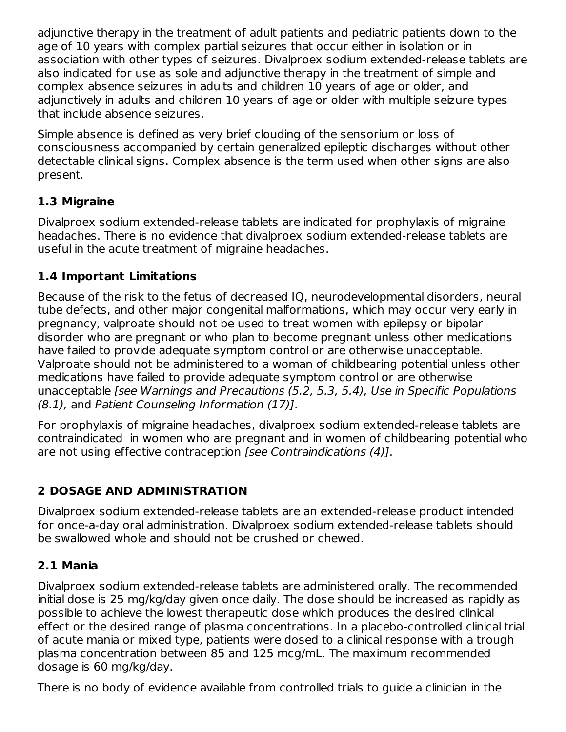adjunctive therapy in the treatment of adult patients and pediatric patients down to the age of 10 years with complex partial seizures that occur either in isolation or in association with other types of seizures. Divalproex sodium extended-release tablets are also indicated for use as sole and adjunctive therapy in the treatment of simple and complex absence seizures in adults and children 10 years of age or older, and adjunctively in adults and children 10 years of age or older with multiple seizure types that include absence seizures.

Simple absence is defined as very brief clouding of the sensorium or loss of consciousness accompanied by certain generalized epileptic discharges without other detectable clinical signs. Complex absence is the term used when other signs are also present.

### 1.3 Migraine

Divalproex sodium extended-release tablets are indicated for prophylaxis of migraine headaches. There is no evidence that divalproex sodium extended-release tablets are useful in the acute treatment of migraine headaches.

### 1.4 Important Limitations

Because of the risk to the fetus of decreased IQ, neurodevelopmental disorders, neural tube defects, and other major congenital malformations, which may occur very early in pregnancy, valproate should not be used to treat women with epilepsy or bipolar disorder who are pregnant or who plan to become pregnant unless other medications have failed to provide adequate symptom control or are otherwise unacceptable. Valproate should not be administered to a woman of childbearing potential unless other medications have failed to provide adequate symptom control or are otherwise unacceptable *[see Warnings and Precautions (5.2, 5.3, 5.4), Use in Specific Populations (8.1),* and *Patient Counseling Information (17)]*.

For prophylaxis of migraine headaches, divalproex sodium extended-release tablets are contraindicated in women who are pregnant and in women of childbearing potential who are not using effective contraception *[see Contraindications (4)]*.

## 2 DOSAGE AND ADMINISTRATION

Divalproex sodium extended-release tablets are an extended-release product intended for once-a-day oral administration. Divalproex sodium extended-release tablets should be swallowed whole and should not be crushed or chewed.

### 2.1 Mania

Divalproex sodium extended-release tablets are administered orally. The recommended initial dose is 25 mg/kg/day given once daily. The dose should be increased as rapidly as possible to achieve the lowest therapeutic dose which produces the desired clinical effect or the desired range of plasma concentrations. In a placebo-controlled clinical trial of acute mania or mixed type, patients were dosed to a clinical response with a trough plasma concentration between 85 and 125 mcg/mL. The maximum recommended dosage is 60 mg/kg/day.

There is no body of evidence available from controlled trials to guide a clinician in the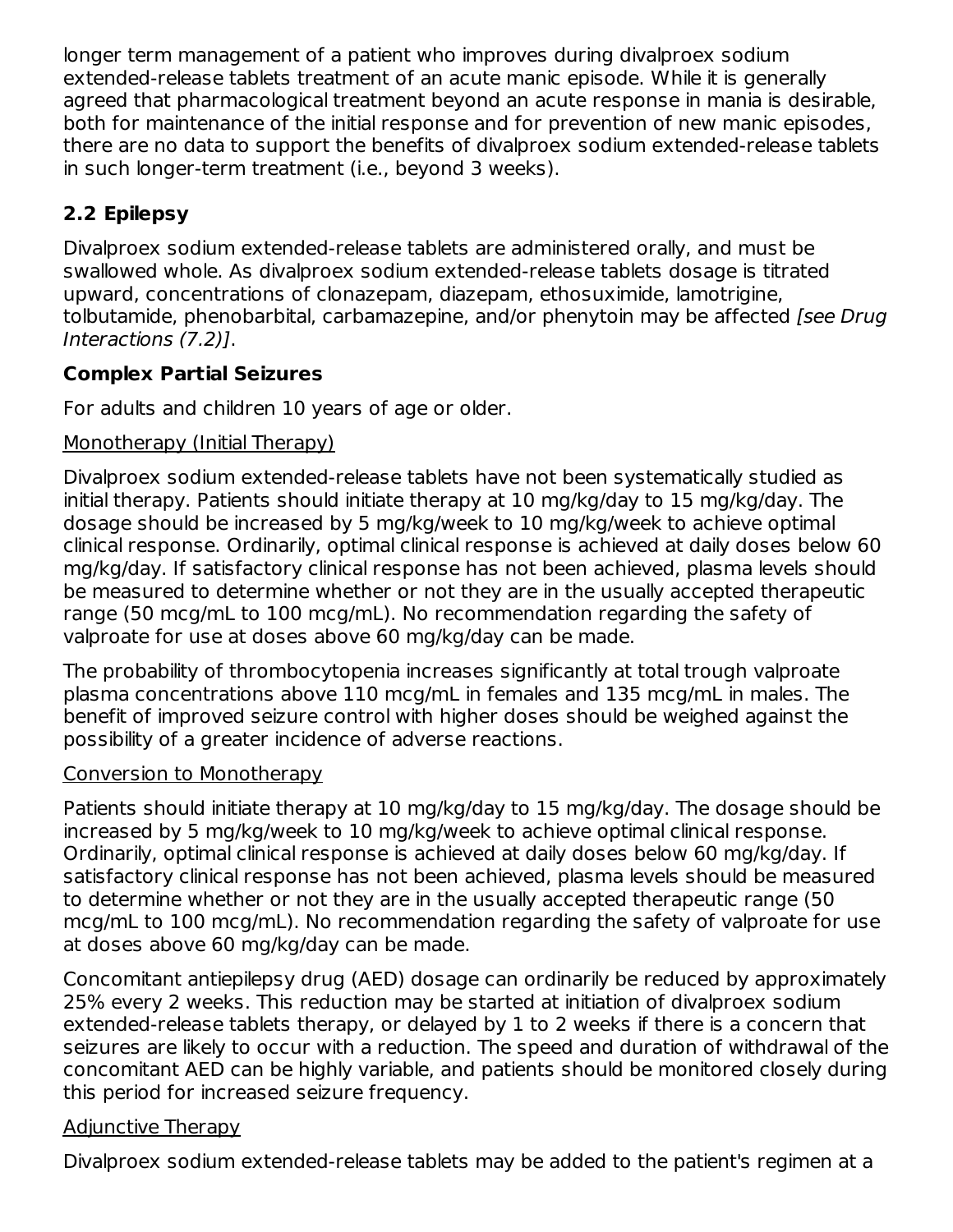longer term management of a patient who improves during divalproex sodium extended-release tablets treatment of an acute manic episode. While it is generally agreed that pharmacological treatment beyond an acute response in mania is desirable, both for maintenance of the initial response and for prevention of new manic episodes, there are no data to support the benefits of divalproex sodium extended-release tablets in such longer-term treatment (i.e., beyond 3 weeks).

## 2.2 Epilepsy

Divalproex sodium extended-release tablets are administered orally, and must be swallowed whole. As divalproex sodium extended-release tablets dosage is titrated upward, concentrations of clonazepam, diazepam, ethosuximide, lamotrigine, tolbutamide, phenobarbital, carbamazepine, and/or phenytoin may be affected *[see Drug Interactions (7.2)]*.

### Complex Partial Seizures

For adults and children 10 years of age or older.

Monotherapy (Initial Therapy)

Divalproex sodium extended-release tablets have not been systematically studied as initial therapy. Patients should initiate therapy at 10 mg/kg/day to 15 mg/kg/day. The dosage should be increased by 5 mg/kg/week to 10 mg/kg/week to achieve optimal clinical response. Ordinarily, optimal clinical response is achieved at daily doses below 60 mg/kg/day. If satisfactory clinical response has not been achieved, plasma levels should be measured to determine whether or not they are in the usually accepted therapeutic range (50 mcg/mL to 100 mcg/mL). No recommendation regarding the safety of valproate for use at doses above 60 mg/kg/day can be made.

The probability of thrombocytopenia increases significantly at total trough valproate plasma concentrations above 110 mcg/mL in females and 135 mcg/mL in males. The benefit of improved seizure control with higher doses should be weighed against the possibility of a greater incidence of adverse reactions.

Conversion to Monotherapy

Patients should initiate therapy at 10 mg/kg/day to 15 mg/kg/day. The dosage should be increased by 5 mg/kg/week to 10 mg/kg/week to achieve optimal clinical response. Ordinarily, optimal clinical response is achieved at daily doses below 60 mg/kg/day. If satisfactory clinical response has not been achieved, plasma levels should be measured to determine whether or not they are in the usually accepted therapeutic range (50 mcg/mL to 100 mcg/mL). No recommendation regarding the safety of valproate for use at doses above 60 mg/kg/day can be made.

Concomitant antiepilepsy drug (AED) dosage can ordinarily be reduced by approximately 25% every 2 weeks. This reduction may be started at initiation of divalproex sodium extended-release tablets therapy, or delayed by 1 to 2 weeks if there is a concern that seizures are likely to occur with a reduction. The speed and duration of withdrawal of the concomitant AED can be highly variable, and patients should be monitored closely during this period for increased seizure frequency.

Adjunctive Therapy

Divalproex sodium extended-release tablets may be added to the patient's regimen at a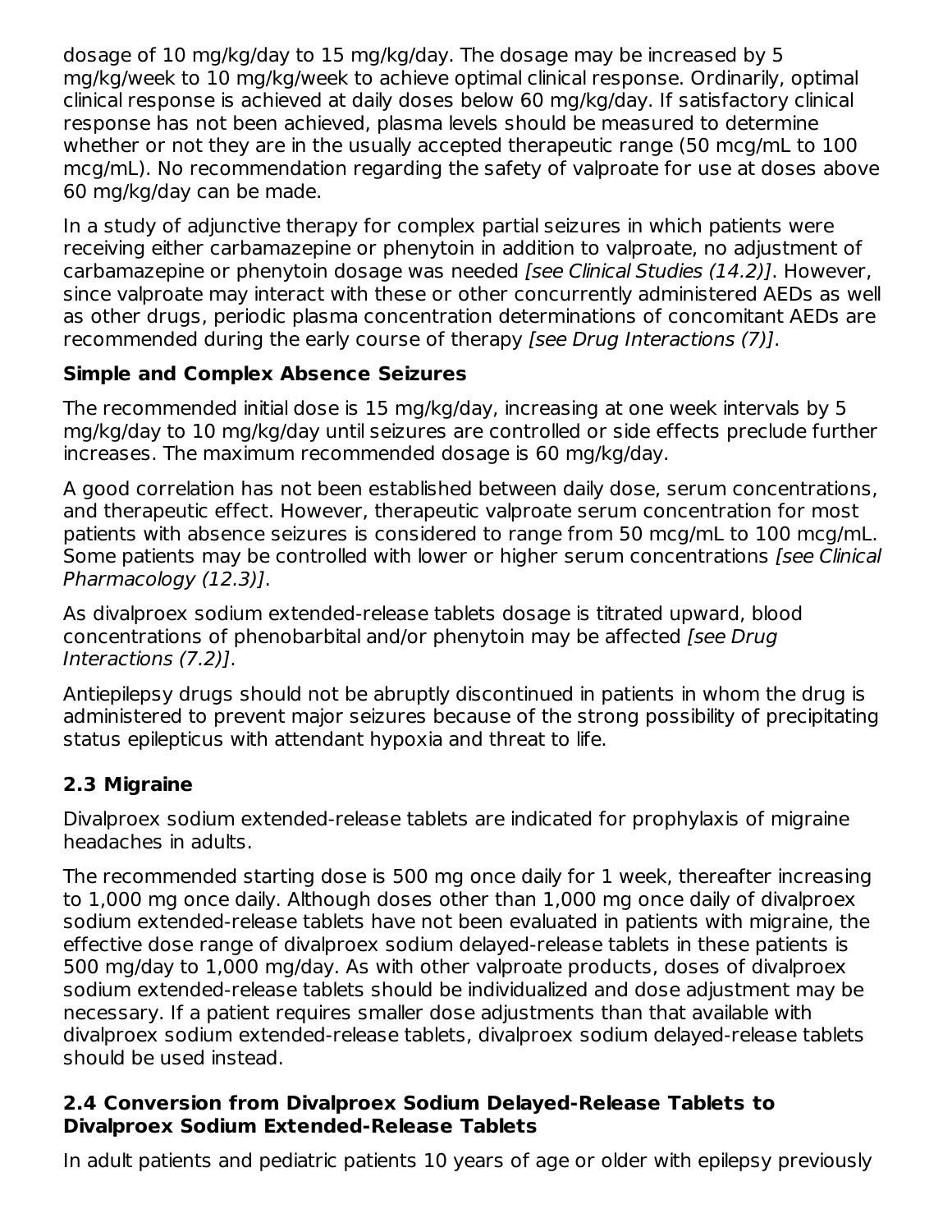dosage of 10 mg/kg/day to 15 mg/kg/day. The dosage may be increased by 5 mg/kg/week to 10 mg/kg/week to achieve optimal clinical response. Ordinarily, optimal clinical response is achieved at daily doses below 60 mg/kg/day. If satisfactory clinical response has not been achieved, plasma levels should be measured to determine whether or not they are in the usually accepted therapeutic range (50 mcg/mL to 100 mcg/mL). No recommendation regarding the safety of valproate for use at doses above 60 mg/kg/day can be made.

In a study of adjunctive therapy for complex partial seizures in which patients were receiving either carbamazepine or phenytoin in addition to valproate, no adjustment of carbamazepine or phenytoin dosage was needed *[see Clinical Studies (14.2)]*. However, since valproate may interact with these or other concurrently administered AEDs as well as other drugs, periodic plasma concentration determinations of concomitant AEDs are recommended during the early course of therapy *[see Drug Interactions (7)]*.

**Simple and Complex Absence Seizures**

The recommended initial dose is 15 mg/kg/day, increasing at one week intervals by 5 mg/kg/day to 10 mg/kg/day until seizures are controlled or side effects preclude further increases. The maximum recommended dosage is 60 mg/kg/day.

A good correlation has not been established between daily dose, serum concentrations, and therapeutic effect. However, therapeutic valproate serum concentration for most patients with absence seizures is considered to range from 50 mcg/mL to 100 mcg/mL. Some patients may be controlled with lower or higher serum concentrations *[see Clinical Pharmacology (12.3)]*.

As divalproex sodium extended-release tablets dosage is titrated upward, blood concentrations of phenobarbital and/or phenytoin may be affected *[see Drug Interactions (7.2)]*.

Antiepilepsy drugs should not be abruptly discontinued in patients in whom the drug is administered to prevent major seizures because of the strong possibility of precipitating status epilepticus with attendant hypoxia and threat to life.

## 2.3 Migraine

Divalproex sodium extended-release tablets are indicated for prophylaxis of migraine headaches in adults.

The recommended starting dose is 500 mg once daily for 1 week, thereafter increasing to 1,000 mg once daily. Although doses other than 1,000 mg once daily of divalproex sodium extended-release tablets have not been evaluated in patients with migraine, the effective dose range of divalproex sodium delayed-release tablets in these patients is 500 mg/day to 1,000 mg/day. As with other valproate products, doses of divalproex sodium extended-release tablets should be individualized and dose adjustment may be necessary. If a patient requires smaller dose adjustments than that available with divalproex sodium extended-release tablets, divalproex sodium delayed-release tablets should be used instead.

## 2.4 Conversion from Divalproex Sodium Delayed-Release Tablets to Divalproex Sodium Extended-Release Tablets

In adult patients and pediatric patients 10 years of age or older with epilepsy previously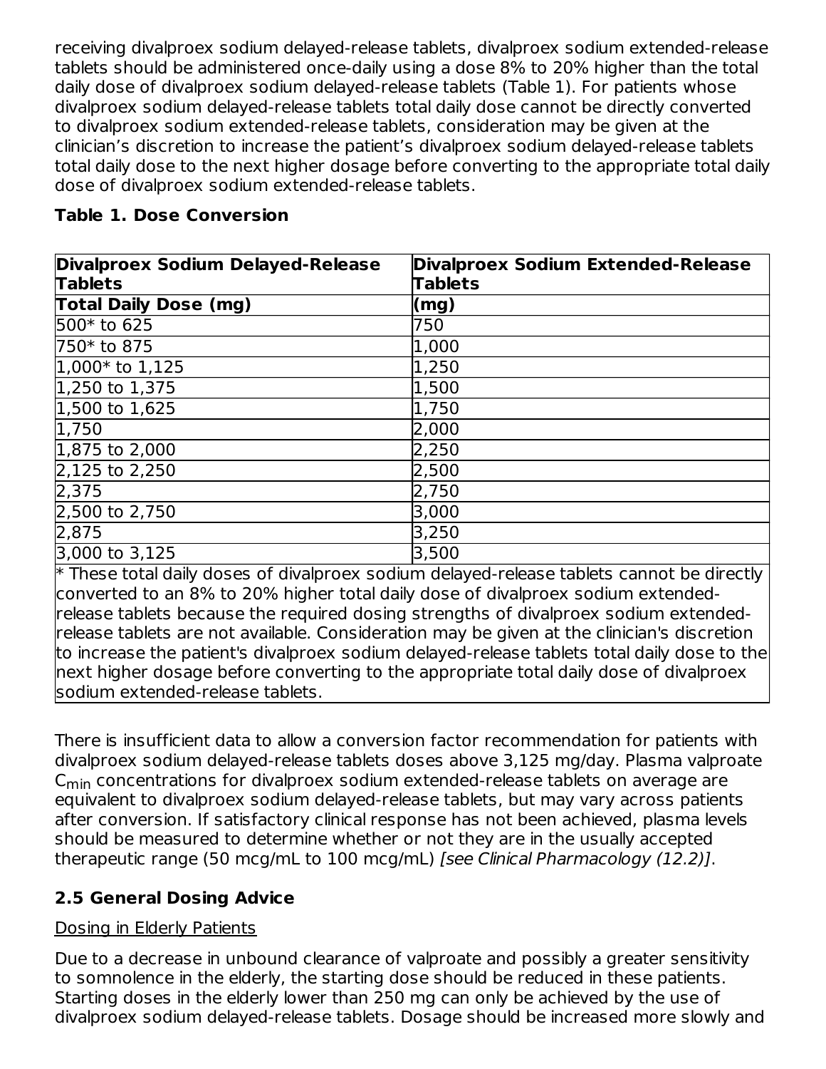receiving divalproex sodium delayed-release tablets, divalproex sodium extended-release tablets should be administered once-daily using a dose 8% to 20% higher than the total daily dose of divalproex sodium delayed-release tablets (Table 1). For patients whose divalproex sodium delayed-release tablets total daily dose cannot be directly converted to divalproex sodium extended-release tablets, consideration may be given at the clinician's discretion to increase the patient's divalproex sodium delayed-release tablets total daily dose to the next higher dosage before converting to the appropriate total daily dose of divalproex sodium extended-release tablets.

**Table 1. Dose Conversion**

| Divalproex Sodium Delayed-Release Tablets Total Daily Dose (mg) | Divalproex Sodium Extended-Release Tablets (mg) |
|---|---|
| 500* to 625 | 750 |
| 750* to 875 | 1,000 |
| 1,000* to 1,125 | 1,250 |
| 1,250 to 1,375 | 1,500 |
| 1,500 to 1,625 | 1,750 |
| 1,750 | 2,000 |
| 1,875 to 2,000 | 2,250 |
| 2,125 to 2,250 | 2,500 |
| 2,375 | 2,750 |
| 2,500 to 2,750 | 3,000 |
| 2,875 | 3,250 |
| 3,000 to 3,125 | 3,500 |

* These total daily doses of divalproex sodium delayed-release tablets cannot be directly converted to an 8% to 20% higher total daily dose of divalproex sodium extended-release tablets because the required dosing strengths of divalproex sodium extended-release tablets are not available. Consideration may be given at the clinician's discretion to increase the patient's divalproex sodium delayed-release tablets total daily dose to the next higher dosage before converting to the appropriate total daily dose of divalproex sodium extended-release tablets.

There is insufficient data to allow a conversion factor recommendation for patients with divalproex sodium delayed-release tablets doses above 3,125 mg/day. Plasma valproate $C_{min}$ concentrations for divalproex sodium extended-release tablets on average are equivalent to divalproex sodium delayed-release tablets, but may vary across patients after conversion. If satisfactory clinical response has not been achieved, plasma levels should be measured to determine whether or not they are in the usually accepted therapeutic range (50 mcg/mL to 100 mcg/mL) *[see Clinical Pharmacology (12.2)]*.

## 2.5 General Dosing Advice

Dosing in Elderly Patients

Due to a decrease in unbound clearance of valproate and possibly a greater sensitivity to somnolence in the elderly, the starting dose should be reduced in these patients. Starting doses in the elderly lower than 250 mg can only be achieved by the use of divalproex sodium delayed-release tablets. Dosage should be increased more slowly and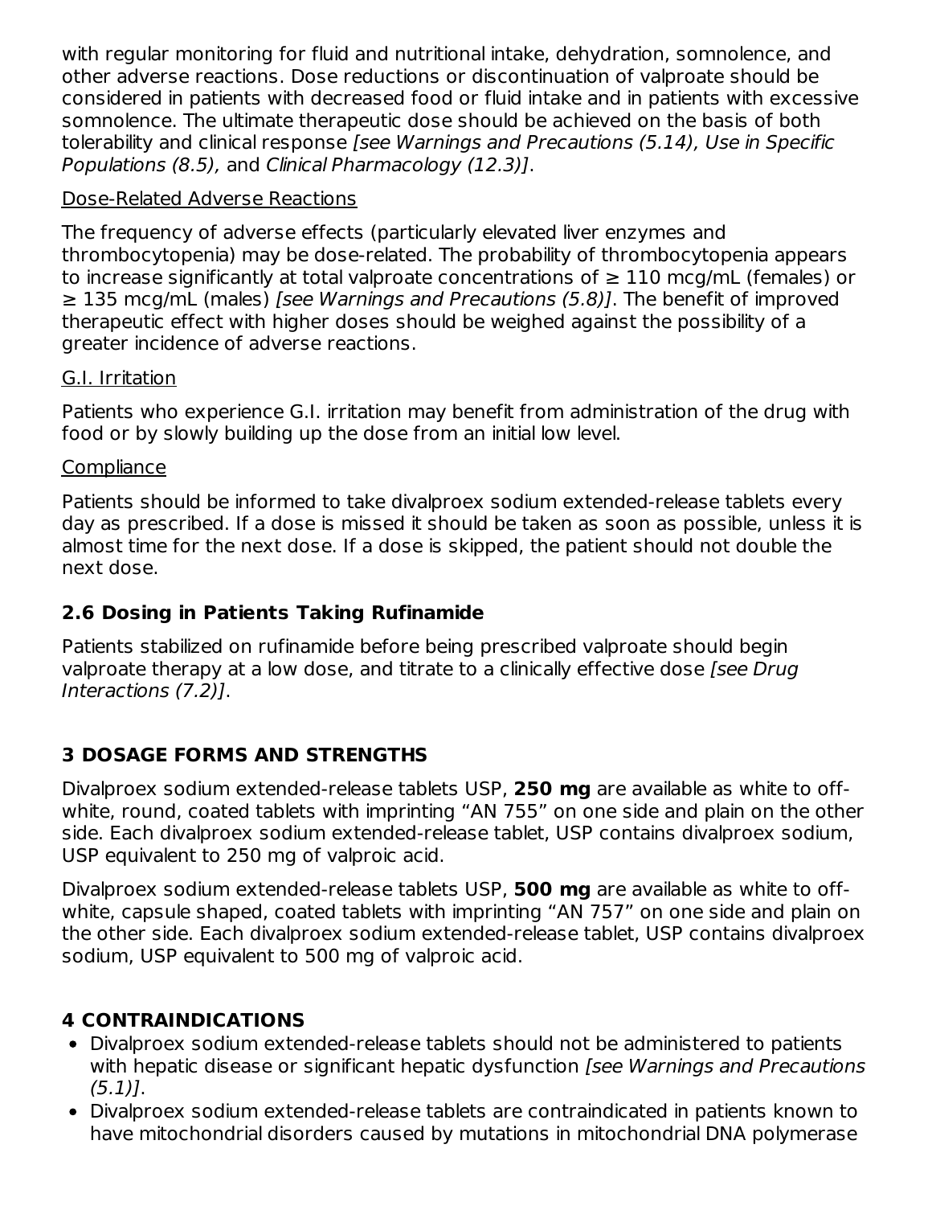with regular monitoring for fluid and nutritional intake, dehydration, somnolence, and other adverse reactions. Dose reductions or discontinuation of valproate should be considered in patients with decreased food or fluid intake and in patients with excessive somnolence. The ultimate therapeutic dose should be achieved on the basis of both tolerability and clinical response *[see Warnings and Precautions (5.14), Use in Specific Populations (8.5),* and *Clinical Pharmacology (12.3)]*.

Dose-Related Adverse Reactions

The frequency of adverse effects (particularly elevated liver enzymes and thrombocytopenia) may be dose-related. The probability of thrombocytopenia appears to increase significantly at total valproate concentrations of ≥ 110 mcg/mL (females) or ≥ 135 mcg/mL (males) *[see Warnings and Precautions (5.8)]*. The benefit of improved therapeutic effect with higher doses should be weighed against the possibility of a greater incidence of adverse reactions.

G.I. Irritation

Patients who experience G.I. irritation may benefit from administration of the drug with food or by slowly building up the dose from an initial low level.

Compliance

Patients should be informed to take divalproex sodium extended-release tablets every day as prescribed. If a dose is missed it should be taken as soon as possible, unless it is almost time for the next dose. If a dose is skipped, the patient should not double the next dose.

### 2.6 Dosing in Patients Taking Rufinamide

Patients stabilized on rufinamide before being prescribed valproate should begin valproate therapy at a low dose, and titrate to a clinically effective dose *[see Drug Interactions (7.2)]*.

## 3 DOSAGE FORMS AND STRENGTHS

Divalproex sodium extended-release tablets USP, **250 mg** are available as white to off-white, round, coated tablets with imprinting "AN 755" on one side and plain on the other side. Each divalproex sodium extended-release tablet, USP contains divalproex sodium, USP equivalent to 250 mg of valproic acid.

Divalproex sodium extended-release tablets USP, **500 mg** are available as white to off-white, capsule shaped, coated tablets with imprinting "AN 757" on one side and plain on the other side. Each divalproex sodium extended-release tablet, USP contains divalproex sodium, USP equivalent to 500 mg of valproic acid.

## 4 CONTRAINDICATIONS

- Divalproex sodium extended-release tablets should not be administered to patients with hepatic disease or significant hepatic dysfunction *[see Warnings and Precautions (5.1)]*.
- Divalproex sodium extended-release tablets are contraindicated in patients known to have mitochondrial disorders caused by mutations in mitochondrial DNA polymerase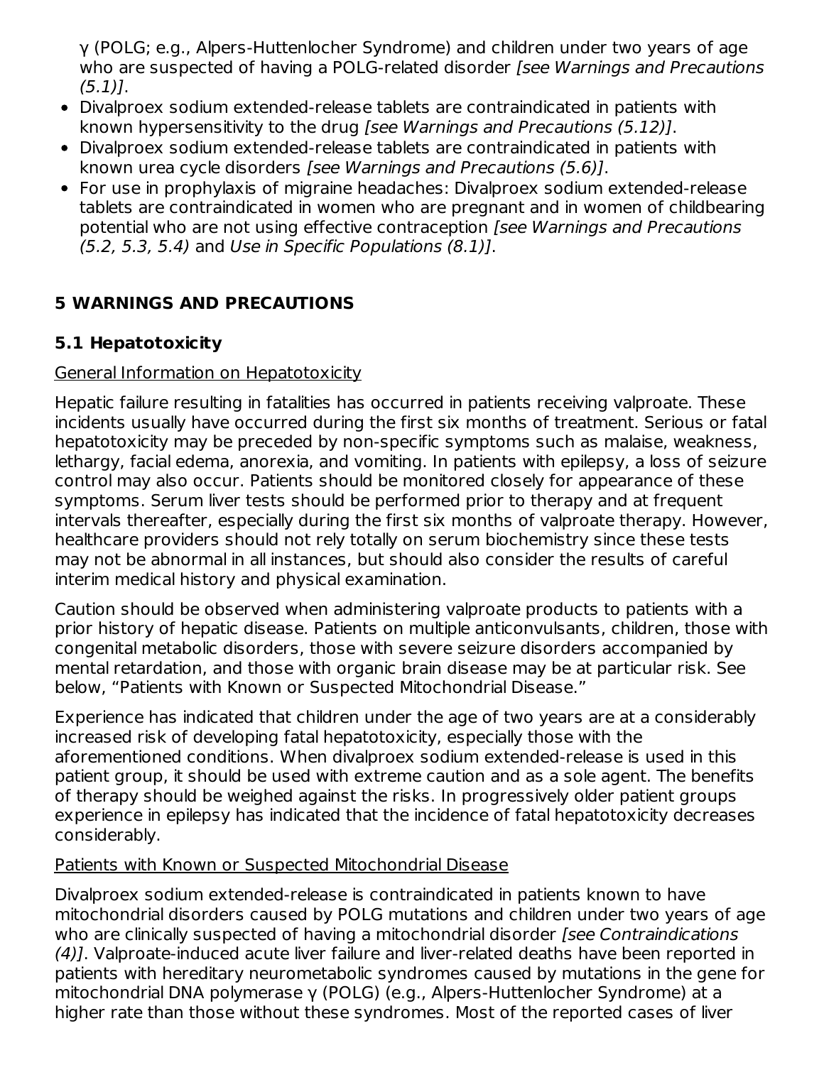γ (POLG; e.g., Alpers-Huttenlocher Syndrome) and children under two years of age who are suspected of having a POLG-related disorder *[see Warnings and Precautions (5.1)]*.

- Divalproex sodium extended-release tablets are contraindicated in patients with known hypersensitivity to the drug *[see Warnings and Precautions (5.12)]*.
- Divalproex sodium extended-release tablets are contraindicated in patients with known urea cycle disorders *[see Warnings and Precautions (5.6)]*.
- For use in prophylaxis of migraine headaches: Divalproex sodium extended-release tablets are contraindicated in women who are pregnant and in women of childbearing potential who are not using effective contraception *[see Warnings and Precautions (5.2, 5.3, 5.4)* and *Use in Specific Populations (8.1)]*.

## 5 WARNINGS AND PRECAUTIONS

### 5.1 Hepatotoxicity

General Information on Hepatotoxicity

Hepatic failure resulting in fatalities has occurred in patients receiving valproate. These incidents usually have occurred during the first six months of treatment. Serious or fatal hepatotoxicity may be preceded by non-specific symptoms such as malaise, weakness, lethargy, facial edema, anorexia, and vomiting. In patients with epilepsy, a loss of seizure control may also occur. Patients should be monitored closely for appearance of these symptoms. Serum liver tests should be performed prior to therapy and at frequent intervals thereafter, especially during the first six months of valproate therapy. However, healthcare providers should not rely totally on serum biochemistry since these tests may not be abnormal in all instances, but should also consider the results of careful interim medical history and physical examination.

Caution should be observed when administering valproate products to patients with a prior history of hepatic disease. Patients on multiple anticonvulsants, children, those with congenital metabolic disorders, those with severe seizure disorders accompanied by mental retardation, and those with organic brain disease may be at particular risk. See below, "Patients with Known or Suspected Mitochondrial Disease."

Experience has indicated that children under the age of two years are at a considerably increased risk of developing fatal hepatotoxicity, especially those with the aforementioned conditions. When divalproex sodium extended-release is used in this patient group, it should be used with extreme caution and as a sole agent. The benefits of therapy should be weighed against the risks. In progressively older patient groups experience in epilepsy has indicated that the incidence of fatal hepatotoxicity decreases considerably.

Patients with Known or Suspected Mitochondrial Disease

Divalproex sodium extended-release is contraindicated in patients known to have mitochondrial disorders caused by POLG mutations and children under two years of age who are clinically suspected of having a mitochondrial disorder *[see Contraindications (4)]*. Valproate-induced acute liver failure and liver-related deaths have been reported in patients with hereditary neurometabolic syndromes caused by mutations in the gene for mitochondrial DNA polymerase γ (POLG) (e.g., Alpers-Huttenlocher Syndrome) at a higher rate than those without these syndromes. Most of the reported cases of liver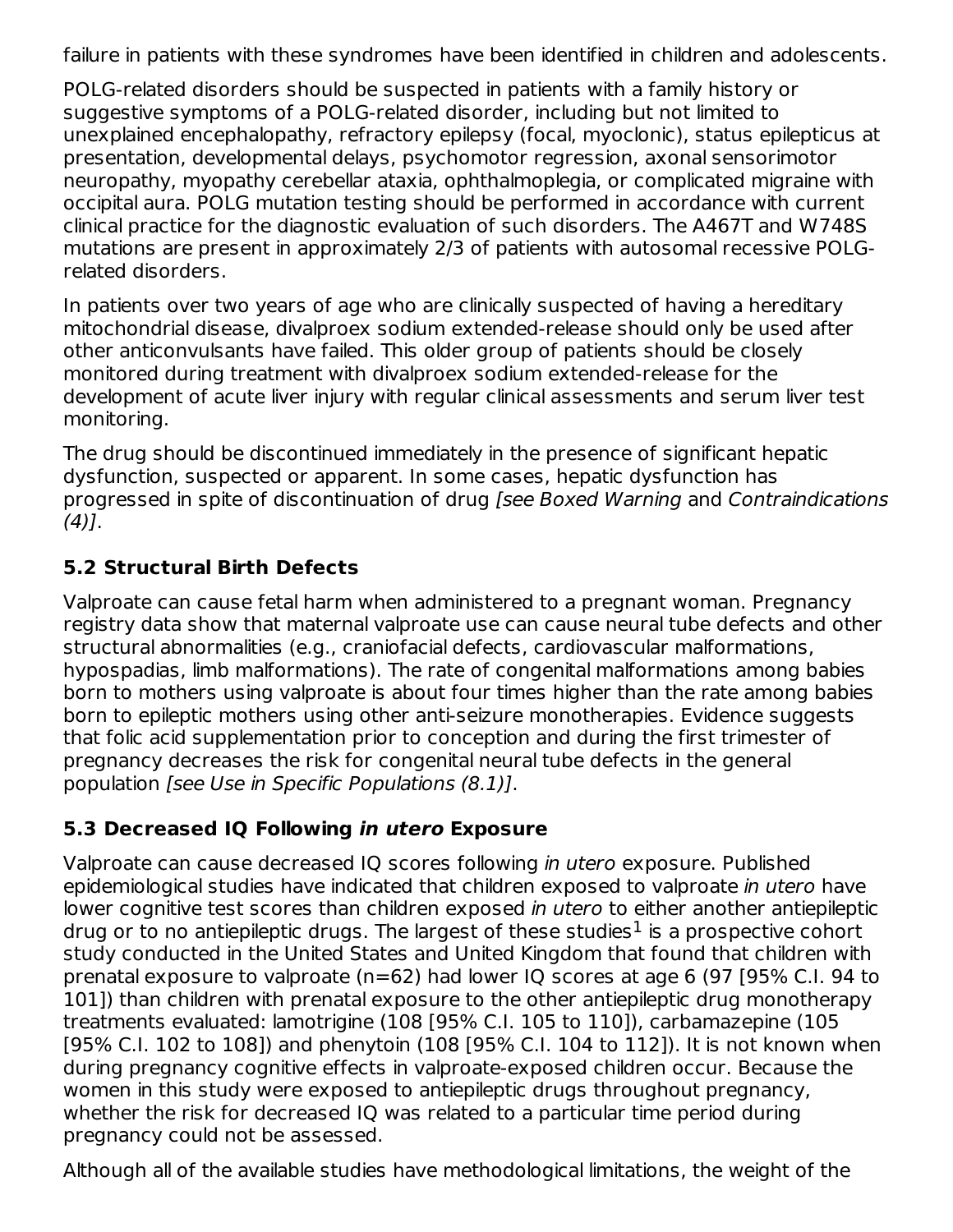failure in patients with these syndromes have been identified in children and adolescents.

POLG-related disorders should be suspected in patients with a family history or suggestive symptoms of a POLG-related disorder, including but not limited to unexplained encephalopathy, refractory epilepsy (focal, myoclonic), status epilepticus at presentation, developmental delays, psychomotor regression, axonal sensorimotor neuropathy, myopathy cerebellar ataxia, ophthalmoplegia, or complicated migraine with occipital aura. POLG mutation testing should be performed in accordance with current clinical practice for the diagnostic evaluation of such disorders. The A467T and W748S mutations are present in approximately 2/3 of patients with autosomal recessive POLG-related disorders.

In patients over two years of age who are clinically suspected of having a hereditary mitochondrial disease, divalproex sodium extended-release should only be used after other anticonvulsants have failed. This older group of patients should be closely monitored during treatment with divalproex sodium extended-release for the development of acute liver injury with regular clinical assessments and serum liver test monitoring.

The drug should be discontinued immediately in the presence of significant hepatic dysfunction, suspected or apparent. In some cases, hepatic dysfunction has progressed in spite of discontinuation of drug *[see Boxed Warning* and *Contraindications (4)]*.

## 5.2 Structural Birth Defects

Valproate can cause fetal harm when administered to a pregnant woman. Pregnancy registry data show that maternal valproate use can cause neural tube defects and other structural abnormalities (e.g., craniofacial defects, cardiovascular malformations, hypospadias, limb malformations). The rate of congenital malformations among babies born to mothers using valproate is about four times higher than the rate among babies born to epileptic mothers using other anti-seizure monotherapies. Evidence suggests that folic acid supplementation prior to conception and during the first trimester of pregnancy decreases the risk for congenital neural tube defects in the general population *[see Use in Specific Populations (8.1)]*.

## 5.3 Decreased IQ Following *in utero* Exposure

Valproate can cause decreased IQ scores following *in utero* exposure. Published epidemiological studies have indicated that children exposed to valproate *in utero* have lower cognitive test scores than children exposed *in utero* to either another antiepileptic drug or to no antiepileptic drugs. The largest of these studies[1] is a prospective cohort study conducted in the United States and United Kingdom that found that children with prenatal exposure to valproate (n=62) had lower IQ scores at age 6 (97 [95% C.I. 94 to 101]) than children with prenatal exposure to the other antiepileptic drug monotherapy treatments evaluated: lamotrigine (108 [95% C.I. 105 to 110]), carbamazepine (105 [95% C.I. 102 to 108]) and phenytoin (108 [95% C.I. 104 to 112]). It is not known when during pregnancy cognitive effects in valproate-exposed children occur. Because the women in this study were exposed to antiepileptic drugs throughout pregnancy, whether the risk for decreased IQ was related to a particular time period during pregnancy could not be assessed.

Although all of the available studies have methodological limitations, the weight of the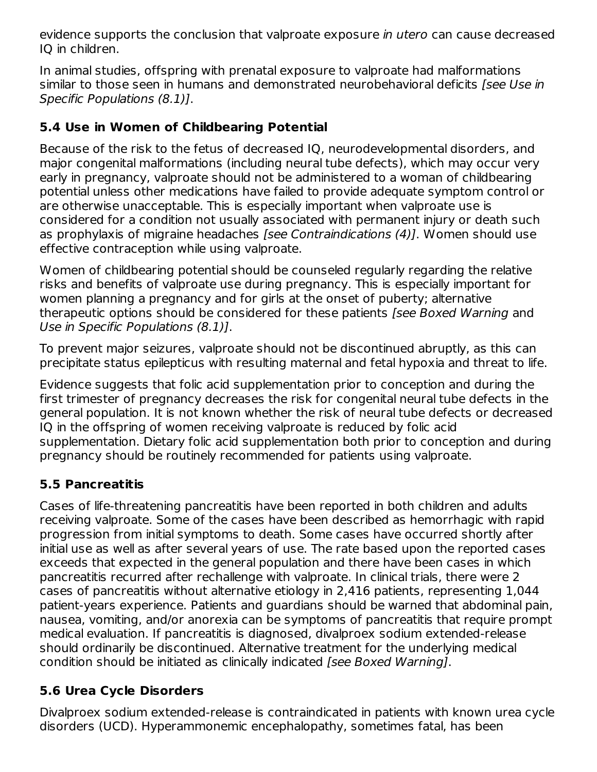evidence supports the conclusion that valproate exposure *in utero* can cause decreased IQ in children.

In animal studies, offspring with prenatal exposure to valproate had malformations similar to those seen in humans and demonstrated neurobehavioral deficits *[see Use in Specific Populations (8.1)]*.

### 5.4 Use in Women of Childbearing Potential

Because of the risk to the fetus of decreased IQ, neurodevelopmental disorders, and major congenital malformations (including neural tube defects), which may occur very early in pregnancy, valproate should not be administered to a woman of childbearing potential unless other medications have failed to provide adequate symptom control or are otherwise unacceptable. This is especially important when valproate use is considered for a condition not usually associated with permanent injury or death such as prophylaxis of migraine headaches *[see Contraindications (4)]*. Women should use effective contraception while using valproate.

Women of childbearing potential should be counseled regularly regarding the relative risks and benefits of valproate use during pregnancy. This is especially important for women planning a pregnancy and for girls at the onset of puberty; alternative therapeutic options should be considered for these patients *[see Boxed Warning* and *Use in Specific Populations (8.1)]*.

To prevent major seizures, valproate should not be discontinued abruptly, as this can precipitate status epilepticus with resulting maternal and fetal hypoxia and threat to life.

Evidence suggests that folic acid supplementation prior to conception and during the first trimester of pregnancy decreases the risk for congenital neural tube defects in the general population. It is not known whether the risk of neural tube defects or decreased IQ in the offspring of women receiving valproate is reduced by folic acid supplementation. Dietary folic acid supplementation both prior to conception and during pregnancy should be routinely recommended for patients using valproate.

### 5.5 Pancreatitis

Cases of life-threatening pancreatitis have been reported in both children and adults receiving valproate. Some of the cases have been described as hemorrhagic with rapid progression from initial symptoms to death. Some cases have occurred shortly after initial use as well as after several years of use. The rate based upon the reported cases exceeds that expected in the general population and there have been cases in which pancreatitis recurred after rechallenge with valproate. In clinical trials, there were 2 cases of pancreatitis without alternative etiology in 2,416 patients, representing 1,044 patient-years experience. Patients and guardians should be warned that abdominal pain, nausea, vomiting, and/or anorexia can be symptoms of pancreatitis that require prompt medical evaluation. If pancreatitis is diagnosed, divalproex sodium extended-release should ordinarily be discontinued. Alternative treatment for the underlying medical condition should be initiated as clinically indicated *[see Boxed Warning]*.

### 5.6 Urea Cycle Disorders

Divalproex sodium extended-release is contraindicated in patients with known urea cycle disorders (UCD). Hyperammonemic encephalopathy, sometimes fatal, has been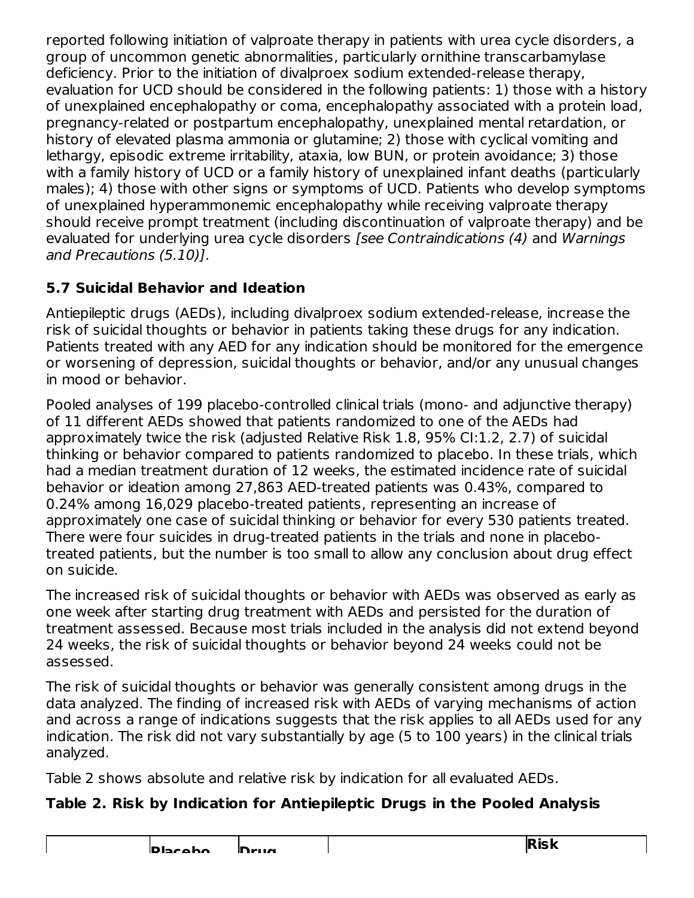reported following initiation of valproate therapy in patients with urea cycle disorders, a group of uncommon genetic abnormalities, particularly ornithine transcarbamylase deficiency. Prior to the initiation of divalproex sodium extended-release therapy, evaluation for UCD should be considered in the following patients: 1) those with a history of unexplained encephalopathy or coma, encephalopathy associated with a protein load, pregnancy-related or postpartum encephalopathy, unexplained mental retardation, or history of elevated plasma ammonia or glutamine; 2) those with cyclical vomiting and lethargy, episodic extreme irritability, ataxia, low BUN, or protein avoidance; 3) those with a family history of UCD or a family history of unexplained infant deaths (particularly males); 4) those with other signs or symptoms of UCD. Patients who develop symptoms of unexplained hyperammonemic encephalopathy while receiving valproate therapy should receive prompt treatment (including discontinuation of valproate therapy) and be evaluated for underlying urea cycle disorders *[see Contraindications (4)* and *Warnings and Precautions (5.10)]*.

### 5.7 Suicidal Behavior and Ideation

Antiepileptic drugs (AEDs), including divalproex sodium extended-release, increase the risk of suicidal thoughts or behavior in patients taking these drugs for any indication. Patients treated with any AED for any indication should be monitored for the emergence or worsening of depression, suicidal thoughts or behavior, and/or any unusual changes in mood or behavior.

Pooled analyses of 199 placebo-controlled clinical trials (mono- and adjunctive therapy) of 11 different AEDs showed that patients randomized to one of the AEDs had approximately twice the risk (adjusted Relative Risk 1.8, 95% CI:1.2, 2.7) of suicidal thinking or behavior compared to patients randomized to placebo. In these trials, which had a median treatment duration of 12 weeks, the estimated incidence rate of suicidal behavior or ideation among 27,863 AED-treated patients was 0.43%, compared to 0.24% among 16,029 placebo-treated patients, representing an increase of approximately one case of suicidal thinking or behavior for every 530 patients treated. There were four suicides in drug-treated patients in the trials and none in placebo-treated patients, but the number is too small to allow any conclusion about drug effect on suicide.

The increased risk of suicidal thoughts or behavior with AEDs was observed as early as one week after starting drug treatment with AEDs and persisted for the duration of treatment assessed. Because most trials included in the analysis did not extend beyond 24 weeks, the risk of suicidal thoughts or behavior beyond 24 weeks could not be assessed.

The risk of suicidal thoughts or behavior was generally consistent among drugs in the data analyzed. The finding of increased risk with AEDs of varying mechanisms of action and across a range of indications suggests that the risk applies to all AEDs used for any indication. The risk did not vary substantially by age (5 to 100 years) in the clinical trials analyzed.

Table 2 shows absolute and relative risk by indication for all evaluated AEDs.

**Table 2. Risk by Indication for Antiepileptic Drugs in the Pooled Analysis**

| | Placebo | Drug | | Risk |
|---|---|---|---|---|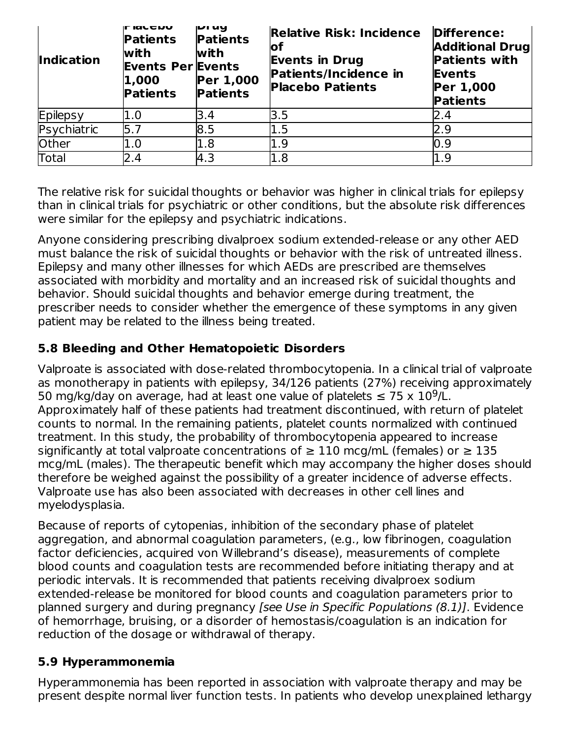| Indication | Placebo Patients with Events Per 1,000 Patients | Drug Patients with Events Per 1,000 Patients | Relative Risk: Incidence of Events in Drug Patients/Incidence in Placebo Patients | Difference: Additional Drug Patients with Events Per 1,000 Patients |
|---|---|---|---|---|
| Epilepsy | 1.0 | 3.4 | 3.5 | 2.4 |
| Psychiatric | 5.7 | 8.5 | 1.5 | 2.9 |
| Other | 1.0 | 1.8 | 1.9 | 0.9 |
| Total | 2.4 | 4.3 | 1.8 | 1.9 |

The relative risk for suicidal thoughts or behavior was higher in clinical trials for epilepsy than in clinical trials for psychiatric or other conditions, but the absolute risk differences were similar for the epilepsy and psychiatric indications.

Anyone considering prescribing divalproex sodium extended-release or any other AED must balance the risk of suicidal thoughts or behavior with the risk of untreated illness. Epilepsy and many other illnesses for which AEDs are prescribed are themselves associated with morbidity and mortality and an increased risk of suicidal thoughts and behavior. Should suicidal thoughts and behavior emerge during treatment, the prescriber needs to consider whether the emergence of these symptoms in any given patient may be related to the illness being treated.

### 5.8 Bleeding and Other Hematopoietic Disorders

Valproate is associated with dose-related thrombocytopenia. In a clinical trial of valproate as monotherapy in patients with epilepsy, 34/126 patients (27%) receiving approximately 50 mg/kg/day on average, had at least one value of platelets ≤ 75 x $10^9$/L. Approximately half of these patients had treatment discontinued, with return of platelet counts to normal. In the remaining patients, platelet counts normalized with continued treatment. In this study, the probability of thrombocytopenia appeared to increase significantly at total valproate concentrations of ≥ 110 mcg/mL (females) or ≥ 135 mcg/mL (males). The therapeutic benefit which may accompany the higher doses should therefore be weighed against the possibility of a greater incidence of adverse effects. Valproate use has also been associated with decreases in other cell lines and myelodysplasia.

Because of reports of cytopenias, inhibition of the secondary phase of platelet aggregation, and abnormal coagulation parameters, (e.g., low fibrinogen, coagulation factor deficiencies, acquired von Willebrand's disease), measurements of complete blood counts and coagulation tests are recommended before initiating therapy and at periodic intervals. It is recommended that patients receiving divalproex sodium extended-release be monitored for blood counts and coagulation parameters prior to planned surgery and during pregnancy *[see Use in Specific Populations (8.1)]*. Evidence of hemorrhage, bruising, or a disorder of hemostasis/coagulation is an indication for reduction of the dosage or withdrawal of therapy.

### 5.9 Hyperammonemia

Hyperammonemia has been reported in association with valproate therapy and may be present despite normal liver function tests. In patients who develop unexplained lethargy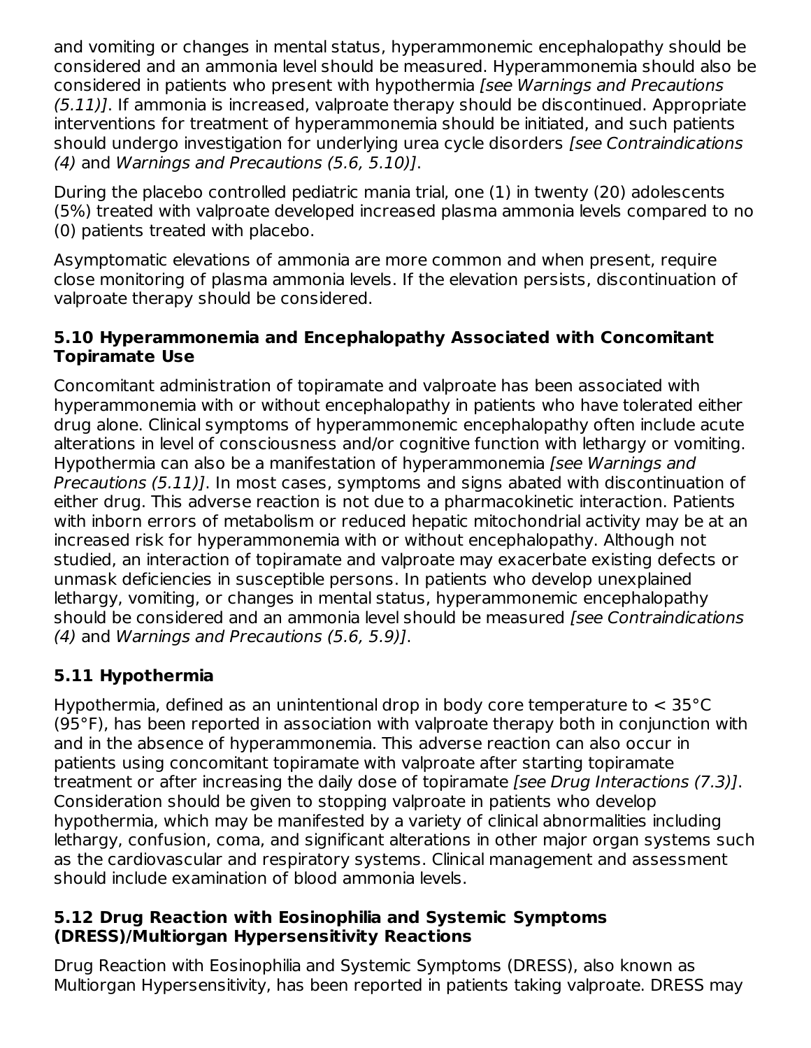and vomiting or changes in mental status, hyperammonemic encephalopathy should be considered and an ammonia level should be measured. Hyperammonemia should also be considered in patients who present with hypothermia *[see Warnings and Precautions (5.11)]*. If ammonia is increased, valproate therapy should be discontinued. Appropriate interventions for treatment of hyperammonemia should be initiated, and such patients should undergo investigation for underlying urea cycle disorders *[see Contraindications (4)* and *Warnings and Precautions (5.6, 5.10)]*.

During the placebo controlled pediatric mania trial, one (1) in twenty (20) adolescents (5%) treated with valproate developed increased plasma ammonia levels compared to no (0) patients treated with placebo.

Asymptomatic elevations of ammonia are more common and when present, require close monitoring of plasma ammonia levels. If the elevation persists, discontinuation of valproate therapy should be considered.

### 5.10 Hyperammonemia and Encephalopathy Associated with Concomitant Topiramate Use

Concomitant administration of topiramate and valproate has been associated with hyperammonemia with or without encephalopathy in patients who have tolerated either drug alone. Clinical symptoms of hyperammonemic encephalopathy often include acute alterations in level of consciousness and/or cognitive function with lethargy or vomiting. Hypothermia can also be a manifestation of hyperammonemia *[see Warnings and Precautions (5.11)]*. In most cases, symptoms and signs abated with discontinuation of either drug. This adverse reaction is not due to a pharmacokinetic interaction. Patients with inborn errors of metabolism or reduced hepatic mitochondrial activity may be at an increased risk for hyperammonemia with or without encephalopathy. Although not studied, an interaction of topiramate and valproate may exacerbate existing defects or unmask deficiencies in susceptible persons. In patients who develop unexplained lethargy, vomiting, or changes in mental status, hyperammonemic encephalopathy should be considered and an ammonia level should be measured *[see Contraindications (4)* and *Warnings and Precautions (5.6, 5.9)]*.

### 5.11 Hypothermia

Hypothermia, defined as an unintentional drop in body core temperature to < 35°C (95°F), has been reported in association with valproate therapy both in conjunction with and in the absence of hyperammonemia. This adverse reaction can also occur in patients using concomitant topiramate with valproate after starting topiramate treatment or after increasing the daily dose of topiramate *[see Drug Interactions (7.3)]*. Consideration should be given to stopping valproate in patients who develop hypothermia, which may be manifested by a variety of clinical abnormalities including lethargy, confusion, coma, and significant alterations in other major organ systems such as the cardiovascular and respiratory systems. Clinical management and assessment should include examination of blood ammonia levels.

### 5.12 Drug Reaction with Eosinophilia and Systemic Symptoms (DRESS)/Multiorgan Hypersensitivity Reactions

Drug Reaction with Eosinophilia and Systemic Symptoms (DRESS), also known as Multiorgan Hypersensitivity, has been reported in patients taking valproate. DRESS may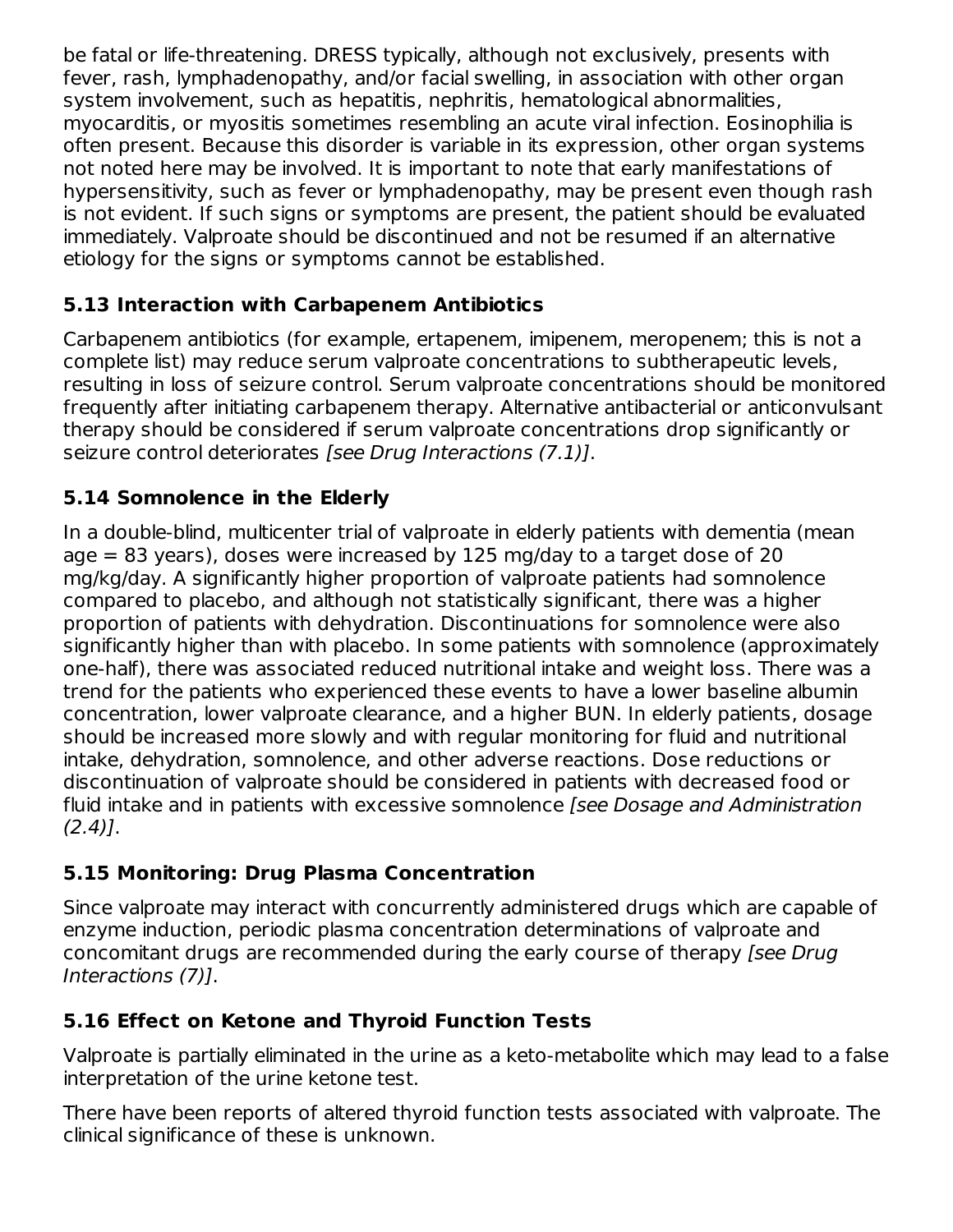be fatal or life-threatening. DRESS typically, although not exclusively, presents with fever, rash, lymphadenopathy, and/or facial swelling, in association with other organ system involvement, such as hepatitis, nephritis, hematological abnormalities, myocarditis, or myositis sometimes resembling an acute viral infection. Eosinophilia is often present. Because this disorder is variable in its expression, other organ systems not noted here may be involved. It is important to note that early manifestations of hypersensitivity, such as fever or lymphadenopathy, may be present even though rash is not evident. If such signs or symptoms are present, the patient should be evaluated immediately. Valproate should be discontinued and not be resumed if an alternative etiology for the signs or symptoms cannot be established.

### 5.13 Interaction with Carbapenem Antibiotics

Carbapenem antibiotics (for example, ertapenem, imipenem, meropenem; this is not a complete list) may reduce serum valproate concentrations to subtherapeutic levels, resulting in loss of seizure control. Serum valproate concentrations should be monitored frequently after initiating carbapenem therapy. Alternative antibacterial or anticonvulsant therapy should be considered if serum valproate concentrations drop significantly or seizure control deteriorates *[see Drug Interactions (7.1)]*.

### 5.14 Somnolence in the Elderly

In a double-blind, multicenter trial of valproate in elderly patients with dementia (mean age = 83 years), doses were increased by 125 mg/day to a target dose of 20 mg/kg/day. A significantly higher proportion of valproate patients had somnolence compared to placebo, and although not statistically significant, there was a higher proportion of patients with dehydration. Discontinuations for somnolence were also significantly higher than with placebo. In some patients with somnolence (approximately one-half), there was associated reduced nutritional intake and weight loss. There was a trend for the patients who experienced these events to have a lower baseline albumin concentration, lower valproate clearance, and a higher BUN. In elderly patients, dosage should be increased more slowly and with regular monitoring for fluid and nutritional intake, dehydration, somnolence, and other adverse reactions. Dose reductions or discontinuation of valproate should be considered in patients with decreased food or fluid intake and in patients with excessive somnolence *[see Dosage and Administration (2.4)]*.

### 5.15 Monitoring: Drug Plasma Concentration

Since valproate may interact with concurrently administered drugs which are capable of enzyme induction, periodic plasma concentration determinations of valproate and concomitant drugs are recommended during the early course of therapy *[see Drug Interactions (7)]*.

### 5.16 Effect on Ketone and Thyroid Function Tests

Valproate is partially eliminated in the urine as a keto-metabolite which may lead to a false interpretation of the urine ketone test.

There have been reports of altered thyroid function tests associated with valproate. The clinical significance of these is unknown.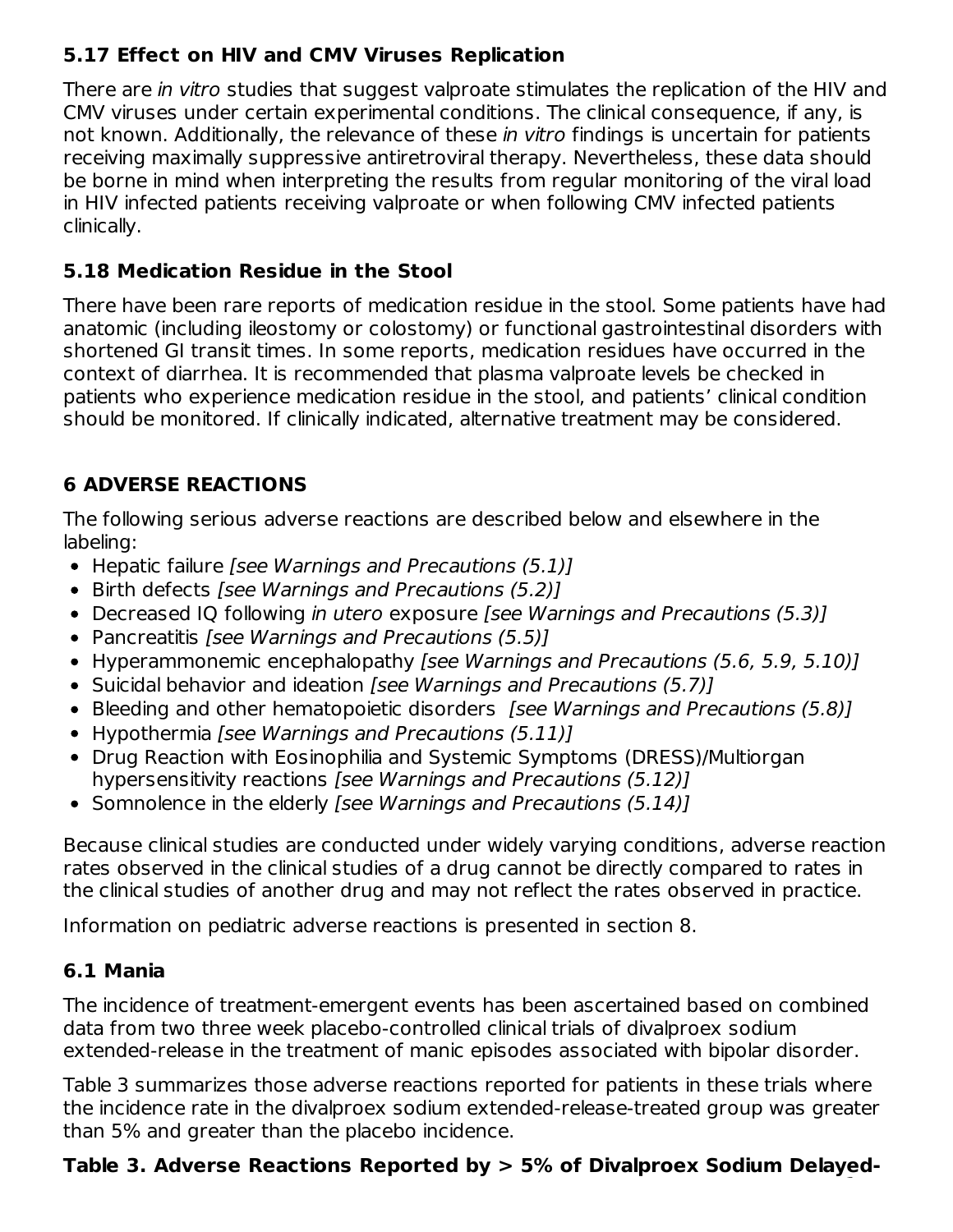### 5.17 Effect on HIV and CMV Viruses Replication

There are *in vitro* studies that suggest valproate stimulates the replication of the HIV and CMV viruses under certain experimental conditions. The clinical consequence, if any, is not known. Additionally, the relevance of these *in vitro* findings is uncertain for patients receiving maximally suppressive antiretroviral therapy. Nevertheless, these data should be borne in mind when interpreting the results from regular monitoring of the viral load in HIV infected patients receiving valproate or when following CMV infected patients clinically.

### 5.18 Medication Residue in the Stool

There have been rare reports of medication residue in the stool. Some patients have had anatomic (including ileostomy or colostomy) or functional gastrointestinal disorders with shortened GI transit times. In some reports, medication residues have occurred in the context of diarrhea. It is recommended that plasma valproate levels be checked in patients who experience medication residue in the stool, and patients' clinical condition should be monitored. If clinically indicated, alternative treatment may be considered.

## 6 ADVERSE REACTIONS

The following serious adverse reactions are described below and elsewhere in the labeling:

- Hepatic failure *[see Warnings and Precautions (5.1)]*
- Birth defects *[see Warnings and Precautions (5.2)]*
- Decreased IQ following *in utero* exposure *[see Warnings and Precautions (5.3)]*
- Pancreatitis *[see Warnings and Precautions (5.5)]*
- Hyperammonemic encephalopathy *[see Warnings and Precautions (5.6, 5.9, 5.10)]*
- Suicidal behavior and ideation *[see Warnings and Precautions (5.7)]*
- Bleeding and other hematopoietic disorders *[see Warnings and Precautions (5.8)]*
- Hypothermia *[see Warnings and Precautions (5.11)]*
- Drug Reaction with Eosinophilia and Systemic Symptoms (DRESS)/Multiorgan hypersensitivity reactions *[see Warnings and Precautions (5.12)]*
- Somnolence in the elderly *[see Warnings and Precautions (5.14)]*

Because clinical studies are conducted under widely varying conditions, adverse reaction rates observed in the clinical studies of a drug cannot be directly compared to rates in the clinical studies of another drug and may not reflect the rates observed in practice.

Information on pediatric adverse reactions is presented in section 8.

### 6.1 Mania

The incidence of treatment-emergent events has been ascertained based on combined data from two three week placebo-controlled clinical trials of divalproex sodium extended-release in the treatment of manic episodes associated with bipolar disorder.

Table 3 summarizes those adverse reactions reported for patients in these trials where the incidence rate in the divalproex sodium extended-release-treated group was greater than 5% and greater than the placebo incidence.

**Table 3. Adverse Reactions Reported by > 5% of Divalproex Sodium Delayed-**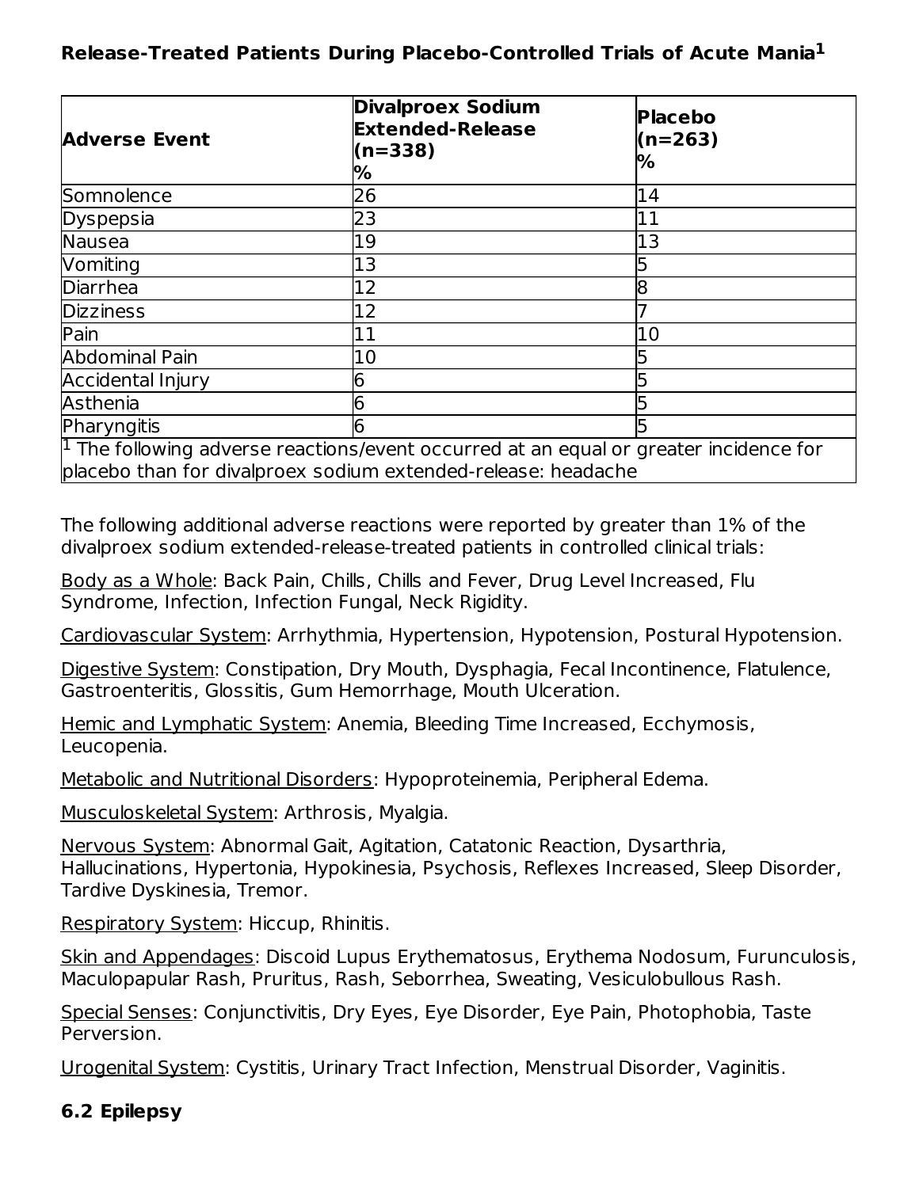**Release-Treated Patients During Placebo-Controlled Trials of Acute Mania[1]**

| Adverse Event | Divalproex Sodium Extended-Release (n=338) % | Placebo (n=263) % |
|---|---|---|
| Somnolence | 26 | 14 |
| Dyspepsia | 23 | 11 |
| Nausea | 19 | 13 |
| Vomiting | 13 | 5 |
| Diarrhea | 12 | 8 |
| Dizziness | 12 | 7 |
| Pain | 11 | 10 |
| Abdominal Pain | 10 | 5 |
| Accidental Injury | 6 | 5 |
| Asthenia | 6 | 5 |
| Pharyngitis | 6 | 5 |

[1] The following adverse reactions/event occurred at an equal or greater incidence for placebo than for divalproex sodium extended-release: headache

The following additional adverse reactions were reported by greater than 1% of the divalproex sodium extended-release-treated patients in controlled clinical trials:

Body as a Whole: Back Pain, Chills, Chills and Fever, Drug Level Increased, Flu Syndrome, Infection, Infection Fungal, Neck Rigidity.

Cardiovascular System: Arrhythmia, Hypertension, Hypotension, Postural Hypotension.

Digestive System: Constipation, Dry Mouth, Dysphagia, Fecal Incontinence, Flatulence, Gastroenteritis, Glossitis, Gum Hemorrhage, Mouth Ulceration.

Hemic and Lymphatic System: Anemia, Bleeding Time Increased, Ecchymosis, Leucopenia.

Metabolic and Nutritional Disorders: Hypoproteinemia, Peripheral Edema.

Musculoskeletal System: Arthrosis, Myalgia.

Nervous System: Abnormal Gait, Agitation, Catatonic Reaction, Dysarthria, Hallucinations, Hypertonia, Hypokinesia, Psychosis, Reflexes Increased, Sleep Disorder, Tardive Dyskinesia, Tremor.

Respiratory System: Hiccup, Rhinitis.

Skin and Appendages: Discoid Lupus Erythematosus, Erythema Nodosum, Furunculosis, Maculopapular Rash, Pruritus, Rash, Seborrhea, Sweating, Vesiculobullous Rash.

Special Senses: Conjunctivitis, Dry Eyes, Eye Disorder, Eye Pain, Photophobia, Taste Perversion.

Urogenital System: Cystitis, Urinary Tract Infection, Menstrual Disorder, Vaginitis.

## 6.2 Epilepsy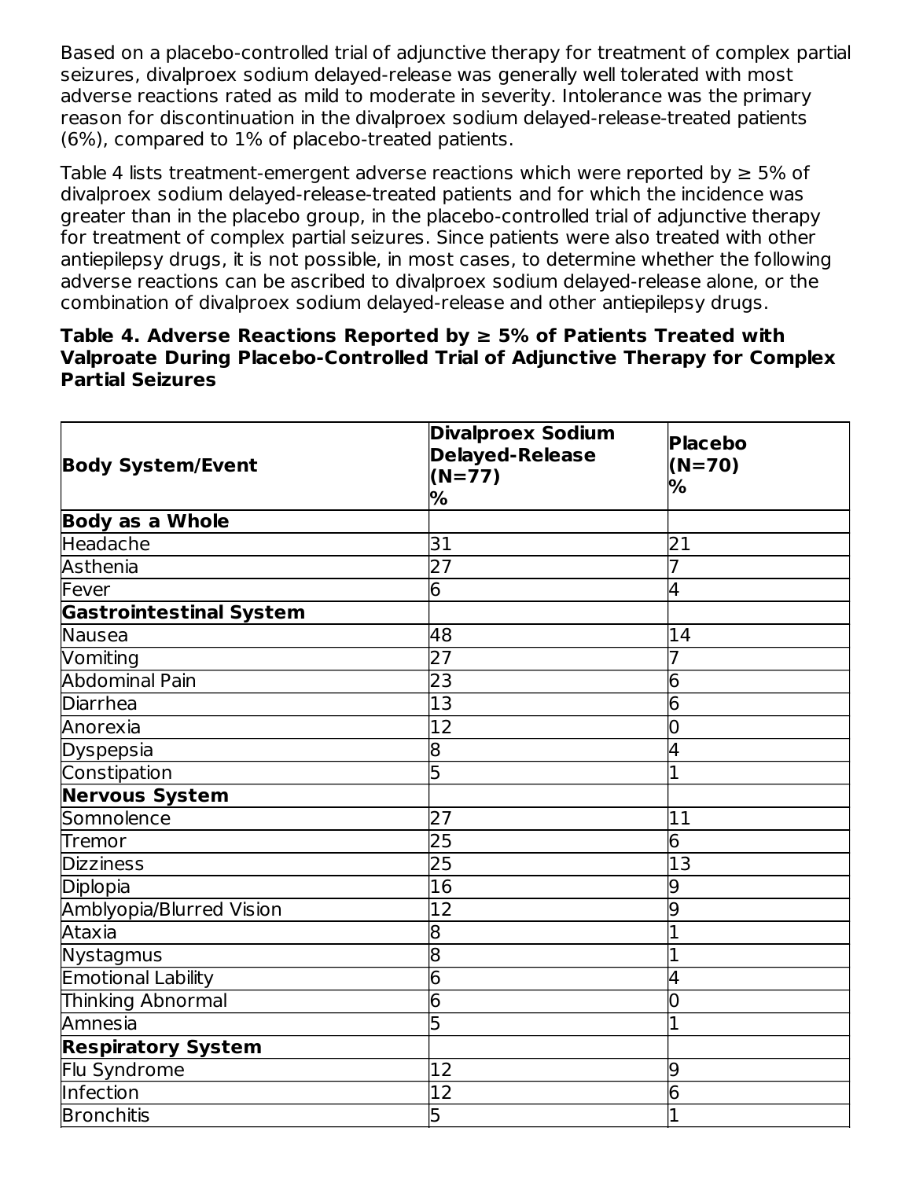Based on a placebo-controlled trial of adjunctive therapy for treatment of complex partial seizures, divalproex sodium delayed-release was generally well tolerated with most adverse reactions rated as mild to moderate in severity. Intolerance was the primary reason for discontinuation in the divalproex sodium delayed-release-treated patients (6%), compared to 1% of placebo-treated patients.

Table 4 lists treatment-emergent adverse reactions which were reported by ≥ 5% of divalproex sodium delayed-release-treated patients and for which the incidence was greater than in the placebo group, in the placebo-controlled trial of adjunctive therapy for treatment of complex partial seizures. Since patients were also treated with other antiepilepsy drugs, it is not possible, in most cases, to determine whether the following adverse reactions can be ascribed to divalproex sodium delayed-release alone, or the combination of divalproex sodium delayed-release and other antiepilepsy drugs.

**Table 4. Adverse Reactions Reported by ≥ 5% of Patients Treated with Valproate During Placebo-Controlled Trial of Adjunctive Therapy for Complex Partial Seizures**

| Body System/Event | Divalproex Sodium Delayed-Release (N=77) % | Placebo (N=70) % |
|---|---|---|
| **Body as a Whole** | | |
| Headache | 31 | 21 |
| Asthenia | 27 | 7 |
| Fever | 6 | 4 |
| **Gastrointestinal System** | | |
| Nausea | 48 | 14 |
| Vomiting | 27 | 7 |
| Abdominal Pain | 23 | 6 |
| Diarrhea | 13 | 6 |
| Anorexia | 12 | 0 |
| Dyspepsia | 8 | 4 |
| Constipation | 5 | 1 |
| **Nervous System** | | |
| Somnolence | 27 | 11 |
| Tremor | 25 | 6 |
| Dizziness | 25 | 13 |
| Diplopia | 16 | 9 |
| Amblyopia/Blurred Vision | 12 | 9 |
| Ataxia | 8 | 1 |
| Nystagmus | 8 | 1 |
| Emotional Lability | 6 | 4 |
| Thinking Abnormal | 6 | 0 |
| Amnesia | 5 | 1 |
| **Respiratory System** | | |
| Flu Syndrome | 12 | 9 |
| Infection | 12 | 6 |
| Bronchitis | 5 | 1 |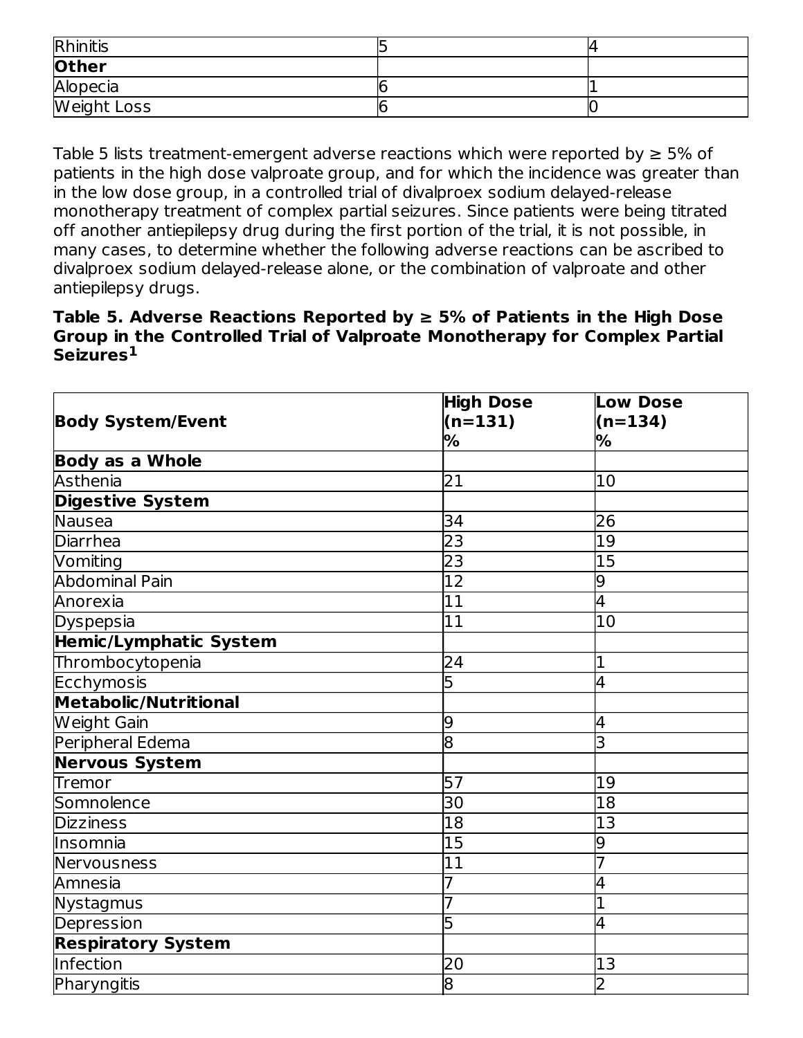| | | |
|---|---|---|
| Rhinitis | 5 | 4 |
| **Other** | | |
| Alopecia | 6 | 1 |
| Weight Loss | 6 | 0 |

Table 5 lists treatment-emergent adverse reactions which were reported by ≥ 5% of patients in the high dose valproate group, and for which the incidence was greater than in the low dose group, in a controlled trial of divalproex sodium delayed-release monotherapy treatment of complex partial seizures. Since patients were being titrated off another antiepilepsy drug during the first portion of the trial, it is not possible, in many cases, to determine whether the following adverse reactions can be ascribed to divalproex sodium delayed-release alone, or the combination of valproate and other antiepilepsy drugs.

**Table 5. Adverse Reactions Reported by ≥ 5% of Patients in the High Dose Group in the Controlled Trial of Valproate Monotherapy for Complex Partial Seizures[1]**

| Body System/Event | High Dose (n=131) % | Low Dose (n=134) % |
|---|---|---|
| **Body as a Whole** | | |
| Asthenia | 21 | 10 |
| **Digestive System** | | |
| Nausea | 34 | 26 |
| Diarrhea | 23 | 19 |
| Vomiting | 23 | 15 |
| Abdominal Pain | 12 | 9 |
| Anorexia | 11 | 4 |
| Dyspepsia | 11 | 10 |
| **Hemic/Lymphatic System** | | |
| Thrombocytopenia | 24 | 1 |
| Ecchymosis | 5 | 4 |
| **Metabolic/Nutritional** | | |
| Weight Gain | 9 | 4 |
| Peripheral Edema | 8 | 3 |
| **Nervous System** | | |
| Tremor | 57 | 19 |
| Somnolence | 30 | 18 |
| Dizziness | 18 | 13 |
| Insomnia | 15 | 9 |
| Nervousness | 11 | 7 |
| Amnesia | 7 | 4 |
| Nystagmus | 7 | 1 |
| Depression | 5 | 4 |
| **Respiratory System** | | |
| Infection | 20 | 13 |
| Pharyngitis | 8 | 2 |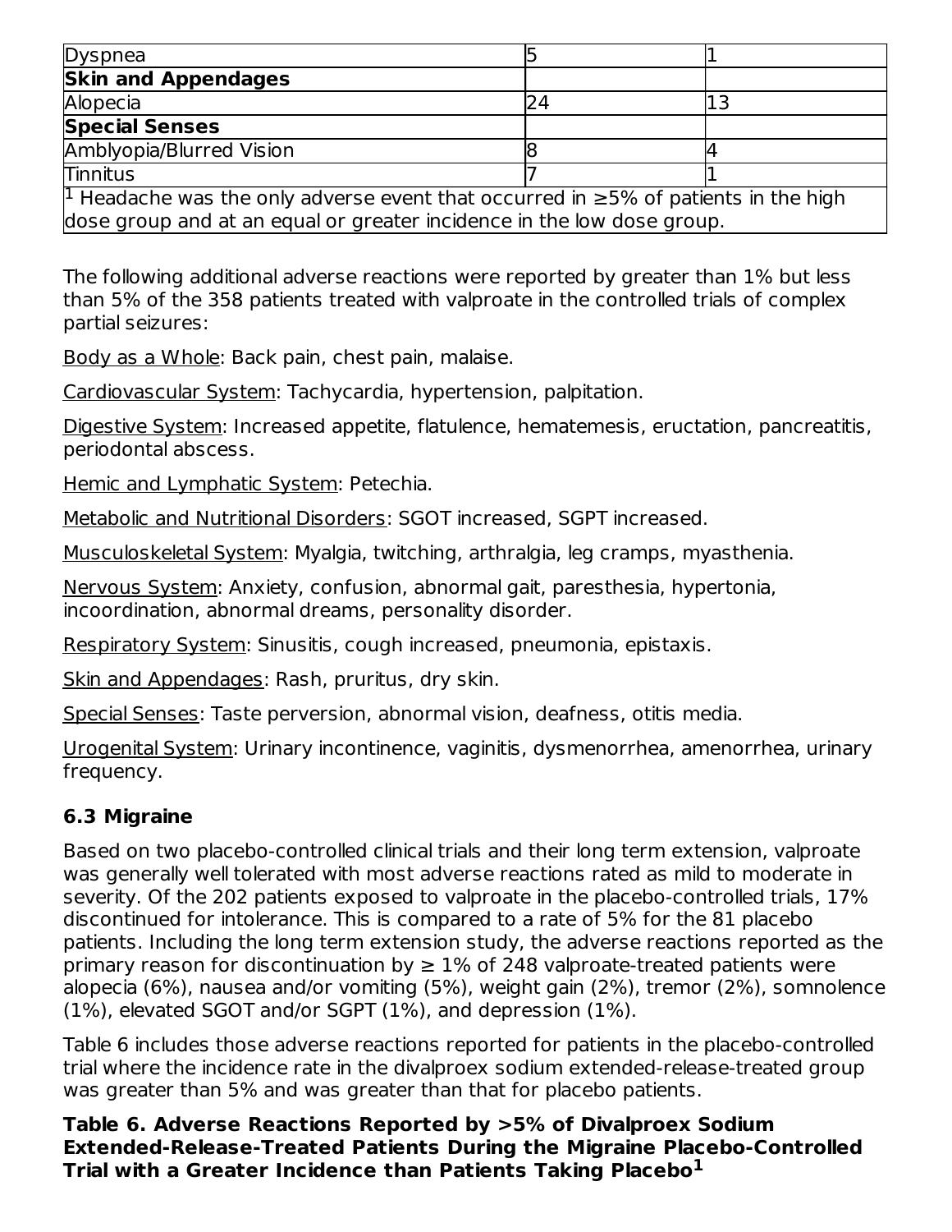| | | |
|---|---|---|
| Dyspnea | 5 | 1 |
| **Skin and Appendages** | | |
| Alopecia | 24 | 13 |
| **Special Senses** | | |
| Amblyopia/Blurred Vision | 8 | 4 |
| Tinnitus | 7 | 1 |
| [1] Headache was the only adverse event that occurred in ≥5% of patients in the high dose group and at an equal or greater incidence in the low dose group. | | |

The following additional adverse reactions were reported by greater than 1% but less than 5% of the 358 patients treated with valproate in the controlled trials of complex partial seizures:

Body as a Whole: Back pain, chest pain, malaise.

Cardiovascular System: Tachycardia, hypertension, palpitation.

Digestive System: Increased appetite, flatulence, hematemesis, eructation, pancreatitis, periodontal abscess.

Hemic and Lymphatic System: Petechia.

Metabolic and Nutritional Disorders: SGOT increased, SGPT increased.

Musculoskeletal System: Myalgia, twitching, arthralgia, leg cramps, myasthenia.

Nervous System: Anxiety, confusion, abnormal gait, paresthesia, hypertonia, incoordination, abnormal dreams, personality disorder.

Respiratory System: Sinusitis, cough increased, pneumonia, epistaxis.

Skin and Appendages: Rash, pruritus, dry skin.

Special Senses: Taste perversion, abnormal vision, deafness, otitis media.

Urogenital System: Urinary incontinence, vaginitis, dysmenorrhea, amenorrhea, urinary frequency.

### 6.3 Migraine

Based on two placebo-controlled clinical trials and their long term extension, valproate was generally well tolerated with most adverse reactions rated as mild to moderate in severity. Of the 202 patients exposed to valproate in the placebo-controlled trials, 17% discontinued for intolerance. This is compared to a rate of 5% for the 81 placebo patients. Including the long term extension study, the adverse reactions reported as the primary reason for discontinuation by ≥ 1% of 248 valproate-treated patients were alopecia (6%), nausea and/or vomiting (5%), weight gain (2%), tremor (2%), somnolence (1%), elevated SGOT and/or SGPT (1%), and depression (1%).

Table 6 includes those adverse reactions reported for patients in the placebo-controlled trial where the incidence rate in the divalproex sodium extended-release-treated group was greater than 5% and was greater than that for placebo patients.

**Table 6. Adverse Reactions Reported by >5% of Divalproex Sodium Extended-Release-Treated Patients During the Migraine Placebo-Controlled Trial with a Greater Incidence than Patients Taking Placebo[1]**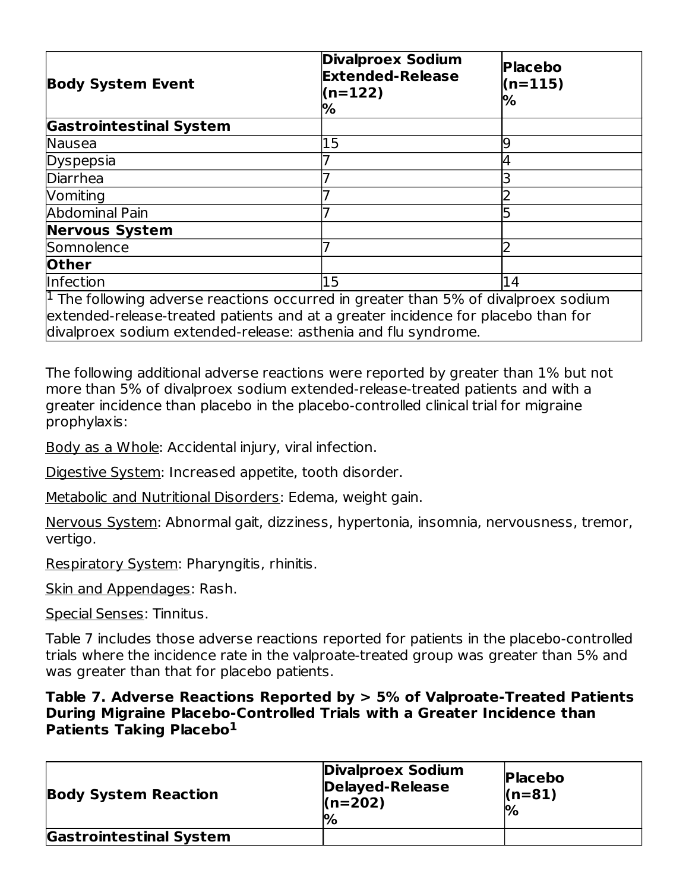| Body System Event | Divalproex Sodium Extended-Release (n=122) % | Placebo (n=115) % |
|---|---|---|
| **Gastrointestinal System** | | |
| Nausea | 15 | 9 |
| Dyspepsia | 7 | 4 |
| Diarrhea | 7 | 3 |
| Vomiting | 7 | 2 |
| Abdominal Pain | 7 | 5 |
| **Nervous System** | | |
| Somnolence | 7 | 2 |
| **Other** | | |
| Infection | 15 | 14 |

[1] The following adverse reactions occurred in greater than 5% of divalproex sodium extended-release-treated patients and at a greater incidence for placebo than for divalproex sodium extended-release: asthenia and flu syndrome.

The following additional adverse reactions were reported by greater than 1% but not more than 5% of divalproex sodium extended-release-treated patients and with a greater incidence than placebo in the placebo-controlled clinical trial for migraine prophylaxis:

Body as a Whole: Accidental injury, viral infection.

Digestive System: Increased appetite, tooth disorder.

Metabolic and Nutritional Disorders: Edema, weight gain.

Nervous System: Abnormal gait, dizziness, hypertonia, insomnia, nervousness, tremor, vertigo.

Respiratory System: Pharyngitis, rhinitis.

Skin and Appendages: Rash.

Special Senses: Tinnitus.

Table 7 includes those adverse reactions reported for patients in the placebo-controlled trials where the incidence rate in the valproate-treated group was greater than 5% and was greater than that for placebo patients.

**Table 7. Adverse Reactions Reported by > 5% of Valproate-Treated Patients During Migraine Placebo-Controlled Trials with a Greater Incidence than Patients Taking Placebo[1]**

| Body System Reaction | Divalproex Sodium Delayed-Release (n=202) % | Placebo (n=81) % |
|---|---|---|
| **Gastrointestinal System** | | |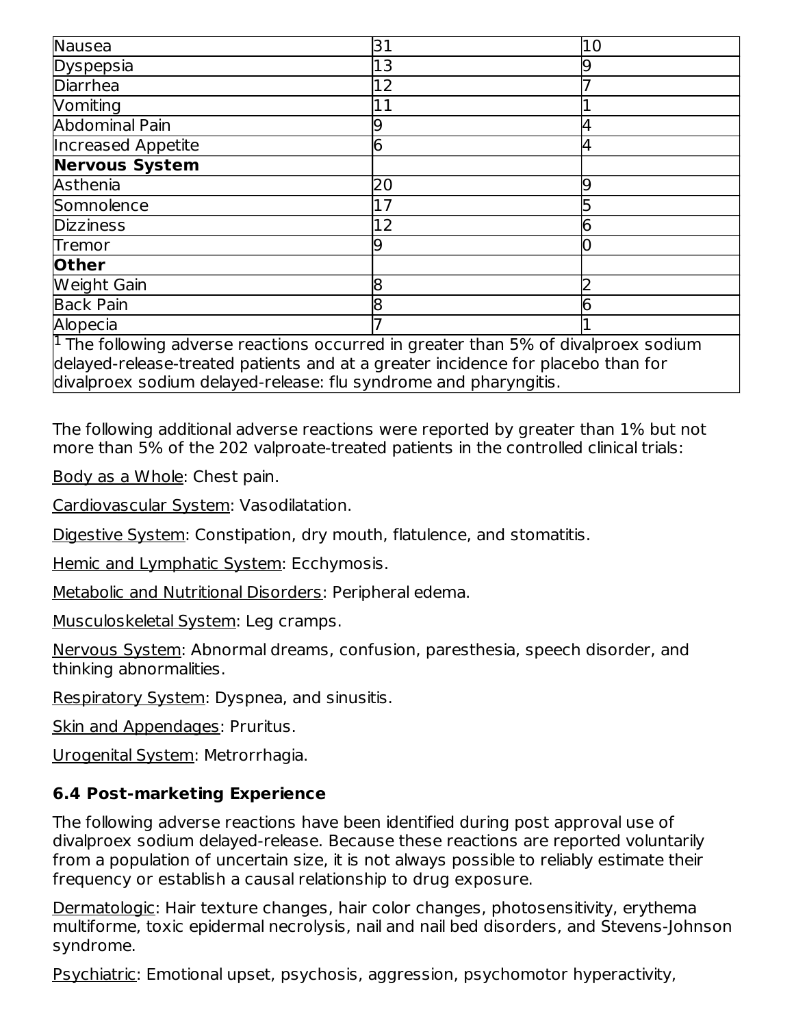| | | |
|---|---|---|
| Nausea | 31 | 10 |
| Dyspepsia | 13 | 9 |
| Diarrhea | 12 | 7 |
| Vomiting | 11 | 1 |
| Abdominal Pain | 9 | 4 |
| Increased Appetite | 6 | 4 |
| **Nervous System** | | |
| Asthenia | 20 | 9 |
| Somnolence | 17 | 5 |
| Dizziness | 12 | 6 |
| Tremor | 9 | 0 |
| **Other** | | |
| Weight Gain | 8 | 2 |
| Back Pain | 8 | 6 |
| Alopecia | 7 | 1 |

[1] The following adverse reactions occurred in greater than 5% of divalproex sodium delayed-release-treated patients and at a greater incidence for placebo than for divalproex sodium delayed-release: flu syndrome and pharyngitis.

The following additional adverse reactions were reported by greater than 1% but not more than 5% of the 202 valproate-treated patients in the controlled clinical trials:

Body as a Whole: Chest pain.

Cardiovascular System: Vasodilatation.

Digestive System: Constipation, dry mouth, flatulence, and stomatitis.

Hemic and Lymphatic System: Ecchymosis.

Metabolic and Nutritional Disorders: Peripheral edema.

Musculoskeletal System: Leg cramps.

Nervous System: Abnormal dreams, confusion, paresthesia, speech disorder, and thinking abnormalities.

Respiratory System: Dyspnea, and sinusitis.

Skin and Appendages: Pruritus.

Urogenital System: Metrorrhagia.

### 6.4 Post-marketing Experience

The following adverse reactions have been identified during post approval use of divalproex sodium delayed-release. Because these reactions are reported voluntarily from a population of uncertain size, it is not always possible to reliably estimate their frequency or establish a causal relationship to drug exposure.

Dermatologic: Hair texture changes, hair color changes, photosensitivity, erythema multiforme, toxic epidermal necrolysis, nail and nail bed disorders, and Stevens-Johnson syndrome.

Psychiatric: Emotional upset, psychosis, aggression, psychomotor hyperactivity,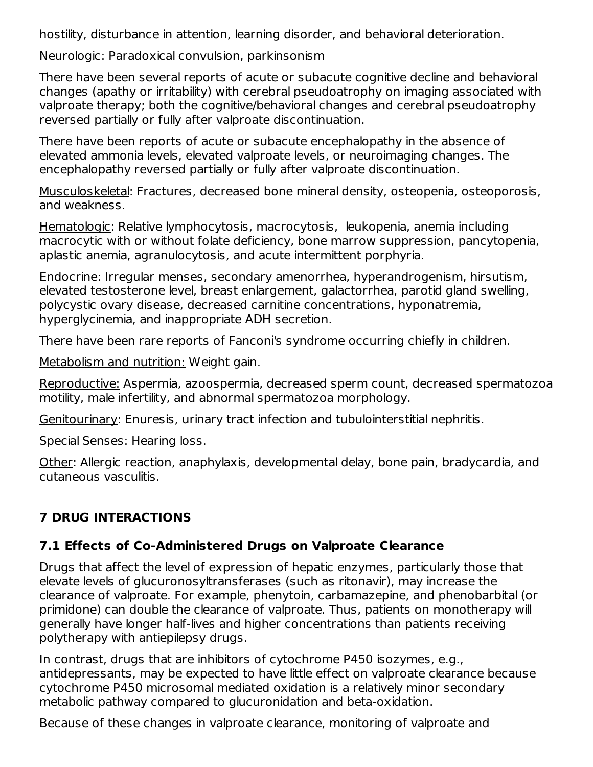hostility, disturbance in attention, learning disorder, and behavioral deterioration.

Neurologic: Paradoxical convulsion, parkinsonism

There have been several reports of acute or subacute cognitive decline and behavioral changes (apathy or irritability) with cerebral pseudoatrophy on imaging associated with valproate therapy; both the cognitive/behavioral changes and cerebral pseudoatrophy reversed partially or fully after valproate discontinuation.

There have been reports of acute or subacute encephalopathy in the absence of elevated ammonia levels, elevated valproate levels, or neuroimaging changes. The encephalopathy reversed partially or fully after valproate discontinuation.

Musculoskeletal: Fractures, decreased bone mineral density, osteopenia, osteoporosis, and weakness.

Hematologic: Relative lymphocytosis, macrocytosis, leukopenia, anemia including macrocytic with or without folate deficiency, bone marrow suppression, pancytopenia, aplastic anemia, agranulocytosis, and acute intermittent porphyria.

Endocrine: Irregular menses, secondary amenorrhea, hyperandrogenism, hirsutism, elevated testosterone level, breast enlargement, galactorrhea, parotid gland swelling, polycystic ovary disease, decreased carnitine concentrations, hyponatremia, hyperglycinemia, and inappropriate ADH secretion.

There have been rare reports of Fanconi's syndrome occurring chiefly in children.

Metabolism and nutrition: Weight gain.

Reproductive: Aspermia, azoospermia, decreased sperm count, decreased spermatozoa motility, male infertility, and abnormal spermatozoa morphology.

Genitourinary: Enuresis, urinary tract infection and tubulointerstitial nephritis.

Special Senses: Hearing loss.

Other: Allergic reaction, anaphylaxis, developmental delay, bone pain, bradycardia, and cutaneous vasculitis.

## 7 DRUG INTERACTIONS

### 7.1 Effects of Co-Administered Drugs on Valproate Clearance

Drugs that affect the level of expression of hepatic enzymes, particularly those that elevate levels of glucuronosyltransferases (such as ritonavir), may increase the clearance of valproate. For example, phenytoin, carbamazepine, and phenobarbital (or primidone) can double the clearance of valproate. Thus, patients on monotherapy will generally have longer half-lives and higher concentrations than patients receiving polytherapy with antiepilepsy drugs.

In contrast, drugs that are inhibitors of cytochrome P450 isozymes, e.g., antidepressants, may be expected to have little effect on valproate clearance because cytochrome P450 microsomal mediated oxidation is a relatively minor secondary metabolic pathway compared to glucuronidation and beta-oxidation.

Because of these changes in valproate clearance, monitoring of valproate and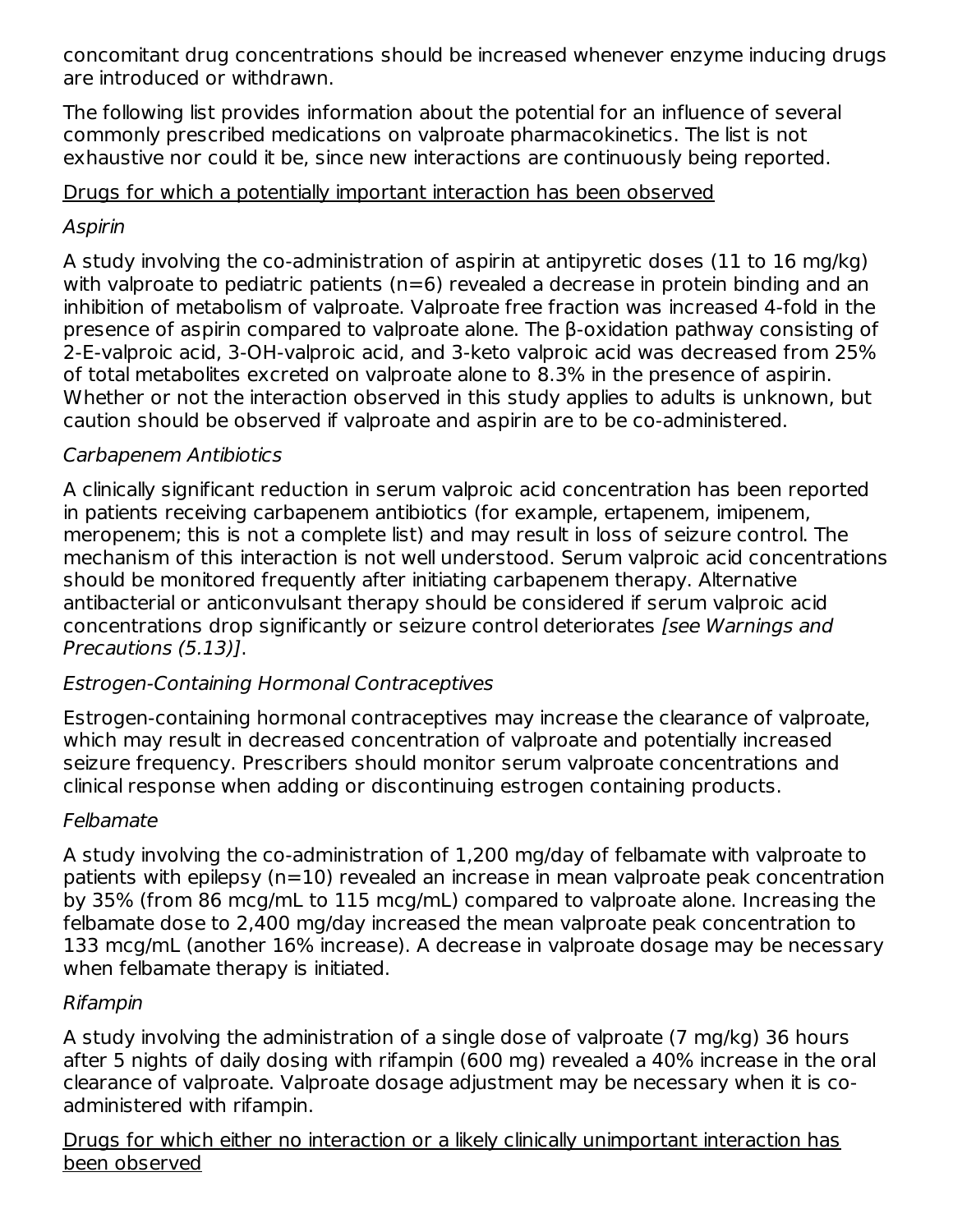concomitant drug concentrations should be increased whenever enzyme inducing drugs are introduced or withdrawn.

The following list provides information about the potential for an influence of several commonly prescribed medications on valproate pharmacokinetics. The list is not exhaustive nor could it be, since new interactions are continuously being reported.

Drugs for which a potentially important interaction has been observed

*Aspirin*

A study involving the co-administration of aspirin at antipyretic doses (11 to 16 mg/kg) with valproate to pediatric patients (n=6) revealed a decrease in protein binding and an inhibition of metabolism of valproate. Valproate free fraction was increased 4-fold in the presence of aspirin compared to valproate alone. The β-oxidation pathway consisting of 2-E-valproic acid, 3-OH-valproic acid, and 3-keto valproic acid was decreased from 25% of total metabolites excreted on valproate alone to 8.3% in the presence of aspirin. Whether or not the interaction observed in this study applies to adults is unknown, but caution should be observed if valproate and aspirin are to be co-administered.

*Carbapenem Antibiotics*

A clinically significant reduction in serum valproic acid concentration has been reported in patients receiving carbapenem antibiotics (for example, ertapenem, imipenem, meropenem; this is not a complete list) and may result in loss of seizure control. The mechanism of this interaction is not well understood. Serum valproic acid concentrations should be monitored frequently after initiating carbapenem therapy. Alternative antibacterial or anticonvulsant therapy should be considered if serum valproic acid concentrations drop significantly or seizure control deteriorates *[see Warnings and Precautions (5.13)]*.

*Estrogen-Containing Hormonal Contraceptives*

Estrogen-containing hormonal contraceptives may increase the clearance of valproate, which may result in decreased concentration of valproate and potentially increased seizure frequency. Prescribers should monitor serum valproate concentrations and clinical response when adding or discontinuing estrogen containing products.

*Felbamate*

A study involving the co-administration of 1,200 mg/day of felbamate with valproate to patients with epilepsy (n=10) revealed an increase in mean valproate peak concentration by 35% (from 86 mcg/mL to 115 mcg/mL) compared to valproate alone. Increasing the felbamate dose to 2,400 mg/day increased the mean valproate peak concentration to 133 mcg/mL (another 16% increase). A decrease in valproate dosage may be necessary when felbamate therapy is initiated.

*Rifampin*

A study involving the administration of a single dose of valproate (7 mg/kg) 36 hours after 5 nights of daily dosing with rifampin (600 mg) revealed a 40% increase in the oral clearance of valproate. Valproate dosage adjustment may be necessary when it is co-administered with rifampin.

Drugs for which either no interaction or a likely clinically unimportant interaction has been observed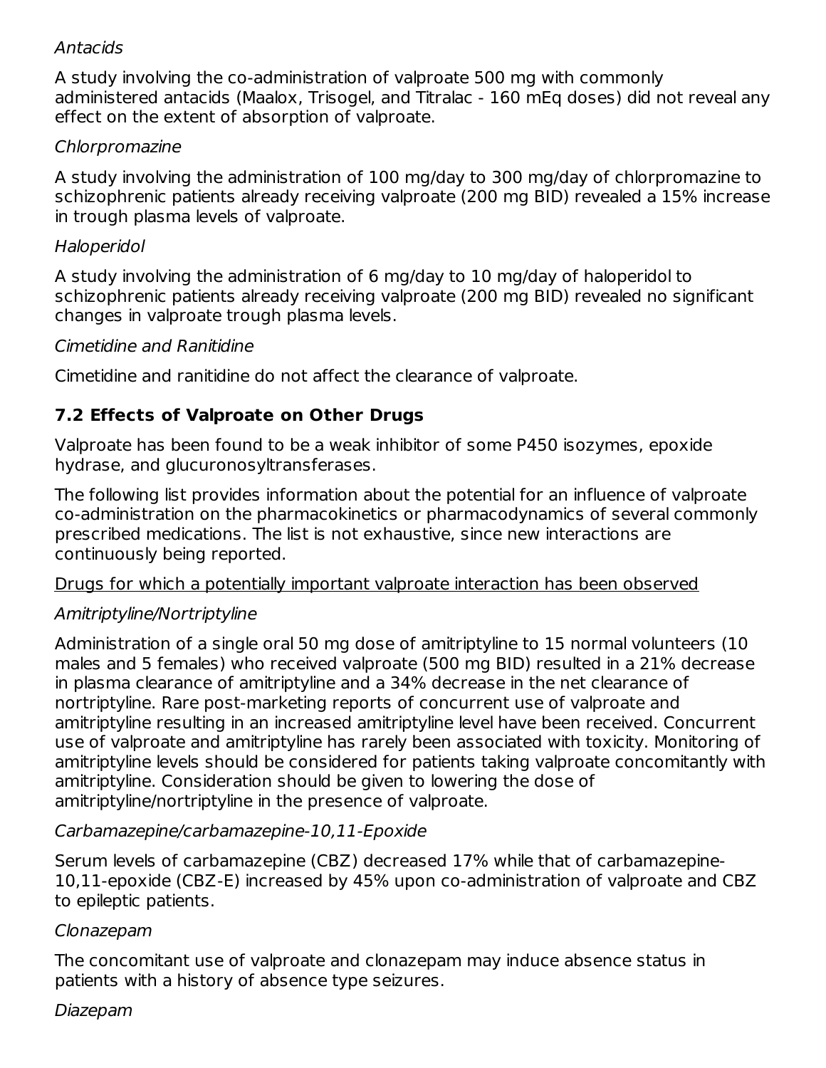*Antacids*

A study involving the co-administration of valproate 500 mg with commonly administered antacids (Maalox, Trisogel, and Titralac - 160 mEq doses) did not reveal any effect on the extent of absorption of valproate.

*Chlorpromazine*

A study involving the administration of 100 mg/day to 300 mg/day of chlorpromazine to schizophrenic patients already receiving valproate (200 mg BID) revealed a 15% increase in trough plasma levels of valproate.

*Haloperidol*

A study involving the administration of 6 mg/day to 10 mg/day of haloperidol to schizophrenic patients already receiving valproate (200 mg BID) revealed no significant changes in valproate trough plasma levels.

*Cimetidine and Ranitidine*

Cimetidine and ranitidine do not affect the clearance of valproate.

## 7.2 Effects of Valproate on Other Drugs

Valproate has been found to be a weak inhibitor of some P450 isozymes, epoxide hydrase, and glucuronosyltransferases.

The following list provides information about the potential for an influence of valproate co-administration on the pharmacokinetics or pharmacodynamics of several commonly prescribed medications. The list is not exhaustive, since new interactions are continuously being reported.

Drugs for which a potentially important valproate interaction has been observed

*Amitriptyline/Nortriptyline*

Administration of a single oral 50 mg dose of amitriptyline to 15 normal volunteers (10 males and 5 females) who received valproate (500 mg BID) resulted in a 21% decrease in plasma clearance of amitriptyline and a 34% decrease in the net clearance of nortriptyline. Rare post-marketing reports of concurrent use of valproate and amitriptyline resulting in an increased amitriptyline level have been received. Concurrent use of valproate and amitriptyline has rarely been associated with toxicity. Monitoring of amitriptyline levels should be considered for patients taking valproate concomitantly with amitriptyline. Consideration should be given to lowering the dose of amitriptyline/nortriptyline in the presence of valproate.

*Carbamazepine/carbamazepine-10,11-Epoxide*

Serum levels of carbamazepine (CBZ) decreased 17% while that of carbamazepine-10,11-epoxide (CBZ-E) increased by 45% upon co-administration of valproate and CBZ to epileptic patients.

*Clonazepam*

The concomitant use of valproate and clonazepam may induce absence status in patients with a history of absence type seizures.

*Diazepam*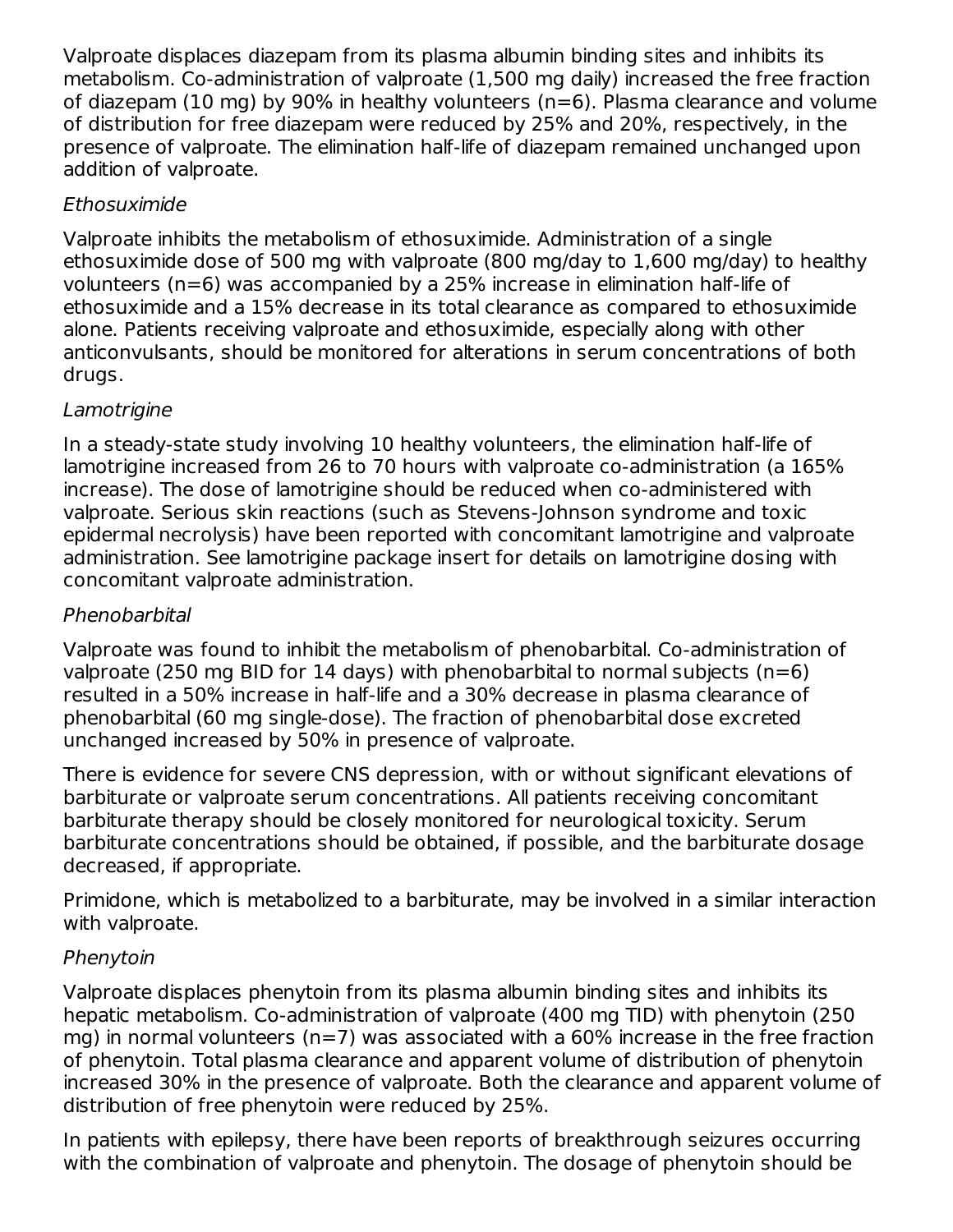Valproate displaces diazepam from its plasma albumin binding sites and inhibits its metabolism. Co-administration of valproate (1,500 mg daily) increased the free fraction of diazepam (10 mg) by 90% in healthy volunteers (n=6). Plasma clearance and volume of distribution for free diazepam were reduced by 25% and 20%, respectively, in the presence of valproate. The elimination half-life of diazepam remained unchanged upon addition of valproate.

*Ethosuximide*

Valproate inhibits the metabolism of ethosuximide. Administration of a single ethosuximide dose of 500 mg with valproate (800 mg/day to 1,600 mg/day) to healthy volunteers (n=6) was accompanied by a 25% increase in elimination half-life of ethosuximide and a 15% decrease in its total clearance as compared to ethosuximide alone. Patients receiving valproate and ethosuximide, especially along with other anticonvulsants, should be monitored for alterations in serum concentrations of both drugs.

*Lamotrigine*

In a steady-state study involving 10 healthy volunteers, the elimination half-life of lamotrigine increased from 26 to 70 hours with valproate co-administration (a 165% increase). The dose of lamotrigine should be reduced when co-administered with valproate. Serious skin reactions (such as Stevens-Johnson syndrome and toxic epidermal necrolysis) have been reported with concomitant lamotrigine and valproate administration. See lamotrigine package insert for details on lamotrigine dosing with concomitant valproate administration.

*Phenobarbital*

Valproate was found to inhibit the metabolism of phenobarbital. Co-administration of valproate (250 mg BID for 14 days) with phenobarbital to normal subjects (n=6) resulted in a 50% increase in half-life and a 30% decrease in plasma clearance of phenobarbital (60 mg single-dose). The fraction of phenobarbital dose excreted unchanged increased by 50% in presence of valproate.

There is evidence for severe CNS depression, with or without significant elevations of barbiturate or valproate serum concentrations. All patients receiving concomitant barbiturate therapy should be closely monitored for neurological toxicity. Serum barbiturate concentrations should be obtained, if possible, and the barbiturate dosage decreased, if appropriate.

Primidone, which is metabolized to a barbiturate, may be involved in a similar interaction with valproate.

*Phenytoin*

Valproate displaces phenytoin from its plasma albumin binding sites and inhibits its hepatic metabolism. Co-administration of valproate (400 mg TID) with phenytoin (250 mg) in normal volunteers (n=7) was associated with a 60% increase in the free fraction of phenytoin. Total plasma clearance and apparent volume of distribution of phenytoin increased 30% in the presence of valproate. Both the clearance and apparent volume of distribution of free phenytoin were reduced by 25%.

In patients with epilepsy, there have been reports of breakthrough seizures occurring with the combination of valproate and phenytoin. The dosage of phenytoin should be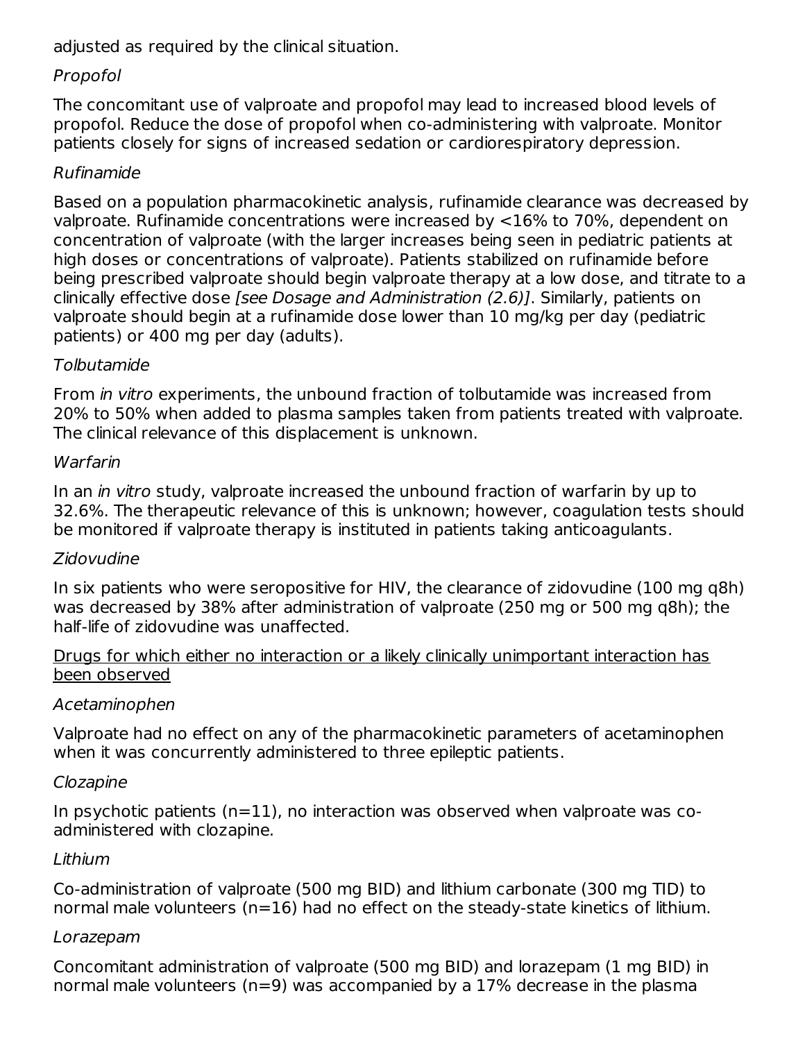adjusted as required by the clinical situation.

*Propofol*

The concomitant use of valproate and propofol may lead to increased blood levels of propofol. Reduce the dose of propofol when co-administering with valproate. Monitor patients closely for signs of increased sedation or cardiorespiratory depression.

*Rufinamide*

Based on a population pharmacokinetic analysis, rufinamide clearance was decreased by valproate. Rufinamide concentrations were increased by <16% to 70%, dependent on concentration of valproate (with the larger increases being seen in pediatric patients at high doses or concentrations of valproate). Patients stabilized on rufinamide before being prescribed valproate should begin valproate therapy at a low dose, and titrate to a clinically effective dose *[see Dosage and Administration (2.6)]*. Similarly, patients on valproate should begin at a rufinamide dose lower than 10 mg/kg per day (pediatric patients) or 400 mg per day (adults).

*Tolbutamide*

From *in vitro* experiments, the unbound fraction of tolbutamide was increased from 20% to 50% when added to plasma samples taken from patients treated with valproate. The clinical relevance of this displacement is unknown.

*Warfarin*

In an *in vitro* study, valproate increased the unbound fraction of warfarin by up to 32.6%. The therapeutic relevance of this is unknown; however, coagulation tests should be monitored if valproate therapy is instituted in patients taking anticoagulants.

*Zidovudine*

In six patients who were seropositive for HIV, the clearance of zidovudine (100 mg q8h) was decreased by 38% after administration of valproate (250 mg or 500 mg q8h); the half-life of zidovudine was unaffected.

<u>Drugs for which either no interaction or a likely clinically unimportant interaction has been observed</u>

*Acetaminophen*

Valproate had no effect on any of the pharmacokinetic parameters of acetaminophen when it was concurrently administered to three epileptic patients.

*Clozapine*

In psychotic patients (n=11), no interaction was observed when valproate was co-administered with clozapine.

*Lithium*

Co-administration of valproate (500 mg BID) and lithium carbonate (300 mg TID) to normal male volunteers (n=16) had no effect on the steady-state kinetics of lithium.

*Lorazepam*

Concomitant administration of valproate (500 mg BID) and lorazepam (1 mg BID) in normal male volunteers (n=9) was accompanied by a 17% decrease in the plasma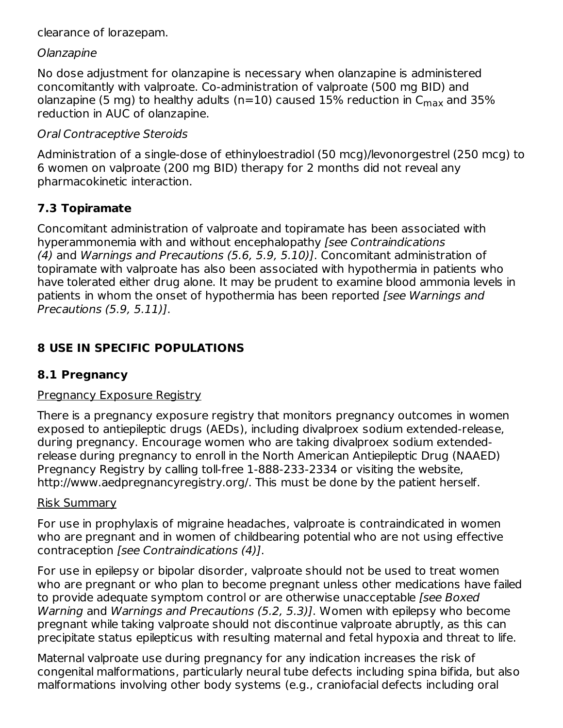clearance of lorazepam.

*Olanzapine*

No dose adjustment for olanzapine is necessary when olanzapine is administered concomitantly with valproate. Co-administration of valproate (500 mg BID) and olanzapine (5 mg) to healthy adults (n=10) caused 15% reduction in $C_{max}$ and 35% reduction in AUC of olanzapine.

*Oral Contraceptive Steroids*

Administration of a single-dose of ethinyloestradiol (50 mcg)/levonorgestrel (250 mcg) to 6 women on valproate (200 mg BID) therapy for 2 months did not reveal any pharmacokinetic interaction.

### 7.3 Topiramate

Concomitant administration of valproate and topiramate has been associated with hyperammonemia with and without encephalopathy *[see Contraindications (4)* and *Warnings and Precautions (5.6, 5.9, 5.10)]*. Concomitant administration of topiramate with valproate has also been associated with hypothermia in patients who have tolerated either drug alone. It may be prudent to examine blood ammonia levels in patients in whom the onset of hypothermia has been reported *[see Warnings and Precautions (5.9, 5.11)]*.

## 8 USE IN SPECIFIC POPULATIONS

### 8.1 Pregnancy

Pregnancy Exposure Registry

There is a pregnancy exposure registry that monitors pregnancy outcomes in women exposed to antiepileptic drugs (AEDs), including divalproex sodium extended-release, during pregnancy. Encourage women who are taking divalproex sodium extended-release during pregnancy to enroll in the North American Antiepileptic Drug (NAAED) Pregnancy Registry by calling toll-free 1-888-233-2334 or visiting the website, http://www.aedpregnancyregistry.org/. This must be done by the patient herself.

Risk Summary

For use in prophylaxis of migraine headaches, valproate is contraindicated in women who are pregnant and in women of childbearing potential who are not using effective contraception *[see Contraindications (4)]*.

For use in epilepsy or bipolar disorder, valproate should not be used to treat women who are pregnant or who plan to become pregnant unless other medications have failed to provide adequate symptom control or are otherwise unacceptable *[see Boxed Warning* and *Warnings and Precautions (5.2, 5.3)]*. Women with epilepsy who become pregnant while taking valproate should not discontinue valproate abruptly, as this can precipitate status epilepticus with resulting maternal and fetal hypoxia and threat to life.

Maternal valproate use during pregnancy for any indication increases the risk of congenital malformations, particularly neural tube defects including spina bifida, but also malformations involving other body systems (e.g., craniofacial defects including oral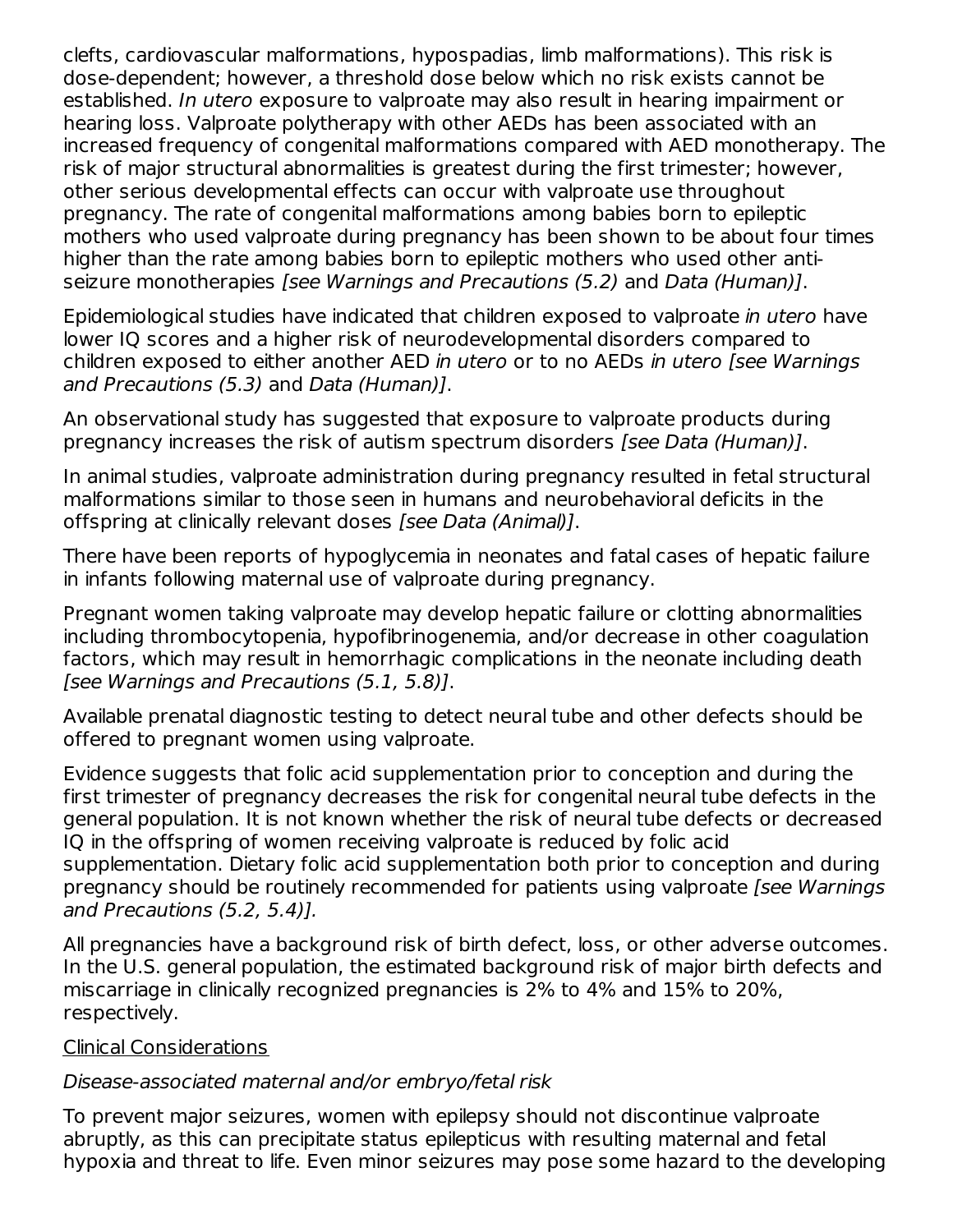clefts, cardiovascular malformations, hypospadias, limb malformations). This risk is dose-dependent; however, a threshold dose below which no risk exists cannot be established. *In utero* exposure to valproate may also result in hearing impairment or hearing loss. Valproate polytherapy with other AEDs has been associated with an increased frequency of congenital malformations compared with AED monotherapy. The risk of major structural abnormalities is greatest during the first trimester; however, other serious developmental effects can occur with valproate use throughout pregnancy. The rate of congenital malformations among babies born to epileptic mothers who used valproate during pregnancy has been shown to be about four times higher than the rate among babies born to epileptic mothers who used other anti-seizure monotherapies *[see Warnings and Precautions (5.2)* and *Data (Human)]*.

Epidemiological studies have indicated that children exposed to valproate *in utero* have lower IQ scores and a higher risk of neurodevelopmental disorders compared to children exposed to either another AED *in utero* or to no AEDs *in utero [see Warnings and Precautions (5.3)* and *Data (Human)]*.

An observational study has suggested that exposure to valproate products during pregnancy increases the risk of autism spectrum disorders *[see Data (Human)]*.

In animal studies, valproate administration during pregnancy resulted in fetal structural malformations similar to those seen in humans and neurobehavioral deficits in the offspring at clinically relevant doses *[see Data (Animal)]*.

There have been reports of hypoglycemia in neonates and fatal cases of hepatic failure in infants following maternal use of valproate during pregnancy.

Pregnant women taking valproate may develop hepatic failure or clotting abnormalities including thrombocytopenia, hypofibrinogenemia, and/or decrease in other coagulation factors, which may result in hemorrhagic complications in the neonate including death *[see Warnings and Precautions (5.1, 5.8)]*.

Available prenatal diagnostic testing to detect neural tube and other defects should be offered to pregnant women using valproate.

Evidence suggests that folic acid supplementation prior to conception and during the first trimester of pregnancy decreases the risk for congenital neural tube defects in the general population. It is not known whether the risk of neural tube defects or decreased IQ in the offspring of women receiving valproate is reduced by folic acid supplementation. Dietary folic acid supplementation both prior to conception and during pregnancy should be routinely recommended for patients using valproate *[see Warnings and Precautions (5.2, 5.4)].*

All pregnancies have a background risk of birth defect, loss, or other adverse outcomes. In the U.S. general population, the estimated background risk of major birth defects and miscarriage in clinically recognized pregnancies is 2% to 4% and 15% to 20%, respectively.

<u>Clinical Considerations</u>

*Disease-associated maternal and/or embryo/fetal risk*

To prevent major seizures, women with epilepsy should not discontinue valproate abruptly, as this can precipitate status epilepticus with resulting maternal and fetal hypoxia and threat to life. Even minor seizures may pose some hazard to the developing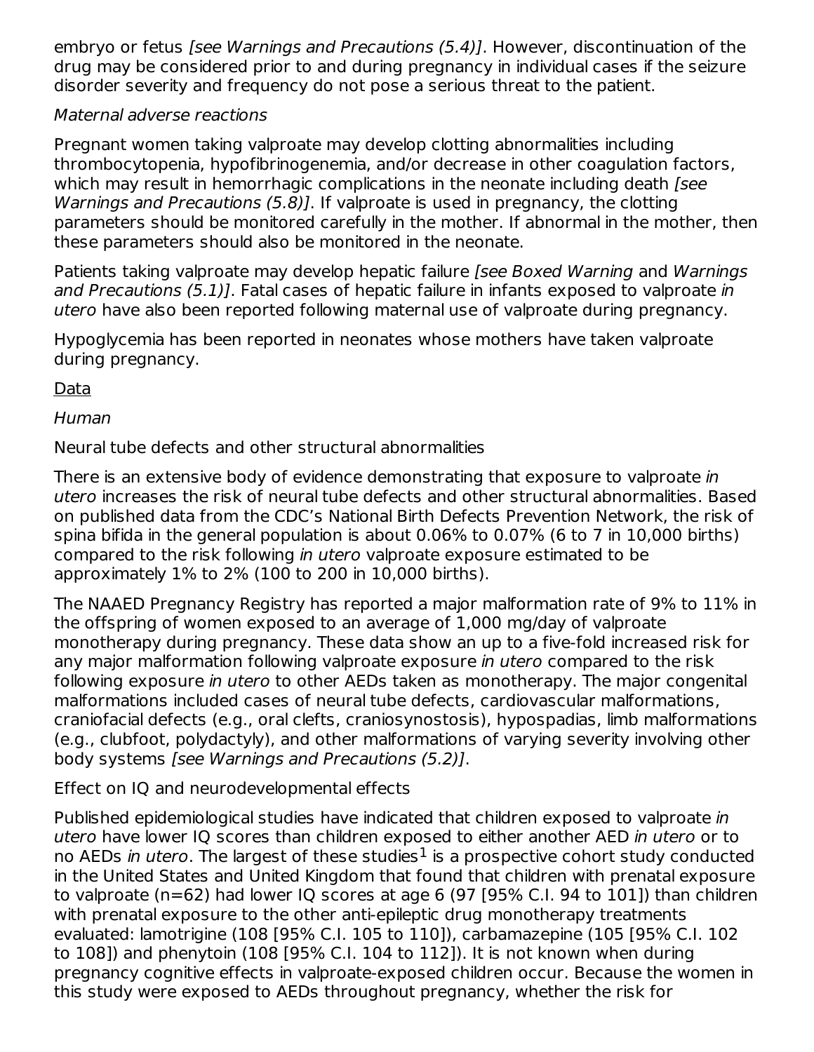embryo or fetus *[see Warnings and Precautions (5.4)]*. However, discontinuation of the drug may be considered prior to and during pregnancy in individual cases if the seizure disorder severity and frequency do not pose a serious threat to the patient.

*Maternal adverse reactions*

Pregnant women taking valproate may develop clotting abnormalities including thrombocytopenia, hypofibrinogenemia, and/or decrease in other coagulation factors, which may result in hemorrhagic complications in the neonate including death *[see Warnings and Precautions (5.8)]*. If valproate is used in pregnancy, the clotting parameters should be monitored carefully in the mother. If abnormal in the mother, then these parameters should also be monitored in the neonate.

Patients taking valproate may develop hepatic failure *[see Boxed Warning* and *Warnings and Precautions (5.1)]*. Fatal cases of hepatic failure in infants exposed to valproate *in utero* have also been reported following maternal use of valproate during pregnancy.

Hypoglycemia has been reported in neonates whose mothers have taken valproate during pregnancy.

Data

*Human*

Neural tube defects and other structural abnormalities

There is an extensive body of evidence demonstrating that exposure to valproate *in utero* increases the risk of neural tube defects and other structural abnormalities. Based on published data from the CDC's National Birth Defects Prevention Network, the risk of spina bifida in the general population is about 0.06% to 0.07% (6 to 7 in 10,000 births) compared to the risk following *in utero* valproate exposure estimated to be approximately 1% to 2% (100 to 200 in 10,000 births).

The NAAED Pregnancy Registry has reported a major malformation rate of 9% to 11% in the offspring of women exposed to an average of 1,000 mg/day of valproate monotherapy during pregnancy. These data show an up to a five-fold increased risk for any major malformation following valproate exposure *in utero* compared to the risk following exposure *in utero* to other AEDs taken as monotherapy. The major congenital malformations included cases of neural tube defects, cardiovascular malformations, craniofacial defects (e.g., oral clefts, craniosynostosis), hypospadias, limb malformations (e.g., clubfoot, polydactyly), and other malformations of varying severity involving other body systems *[see Warnings and Precautions (5.2)]*.

Effect on IQ and neurodevelopmental effects

Published epidemiological studies have indicated that children exposed to valproate *in utero* have lower IQ scores than children exposed to either another AED *in utero* or to no AEDs *in utero*. The largest of these studies[1] is a prospective cohort study conducted in the United States and United Kingdom that found that children with prenatal exposure to valproate (n=62) had lower IQ scores at age 6 (97 [95% C.I. 94 to 101]) than children with prenatal exposure to the other anti-epileptic drug monotherapy treatments evaluated: lamotrigine (108 [95% C.I. 105 to 110]), carbamazepine (105 [95% C.I. 102 to 108]) and phenytoin (108 [95% C.I. 104 to 112]). It is not known when during pregnancy cognitive effects in valproate-exposed children occur. Because the women in this study were exposed to AEDs throughout pregnancy, whether the risk for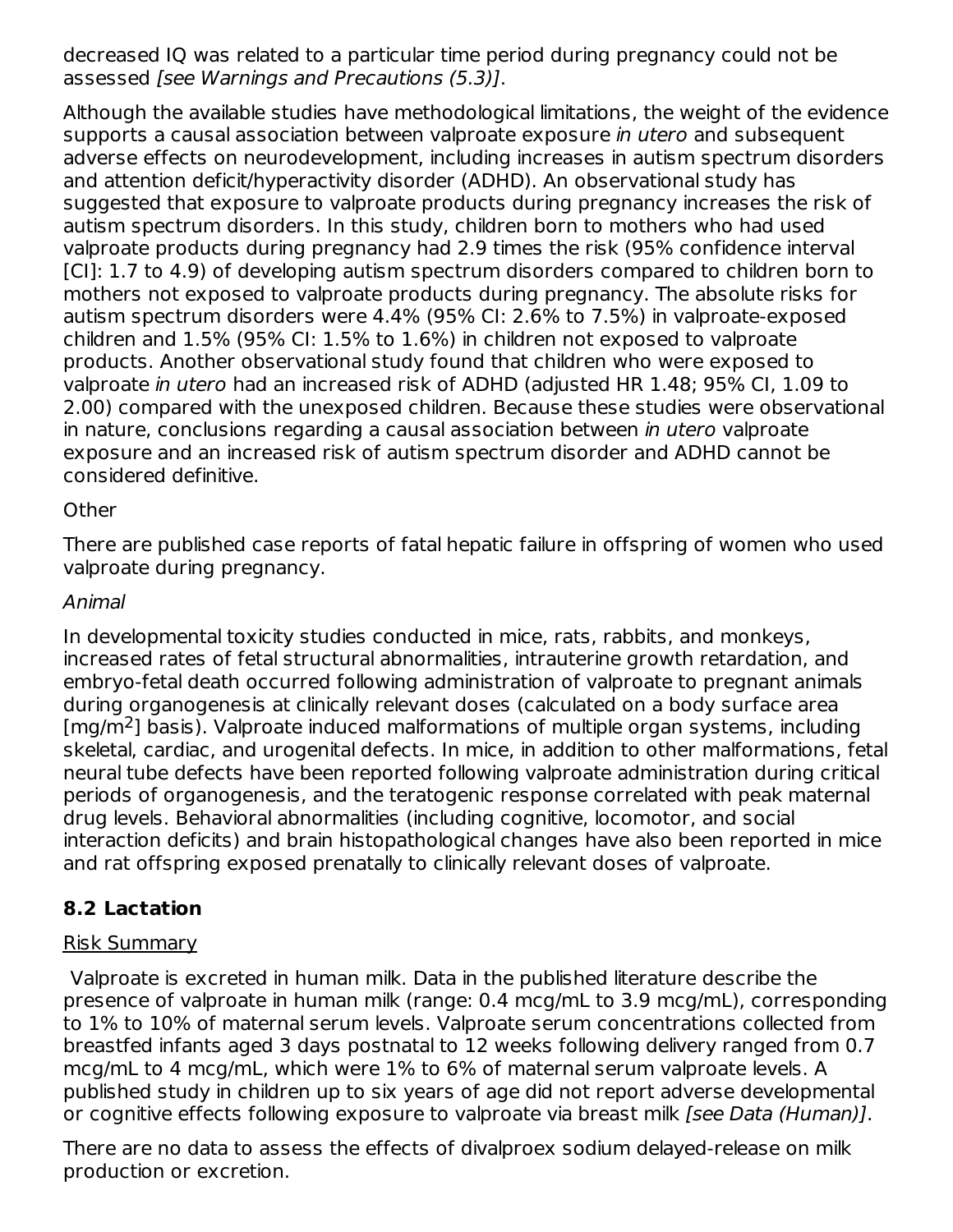decreased IQ was related to a particular time period during pregnancy could not be assessed *[see Warnings and Precautions (5.3)]*.

Although the available studies have methodological limitations, the weight of the evidence supports a causal association between valproate exposure *in utero* and subsequent adverse effects on neurodevelopment, including increases in autism spectrum disorders and attention deficit/hyperactivity disorder (ADHD). An observational study has suggested that exposure to valproate products during pregnancy increases the risk of autism spectrum disorders. In this study, children born to mothers who had used valproate products during pregnancy had 2.9 times the risk (95% confidence interval [CI]: 1.7 to 4.9) of developing autism spectrum disorders compared to children born to mothers not exposed to valproate products during pregnancy. The absolute risks for autism spectrum disorders were 4.4% (95% CI: 2.6% to 7.5%) in valproate-exposed children and 1.5% (95% CI: 1.5% to 1.6%) in children not exposed to valproate products. Another observational study found that children who were exposed to valproate *in utero* had an increased risk of ADHD (adjusted HR 1.48; 95% CI, 1.09 to 2.00) compared with the unexposed children. Because these studies were observational in nature, conclusions regarding a causal association between *in utero* valproate exposure and an increased risk of autism spectrum disorder and ADHD cannot be considered definitive.

Other

There are published case reports of fatal hepatic failure in offspring of women who used valproate during pregnancy.

*Animal*

In developmental toxicity studies conducted in mice, rats, rabbits, and monkeys, increased rates of fetal structural abnormalities, intrauterine growth retardation, and embryo-fetal death occurred following administration of valproate to pregnant animals during organogenesis at clinically relevant doses (calculated on a body surface area [$mg/m^2$] basis). Valproate induced malformations of multiple organ systems, including skeletal, cardiac, and urogenital defects. In mice, in addition to other malformations, fetal neural tube defects have been reported following valproate administration during critical periods of organogenesis, and the teratogenic response correlated with peak maternal drug levels. Behavioral abnormalities (including cognitive, locomotor, and social interaction deficits) and brain histopathological changes have also been reported in mice and rat offspring exposed prenatally to clinically relevant doses of valproate.

## 8.2 Lactation

<u>Risk Summary</u>

Valproate is excreted in human milk. Data in the published literature describe the presence of valproate in human milk (range: 0.4 mcg/mL to 3.9 mcg/mL), corresponding to 1% to 10% of maternal serum levels. Valproate serum concentrations collected from breastfed infants aged 3 days postnatal to 12 weeks following delivery ranged from 0.7 mcg/mL to 4 mcg/mL, which were 1% to 6% of maternal serum valproate levels. A published study in children up to six years of age did not report adverse developmental or cognitive effects following exposure to valproate via breast milk *[see Data (Human)]*.

There are no data to assess the effects of divalproex sodium delayed-release on milk production or excretion.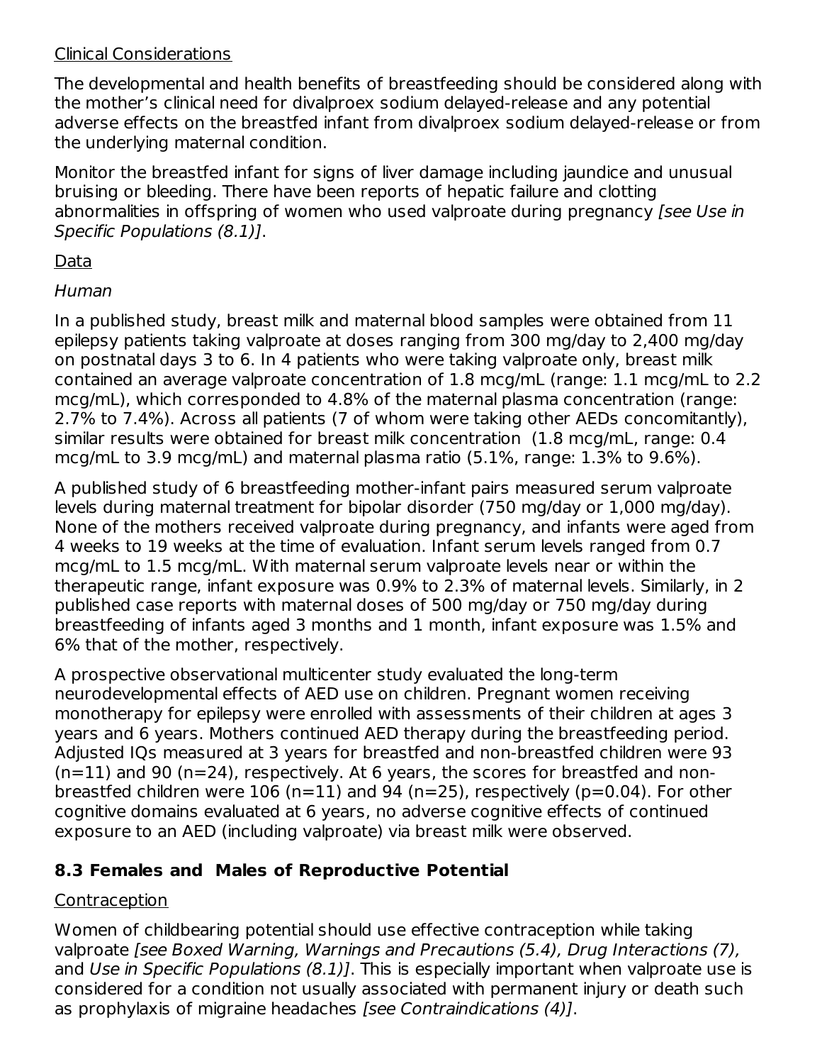Clinical Considerations

The developmental and health benefits of breastfeeding should be considered along with the mother's clinical need for divalproex sodium delayed-release and any potential adverse effects on the breastfed infant from divalproex sodium delayed-release or from the underlying maternal condition.

Monitor the breastfed infant for signs of liver damage including jaundice and unusual bruising or bleeding. There have been reports of hepatic failure and clotting abnormalities in offspring of women who used valproate during pregnancy *[see Use in Specific Populations (8.1)]*.

Data

*Human*

In a published study, breast milk and maternal blood samples were obtained from 11 epilepsy patients taking valproate at doses ranging from 300 mg/day to 2,400 mg/day on postnatal days 3 to 6. In 4 patients who were taking valproate only, breast milk contained an average valproate concentration of 1.8 mcg/mL (range: 1.1 mcg/mL to 2.2 mcg/mL), which corresponded to 4.8% of the maternal plasma concentration (range: 2.7% to 7.4%). Across all patients (7 of whom were taking other AEDs concomitantly), similar results were obtained for breast milk concentration (1.8 mcg/mL, range: 0.4 mcg/mL to 3.9 mcg/mL) and maternal plasma ratio (5.1%, range: 1.3% to 9.6%).

A published study of 6 breastfeeding mother-infant pairs measured serum valproate levels during maternal treatment for bipolar disorder (750 mg/day or 1,000 mg/day). None of the mothers received valproate during pregnancy, and infants were aged from 4 weeks to 19 weeks at the time of evaluation. Infant serum levels ranged from 0.7 mcg/mL to 1.5 mcg/mL. With maternal serum valproate levels near or within the therapeutic range, infant exposure was 0.9% to 2.3% of maternal levels. Similarly, in 2 published case reports with maternal doses of 500 mg/day or 750 mg/day during breastfeeding of infants aged 3 months and 1 month, infant exposure was 1.5% and 6% that of the mother, respectively.

A prospective observational multicenter study evaluated the long-term neurodevelopmental effects of AED use on children. Pregnant women receiving monotherapy for epilepsy were enrolled with assessments of their children at ages 3 years and 6 years. Mothers continued AED therapy during the breastfeeding period. Adjusted IQs measured at 3 years for breastfed and non-breastfed children were 93 (n=11) and 90 (n=24), respectively. At 6 years, the scores for breastfed and non-breastfed children were 106 (n=11) and 94 (n=25), respectively (p=0.04). For other cognitive domains evaluated at 6 years, no adverse cognitive effects of continued exposure to an AED (including valproate) via breast milk were observed.

## 8.3 Females and Males of Reproductive Potential

Contraception

Women of childbearing potential should use effective contraception while taking valproate *[see Boxed Warning, Warnings and Precautions (5.4), Drug Interactions (7),* and *Use in Specific Populations (8.1)]*. This is especially important when valproate use is considered for a condition not usually associated with permanent injury or death such as prophylaxis of migraine headaches *[see Contraindications (4)]*.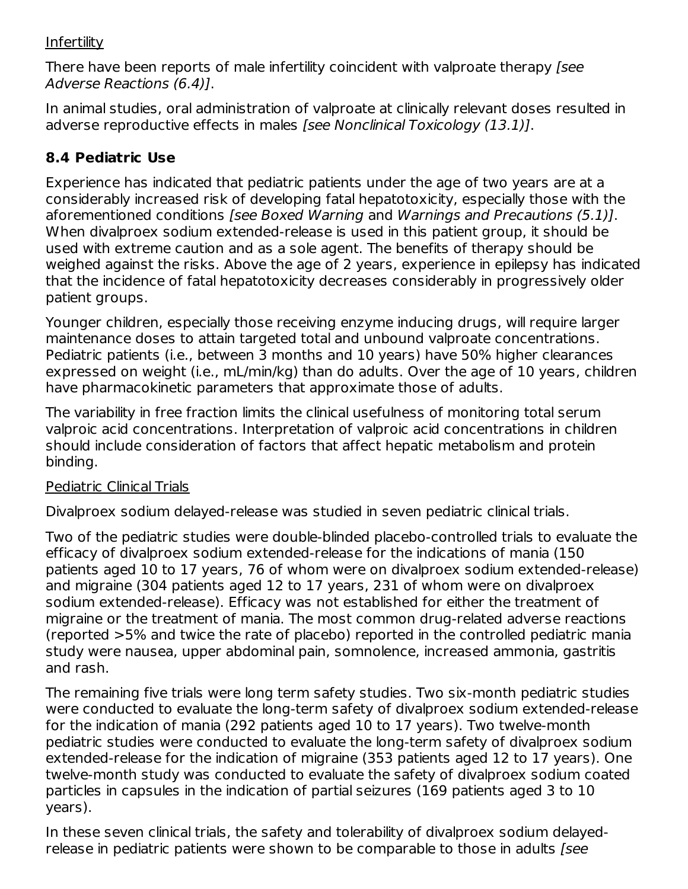Infertility

There have been reports of male infertility coincident with valproate therapy *[see Adverse Reactions (6.4)]*.

In animal studies, oral administration of valproate at clinically relevant doses resulted in adverse reproductive effects in males *[see Nonclinical Toxicology (13.1)]*.

### 8.4 Pediatric Use

Experience has indicated that pediatric patients under the age of two years are at a considerably increased risk of developing fatal hepatotoxicity, especially those with the aforementioned conditions *[see Boxed Warning* and *Warnings and Precautions (5.1)]*. When divalproex sodium extended-release is used in this patient group, it should be used with extreme caution and as a sole agent. The benefits of therapy should be weighed against the risks. Above the age of 2 years, experience in epilepsy has indicated that the incidence of fatal hepatotoxicity decreases considerably in progressively older patient groups.

Younger children, especially those receiving enzyme inducing drugs, will require larger maintenance doses to attain targeted total and unbound valproate concentrations. Pediatric patients (i.e., between 3 months and 10 years) have 50% higher clearances expressed on weight (i.e., mL/min/kg) than do adults. Over the age of 10 years, children have pharmacokinetic parameters that approximate those of adults.

The variability in free fraction limits the clinical usefulness of monitoring total serum valproic acid concentrations. Interpretation of valproic acid concentrations in children should include consideration of factors that affect hepatic metabolism and protein binding.

Pediatric Clinical Trials

Divalproex sodium delayed-release was studied in seven pediatric clinical trials.

Two of the pediatric studies were double-blinded placebo-controlled trials to evaluate the efficacy of divalproex sodium extended-release for the indications of mania (150 patients aged 10 to 17 years, 76 of whom were on divalproex sodium extended-release) and migraine (304 patients aged 12 to 17 years, 231 of whom were on divalproex sodium extended-release). Efficacy was not established for either the treatment of migraine or the treatment of mania. The most common drug-related adverse reactions (reported >5% and twice the rate of placebo) reported in the controlled pediatric mania study were nausea, upper abdominal pain, somnolence, increased ammonia, gastritis and rash.

The remaining five trials were long term safety studies. Two six-month pediatric studies were conducted to evaluate the long-term safety of divalproex sodium extended-release for the indication of mania (292 patients aged 10 to 17 years). Two twelve-month pediatric studies were conducted to evaluate the long-term safety of divalproex sodium extended-release for the indication of migraine (353 patients aged 12 to 17 years). One twelve-month study was conducted to evaluate the safety of divalproex sodium coated particles in capsules in the indication of partial seizures (169 patients aged 3 to 10 years).

In these seven clinical trials, the safety and tolerability of divalproex sodium delayed-release in pediatric patients were shown to be comparable to those in adults *[see*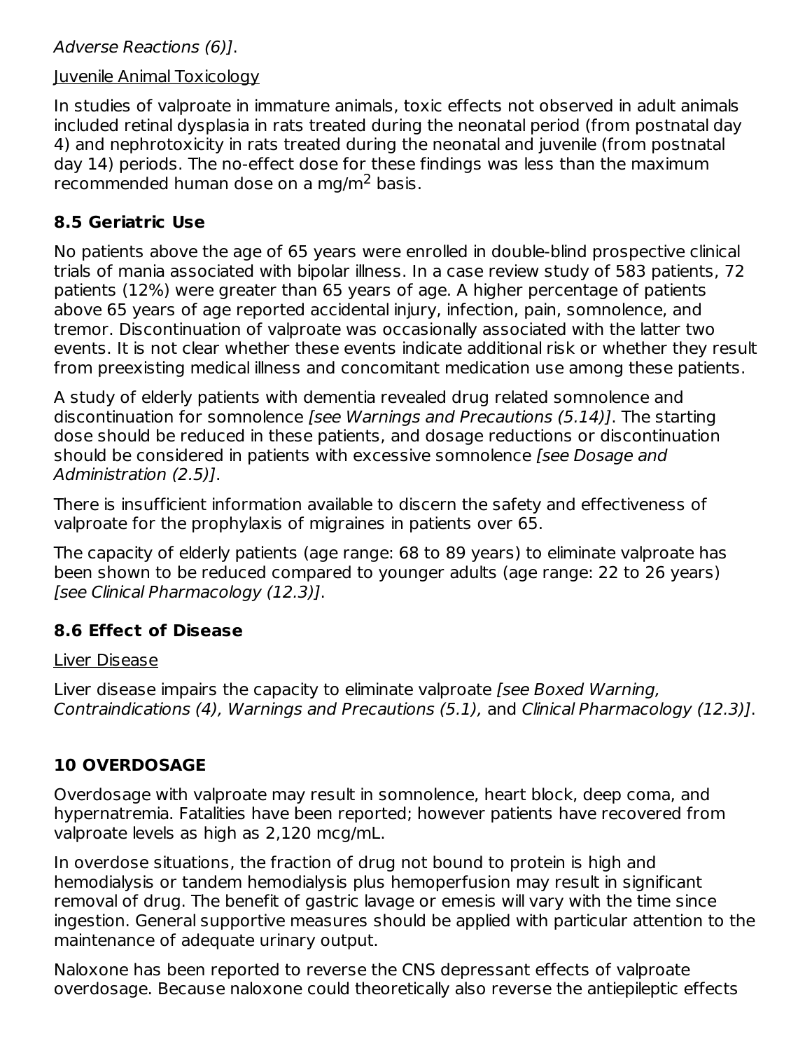*Adverse Reactions (6)]*.

Juvenile Animal Toxicology

In studies of valproate in immature animals, toxic effects not observed in adult animals included retinal dysplasia in rats treated during the neonatal period (from postnatal day 4) and nephrotoxicity in rats treated during the neonatal and juvenile (from postnatal day 14) periods. The no-effect dose for these findings was less than the maximum recommended human dose on a $mg/m^2$ basis.

### 8.5 Geriatric Use

No patients above the age of 65 years were enrolled in double-blind prospective clinical trials of mania associated with bipolar illness. In a case review study of 583 patients, 72 patients (12%) were greater than 65 years of age. A higher percentage of patients above 65 years of age reported accidental injury, infection, pain, somnolence, and tremor. Discontinuation of valproate was occasionally associated with the latter two events. It is not clear whether these events indicate additional risk or whether they result from preexisting medical illness and concomitant medication use among these patients.

A study of elderly patients with dementia revealed drug related somnolence and discontinuation for somnolence *[see Warnings and Precautions (5.14)]*. The starting dose should be reduced in these patients, and dosage reductions or discontinuation should be considered in patients with excessive somnolence *[see Dosage and Administration (2.5)]*.

There is insufficient information available to discern the safety and effectiveness of valproate for the prophylaxis of migraines in patients over 65.

The capacity of elderly patients (age range: 68 to 89 years) to eliminate valproate has been shown to be reduced compared to younger adults (age range: 22 to 26 years) *[see Clinical Pharmacology (12.3)]*.

### 8.6 Effect of Disease

Liver Disease

Liver disease impairs the capacity to eliminate valproate *[see Boxed Warning, Contraindications (4), Warnings and Precautions (5.1),* and *Clinical Pharmacology (12.3)]*.

## 10 OVERDOSAGE

Overdosage with valproate may result in somnolence, heart block, deep coma, and hypernatremia. Fatalities have been reported; however patients have recovered from valproate levels as high as 2,120 mcg/mL.

In overdose situations, the fraction of drug not bound to protein is high and hemodialysis or tandem hemodialysis plus hemoperfusion may result in significant removal of drug. The benefit of gastric lavage or emesis will vary with the time since ingestion. General supportive measures should be applied with particular attention to the maintenance of adequate urinary output.

Naloxone has been reported to reverse the CNS depressant effects of valproate overdosage. Because naloxone could theoretically also reverse the antiepileptic effects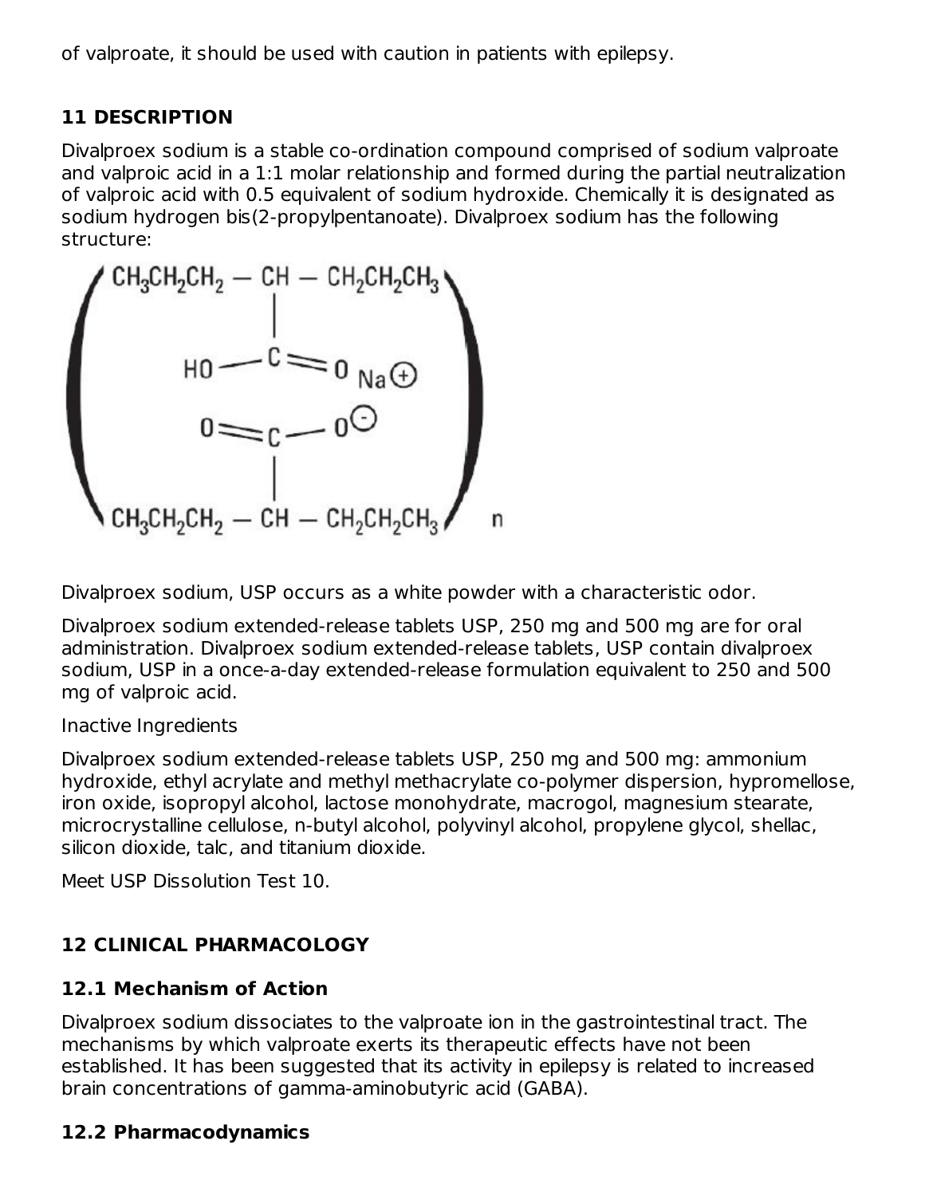of valproate, it should be used with caution in patients with epilepsy.

## 11 DESCRIPTION

Divalproex sodium is a stable co-ordination compound comprised of sodium valproate and valproic acid in a 1:1 molar relationship and formed during the partial neutralization of valproic acid with 0.5 equivalent of sodium hydroxide. Chemically it is designated as sodium hydrogen bis(2-propylpentanoate). Divalproex sodium has the following structure:

Divalproex sodium, USP occurs as a white powder with a characteristic odor.

Divalproex sodium extended-release tablets USP, 250 mg and 500 mg are for oral administration. Divalproex sodium extended-release tablets, USP contain divalproex sodium, USP in a once-a-day extended-release formulation equivalent to 250 and 500 mg of valproic acid.

Inactive Ingredients

Divalproex sodium extended-release tablets USP, 250 mg and 500 mg: ammonium hydroxide, ethyl acrylate and methyl methacrylate co-polymer dispersion, hypromellose, iron oxide, isopropyl alcohol, lactose monohydrate, macrogol, magnesium stearate, microcrystalline cellulose, n-butyl alcohol, polyvinyl alcohol, propylene glycol, shellac, silicon dioxide, talc, and titanium dioxide.

Meet USP Dissolution Test 10.

## 12 CLINICAL PHARMACOLOGY

### 12.1 Mechanism of Action

Divalproex sodium dissociates to the valproate ion in the gastrointestinal tract. The mechanisms by which valproate exerts its therapeutic effects have not been established. It has been suggested that its activity in epilepsy is related to increased brain concentrations of gamma-aminobutyric acid (GABA).

### 12.2 Pharmacodynamics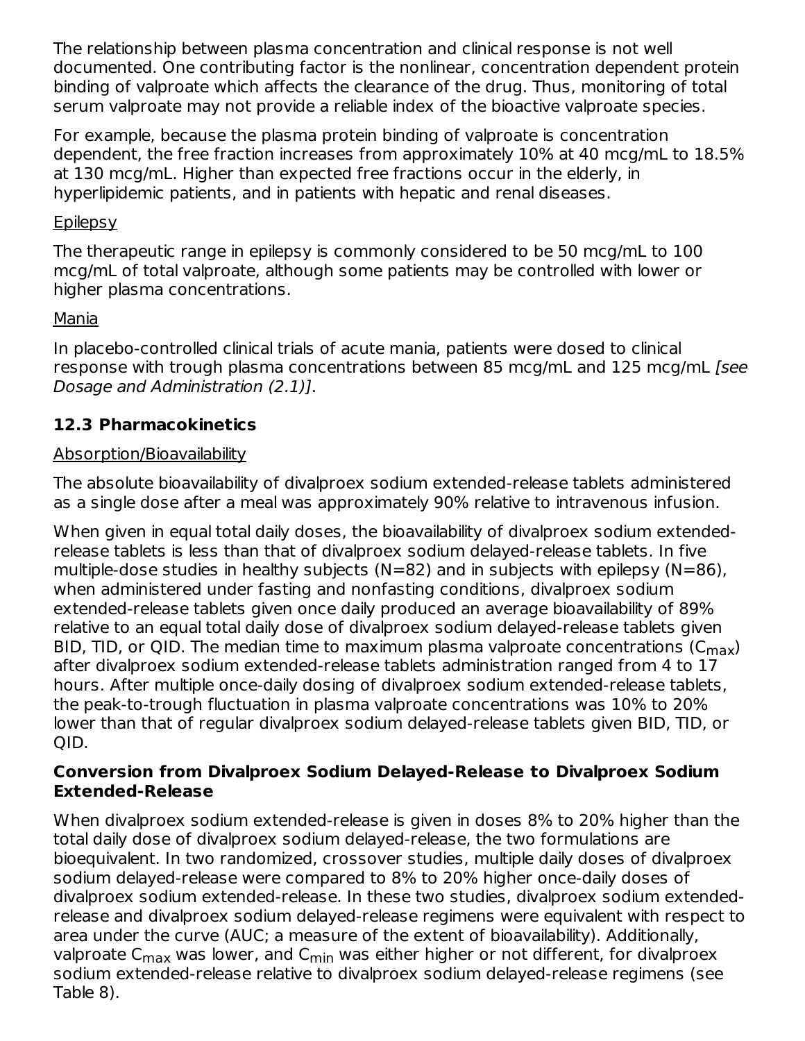The relationship between plasma concentration and clinical response is not well documented. One contributing factor is the nonlinear, concentration dependent protein binding of valproate which affects the clearance of the drug. Thus, monitoring of total serum valproate may not provide a reliable index of the bioactive valproate species.

For example, because the plasma protein binding of valproate is concentration dependent, the free fraction increases from approximately 10% at 40 mcg/mL to 18.5% at 130 mcg/mL. Higher than expected free fractions occur in the elderly, in hyperlipidemic patients, and in patients with hepatic and renal diseases.

Epilepsy

The therapeutic range in epilepsy is commonly considered to be 50 mcg/mL to 100 mcg/mL of total valproate, although some patients may be controlled with lower or higher plasma concentrations.

Mania

In placebo-controlled clinical trials of acute mania, patients were dosed to clinical response with trough plasma concentrations between 85 mcg/mL and 125 mcg/mL *[see Dosage and Administration (2.1)]*.

### 12.3 Pharmacokinetics

Absorption/Bioavailability

The absolute bioavailability of divalproex sodium extended-release tablets administered as a single dose after a meal was approximately 90% relative to intravenous infusion.

When given in equal total daily doses, the bioavailability of divalproex sodium extended-release tablets is less than that of divalproex sodium delayed-release tablets. In five multiple-dose studies in healthy subjects (N=82) and in subjects with epilepsy (N=86), when administered under fasting and nonfasting conditions, divalproex sodium extended-release tablets given once daily produced an average bioavailability of 89% relative to an equal total daily dose of divalproex sodium delayed-release tablets given BID, TID, or QID. The median time to maximum plasma valproate concentrations ($C_{max}$) after divalproex sodium extended-release tablets administration ranged from 4 to 17 hours. After multiple once-daily dosing of divalproex sodium extended-release tablets, the peak-to-trough fluctuation in plasma valproate concentrations was 10% to 20% lower than that of regular divalproex sodium delayed-release tablets given BID, TID, or QID.

**Conversion from Divalproex Sodium Delayed-Release to Divalproex Sodium Extended-Release**

When divalproex sodium extended-release is given in doses 8% to 20% higher than the total daily dose of divalproex sodium delayed-release, the two formulations are bioequivalent. In two randomized, crossover studies, multiple daily doses of divalproex sodium delayed-release were compared to 8% to 20% higher once-daily doses of divalproex sodium extended-release. In these two studies, divalproex sodium extended-release and divalproex sodium delayed-release regimens were equivalent with respect to area under the curve (AUC; a measure of the extent of bioavailability). Additionally, valproate $C_{max}$ was lower, and $C_{min}$ was either higher or not different, for divalproex sodium extended-release relative to divalproex sodium delayed-release regimens (see Table 8).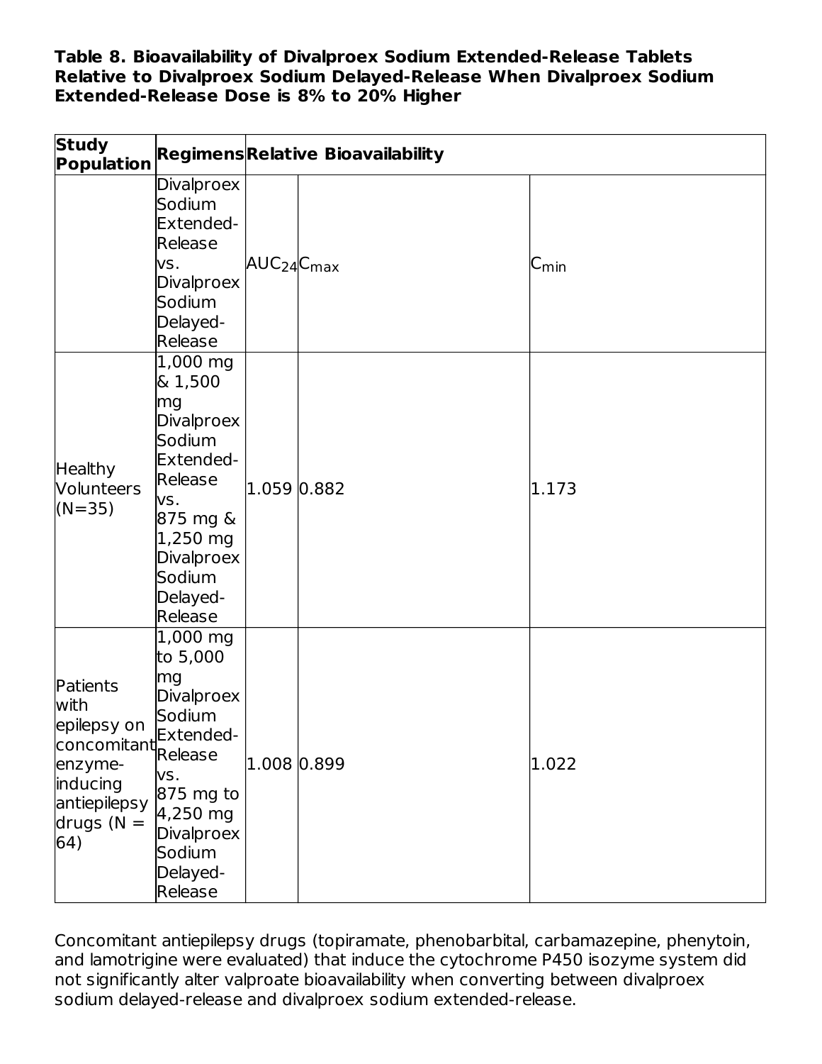**Table 8. Bioavailability of Divalproex Sodium Extended-Release Tablets Relative to Divalproex Sodium Delayed-Release When Divalproex Sodium Extended-Release Dose is 8% to 20% Higher**

| Study Population | Regimens | Relative Bioavailability | | |
|---|---|---|---|---|
| | Divalproex Sodium Extended-Release vs. Divalproex Sodium Delayed-Release | $AUC_{24}$ | $C_{max}$ | $C_{min}$ |
| Healthy Volunteers (N=35) | 1,000 mg & 1,500 mg Divalproex Sodium Extended-Release vs. 875 mg & 1,250 mg Divalproex Sodium Delayed-Release | 1.059 | 0.882 | 1.173 |
| Patients with epilepsy on concomitant enzyme-inducing antiepilepsy drugs (N = 64) | 1,000 mg to 5,000 mg Divalproex Sodium Extended-Release vs. 875 mg to 4,250 mg Divalproex Sodium Delayed-Release | 1.008 | 0.899 | 1.022 |

Concomitant antiepilepsy drugs (topiramate, phenobarbital, carbamazepine, phenytoin, and lamotrigine were evaluated) that induce the cytochrome P450 isozyme system did not significantly alter valproate bioavailability when converting between divalproex sodium delayed-release and divalproex sodium extended-release.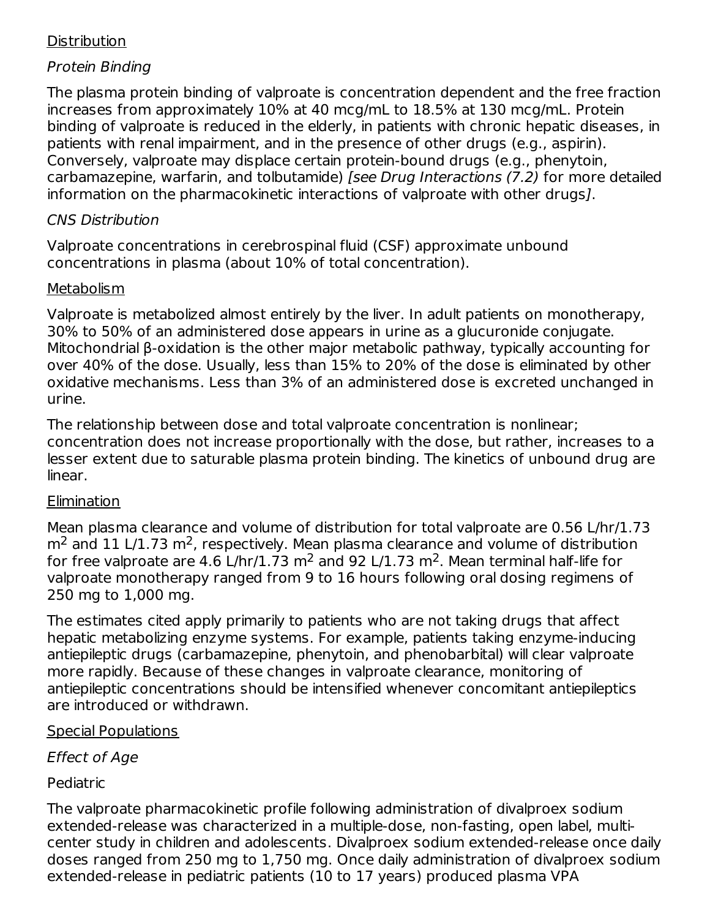Distribution

*Protein Binding*

The plasma protein binding of valproate is concentration dependent and the free fraction increases from approximately 10% at 40 mcg/mL to 18.5% at 130 mcg/mL. Protein binding of valproate is reduced in the elderly, in patients with chronic hepatic diseases, in patients with renal impairment, and in the presence of other drugs (e.g., aspirin). Conversely, valproate may displace certain protein-bound drugs (e.g., phenytoin, carbamazepine, warfarin, and tolbutamide) *[see Drug Interactions (7.2)* for more detailed information on the pharmacokinetic interactions of valproate with other drugs*]*.

*CNS Distribution*

Valproate concentrations in cerebrospinal fluid (CSF) approximate unbound concentrations in plasma (about 10% of total concentration).

Metabolism

Valproate is metabolized almost entirely by the liver. In adult patients on monotherapy, 30% to 50% of an administered dose appears in urine as a glucuronide conjugate. Mitochondrial β-oxidation is the other major metabolic pathway, typically accounting for over 40% of the dose. Usually, less than 15% to 20% of the dose is eliminated by other oxidative mechanisms. Less than 3% of an administered dose is excreted unchanged in urine.

The relationship between dose and total valproate concentration is nonlinear; concentration does not increase proportionally with the dose, but rather, increases to a lesser extent due to saturable plasma protein binding. The kinetics of unbound drug are linear.

Elimination

Mean plasma clearance and volume of distribution for total valproate are 0.56 L/hr/1.73 $m^2$ and 11 L/1.73 $m^2$, respectively. Mean plasma clearance and volume of distribution for free valproate are 4.6 L/hr/1.73 $m^2$ and 92 L/1.73 $m^2$. Mean terminal half-life for valproate monotherapy ranged from 9 to 16 hours following oral dosing regimens of 250 mg to 1,000 mg.

The estimates cited apply primarily to patients who are not taking drugs that affect hepatic metabolizing enzyme systems. For example, patients taking enzyme-inducing antiepileptic drugs (carbamazepine, phenytoin, and phenobarbital) will clear valproate more rapidly. Because of these changes in valproate clearance, monitoring of antiepileptic concentrations should be intensified whenever concomitant antiepileptics are introduced or withdrawn.

Special Populations

*Effect of Age*

Pediatric

The valproate pharmacokinetic profile following administration of divalproex sodium extended-release was characterized in a multiple-dose, non-fasting, open label, multi-center study in children and adolescents. Divalproex sodium extended-release once daily doses ranged from 250 mg to 1,750 mg. Once daily administration of divalproex sodium extended-release in pediatric patients (10 to 17 years) produced plasma VPA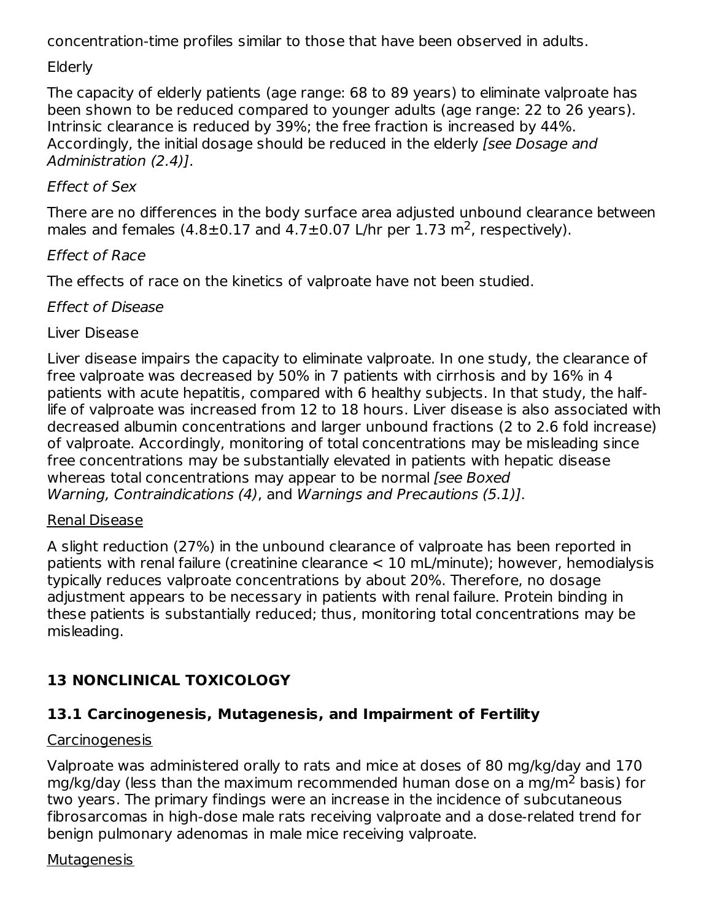concentration-time profiles similar to those that have been observed in adults.

Elderly

The capacity of elderly patients (age range: 68 to 89 years) to eliminate valproate has been shown to be reduced compared to younger adults (age range: 22 to 26 years). Intrinsic clearance is reduced by 39%; the free fraction is increased by 44%. Accordingly, the initial dosage should be reduced in the elderly *[see Dosage and Administration (2.4)]*.

*Effect of Sex*

There are no differences in the body surface area adjusted unbound clearance between males and females ($4.8 \pm 0.17$ and $4.7 \pm 0.07$ L/hr per 1.73 $m^2$, respectively).

*Effect of Race*

The effects of race on the kinetics of valproate have not been studied.

*Effect of Disease*

Liver Disease

Liver disease impairs the capacity to eliminate valproate. In one study, the clearance of free valproate was decreased by 50% in 7 patients with cirrhosis and by 16% in 4 patients with acute hepatitis, compared with 6 healthy subjects. In that study, the half-life of valproate was increased from 12 to 18 hours. Liver disease is also associated with decreased albumin concentrations and larger unbound fractions (2 to 2.6 fold increase) of valproate. Accordingly, monitoring of total concentrations may be misleading since free concentrations may be substantially elevated in patients with hepatic disease whereas total concentrations may appear to be normal *[see Boxed Warning, Contraindications (4)*, and *Warnings and Precautions (5.1)]*.

Renal Disease

A slight reduction (27%) in the unbound clearance of valproate has been reported in patients with renal failure (creatinine clearance < 10 mL/minute); however, hemodialysis typically reduces valproate concentrations by about 20%. Therefore, no dosage adjustment appears to be necessary in patients with renal failure. Protein binding in these patients is substantially reduced; thus, monitoring total concentrations may be misleading.

## 13 NONCLINICAL TOXICOLOGY

### 13.1 Carcinogenesis, Mutagenesis, and Impairment of Fertility

Carcinogenesis

Valproate was administered orally to rats and mice at doses of 80 mg/kg/day and 170 mg/kg/day (less than the maximum recommended human dose on a mg/$m^2$ basis) for two years. The primary findings were an increase in the incidence of subcutaneous fibrosarcomas in high-dose male rats receiving valproate and a dose-related trend for benign pulmonary adenomas in male mice receiving valproate.

Mutagenesis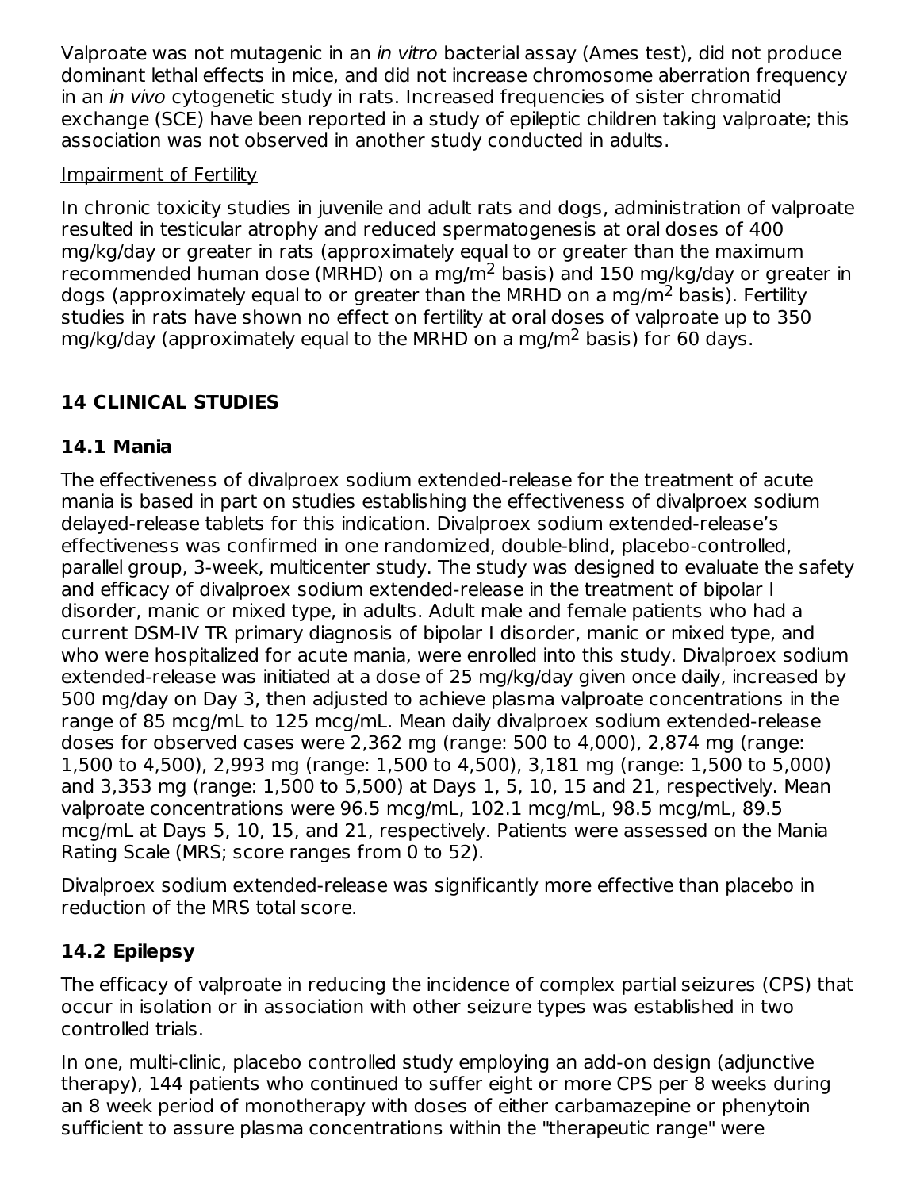Valproate was not mutagenic in an *in vitro* bacterial assay (Ames test), did not produce dominant lethal effects in mice, and did not increase chromosome aberration frequency in an *in vivo* cytogenetic study in rats. Increased frequencies of sister chromatid exchange (SCE) have been reported in a study of epileptic children taking valproate; this association was not observed in another study conducted in adults.

Impairment of Fertility

In chronic toxicity studies in juvenile and adult rats and dogs, administration of valproate resulted in testicular atrophy and reduced spermatogenesis at oral doses of 400 mg/kg/day or greater in rats (approximately equal to or greater than the maximum recommended human dose (MRHD) on a mg/$m^2$ basis) and 150 mg/kg/day or greater in dogs (approximately equal to or greater than the MRHD on a mg/$m^2$ basis). Fertility studies in rats have shown no effect on fertility at oral doses of valproate up to 350 mg/kg/day (approximately equal to the MRHD on a mg/$m^2$ basis) for 60 days.

## 14 CLINICAL STUDIES

### 14.1 Mania

The effectiveness of divalproex sodium extended-release for the treatment of acute mania is based in part on studies establishing the effectiveness of divalproex sodium delayed-release tablets for this indication. Divalproex sodium extended-release's effectiveness was confirmed in one randomized, double-blind, placebo-controlled, parallel group, 3-week, multicenter study. The study was designed to evaluate the safety and efficacy of divalproex sodium extended-release in the treatment of bipolar I disorder, manic or mixed type, in adults. Adult male and female patients who had a current DSM-IV TR primary diagnosis of bipolar I disorder, manic or mixed type, and who were hospitalized for acute mania, were enrolled into this study. Divalproex sodium extended-release was initiated at a dose of 25 mg/kg/day given once daily, increased by 500 mg/day on Day 3, then adjusted to achieve plasma valproate concentrations in the range of 85 mcg/mL to 125 mcg/mL. Mean daily divalproex sodium extended-release doses for observed cases were 2,362 mg (range: 500 to 4,000), 2,874 mg (range: 1,500 to 4,500), 2,993 mg (range: 1,500 to 4,500), 3,181 mg (range: 1,500 to 5,000) and 3,353 mg (range: 1,500 to 5,500) at Days 1, 5, 10, 15 and 21, respectively. Mean valproate concentrations were 96.5 mcg/mL, 102.1 mcg/mL, 98.5 mcg/mL, 89.5 mcg/mL at Days 5, 10, 15, and 21, respectively. Patients were assessed on the Mania Rating Scale (MRS; score ranges from 0 to 52).

Divalproex sodium extended-release was significantly more effective than placebo in reduction of the MRS total score.

### 14.2 Epilepsy

The efficacy of valproate in reducing the incidence of complex partial seizures (CPS) that occur in isolation or in association with other seizure types was established in two controlled trials.

In one, multi-clinic, placebo controlled study employing an add-on design (adjunctive therapy), 144 patients who continued to suffer eight or more CPS per 8 weeks during an 8 week period of monotherapy with doses of either carbamazepine or phenytoin sufficient to assure plasma concentrations within the "therapeutic range" were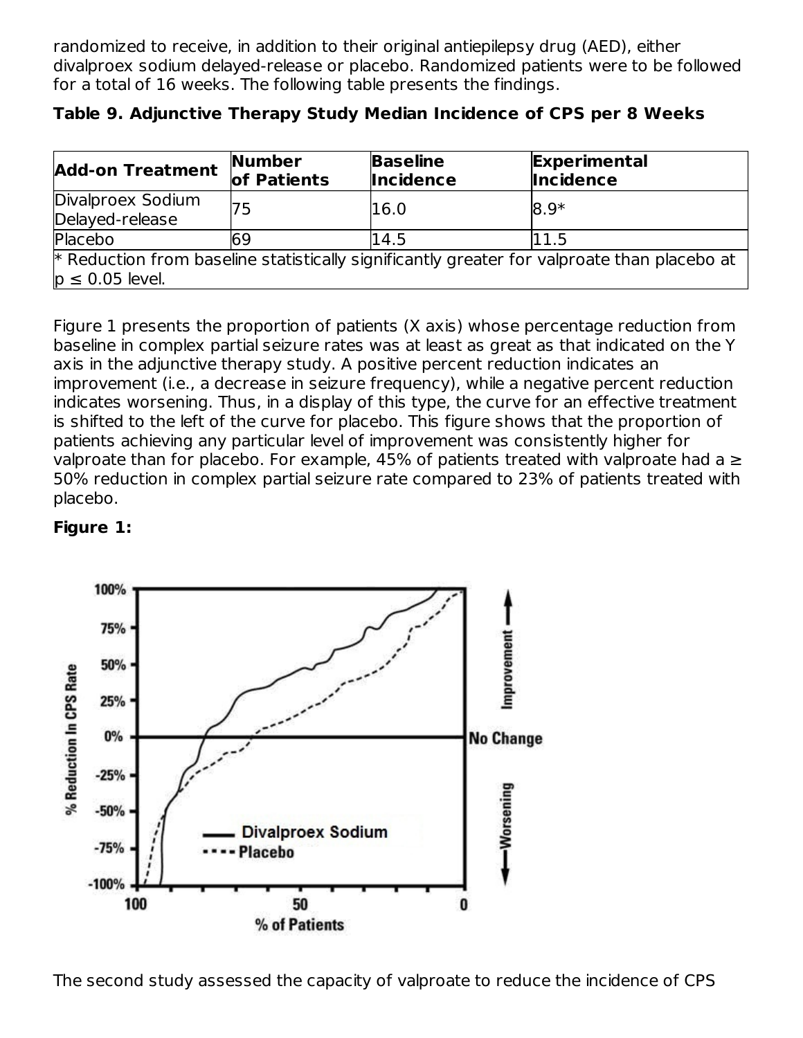randomized to receive, in addition to their original antiepilepsy drug (AED), either divalproex sodium delayed-release or placebo. Randomized patients were to be followed for a total of 16 weeks. The following table presents the findings.

**Table 9. Adjunctive Therapy Study Median Incidence of CPS per 8 Weeks**

| Add-on Treatment | Number of Patients | Baseline Incidence | Experimental Incidence |
|---|---|---|---|
| Divalproex Sodium Delayed-release | 75 | 16.0 | 8.9* |
| Placebo | 69 | 14.5 | 11.5 |
| * Reduction from baseline statistically significantly greater for valproate than placebo at $p \leq 0.05$ level. | | | |

Figure 1 presents the proportion of patients (X axis) whose percentage reduction from baseline in complex partial seizure rates was at least as great as that indicated on the Y axis in the adjunctive therapy study. A positive percent reduction indicates an improvement (i.e., a decrease in seizure frequency), while a negative percent reduction indicates worsening. Thus, in a display of this type, the curve for an effective treatment is shifted to the left of the curve for placebo. This figure shows that the proportion of patients achieving any particular level of improvement was consistently higher for valproate than for placebo. For example, 45% of patients treated with valproate had a ≥ 50% reduction in complex partial seizure rate compared to 23% of patients treated with placebo.

**Figure 1:**

% Reduction In CPS Rate
100%
75%
50%
25%
0%
-25%
-50%
-75%
-100%
100
50
0
% of Patients
Improvement
No Change
Worsening
Divalproex Sodium
Placebo

The second study assessed the capacity of valproate to reduce the incidence of CPS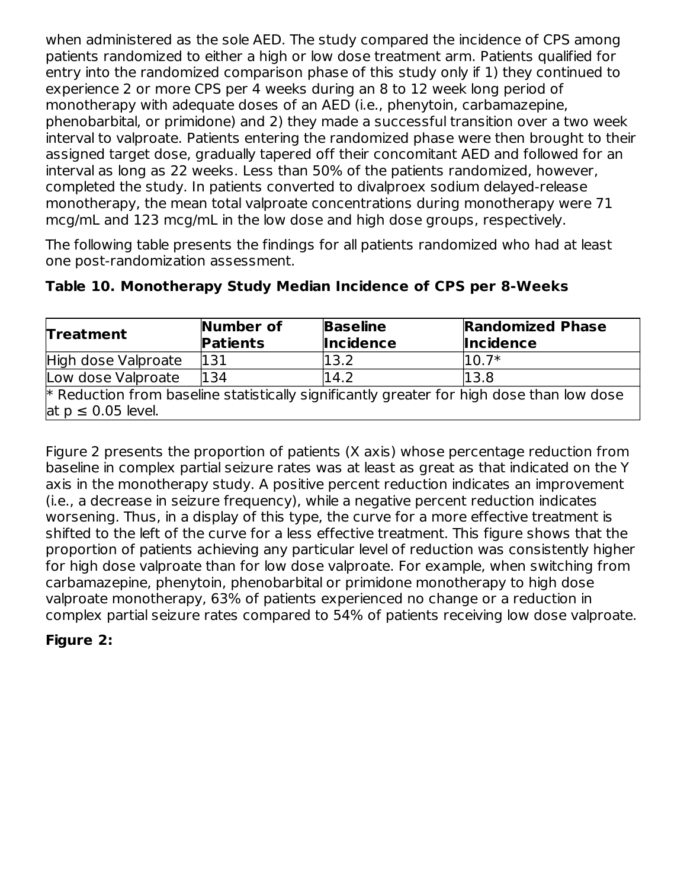when administered as the sole AED. The study compared the incidence of CPS among patients randomized to either a high or low dose treatment arm. Patients qualified for entry into the randomized comparison phase of this study only if 1) they continued to experience 2 or more CPS per 4 weeks during an 8 to 12 week long period of monotherapy with adequate doses of an AED (i.e., phenytoin, carbamazepine, phenobarbital, or primidone) and 2) they made a successful transition over a two week interval to valproate. Patients entering the randomized phase were then brought to their assigned target dose, gradually tapered off their concomitant AED and followed for an interval as long as 22 weeks. Less than 50% of the patients randomized, however, completed the study. In patients converted to divalproex sodium delayed-release monotherapy, the mean total valproate concentrations during monotherapy were 71 mcg/mL and 123 mcg/mL in the low dose and high dose groups, respectively.

The following table presents the findings for all patients randomized who had at least one post-randomization assessment.

**Table 10. Monotherapy Study Median Incidence of CPS per 8-Weeks**

| Treatment | Number of Patients | Baseline Incidence | Randomized Phase Incidence |
|---|---|---|---|
| High dose Valproate | 131 | 13.2 | 10.7* |
| Low dose Valproate | 134 | 14.2 | 13.8 |
| * Reduction from baseline statistically significantly greater for high dose than low dose at $p \leq 0.05$ level. | | | |

Figure 2 presents the proportion of patients (X axis) whose percentage reduction from baseline in complex partial seizure rates was at least as great as that indicated on the Y axis in the monotherapy study. A positive percent reduction indicates an improvement (i.e., a decrease in seizure frequency), while a negative percent reduction indicates worsening. Thus, in a display of this type, the curve for a more effective treatment is shifted to the left of the curve for a less effective treatment. This figure shows that the proportion of patients achieving any particular level of reduction was consistently higher for high dose valproate than for low dose valproate. For example, when switching from carbamazepine, phenytoin, phenobarbital or primidone monotherapy to high dose valproate monotherapy, 63% of patients experienced no change or a reduction in complex partial seizure rates compared to 54% of patients receiving low dose valproate.

**Figure 2:**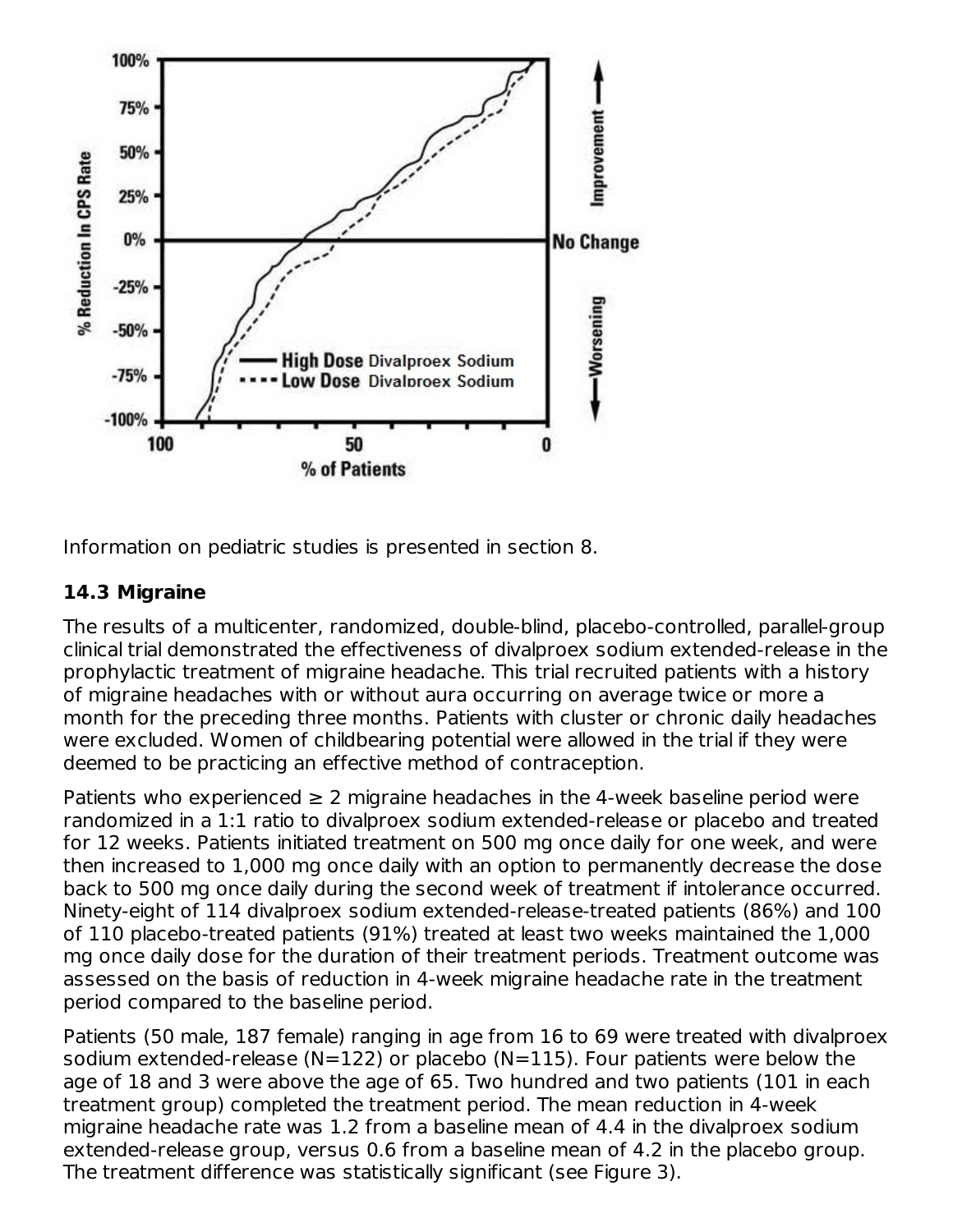100%
75%
50%
25%
0%
-25%
-50%
-75%
-100%
% Reduction In CPS Rate
100
50
0
% of Patients
Improvement
No Change
Worsening
High Dose Divalproex Sodium
Low Dose Divalproex Sodium

Information on pediatric studies is presented in section 8.

### 14.3 Migraine

The results of a multicenter, randomized, double-blind, placebo-controlled, parallel-group clinical trial demonstrated the effectiveness of divalproex sodium extended-release in the prophylactic treatment of migraine headache. This trial recruited patients with a history of migraine headaches with or without aura occurring on average twice or more a month for the preceding three months. Patients with cluster or chronic daily headaches were excluded. Women of childbearing potential were allowed in the trial if they were deemed to be practicing an effective method of contraception.

Patients who experienced ≥ 2 migraine headaches in the 4-week baseline period were randomized in a 1:1 ratio to divalproex sodium extended-release or placebo and treated for 12 weeks. Patients initiated treatment on 500 mg once daily for one week, and were then increased to 1,000 mg once daily with an option to permanently decrease the dose back to 500 mg once daily during the second week of treatment if intolerance occurred. Ninety-eight of 114 divalproex sodium extended-release-treated patients (86%) and 100 of 110 placebo-treated patients (91%) treated at least two weeks maintained the 1,000 mg once daily dose for the duration of their treatment periods. Treatment outcome was assessed on the basis of reduction in 4-week migraine headache rate in the treatment period compared to the baseline period.

Patients (50 male, 187 female) ranging in age from 16 to 69 were treated with divalproex sodium extended-release (N=122) or placebo (N=115). Four patients were below the age of 18 and 3 were above the age of 65. Two hundred and two patients (101 in each treatment group) completed the treatment period. The mean reduction in 4-week migraine headache rate was 1.2 from a baseline mean of 4.4 in the divalproex sodium extended-release group, versus 0.6 from a baseline mean of 4.2 in the placebo group. The treatment difference was statistically significant (see Figure 3).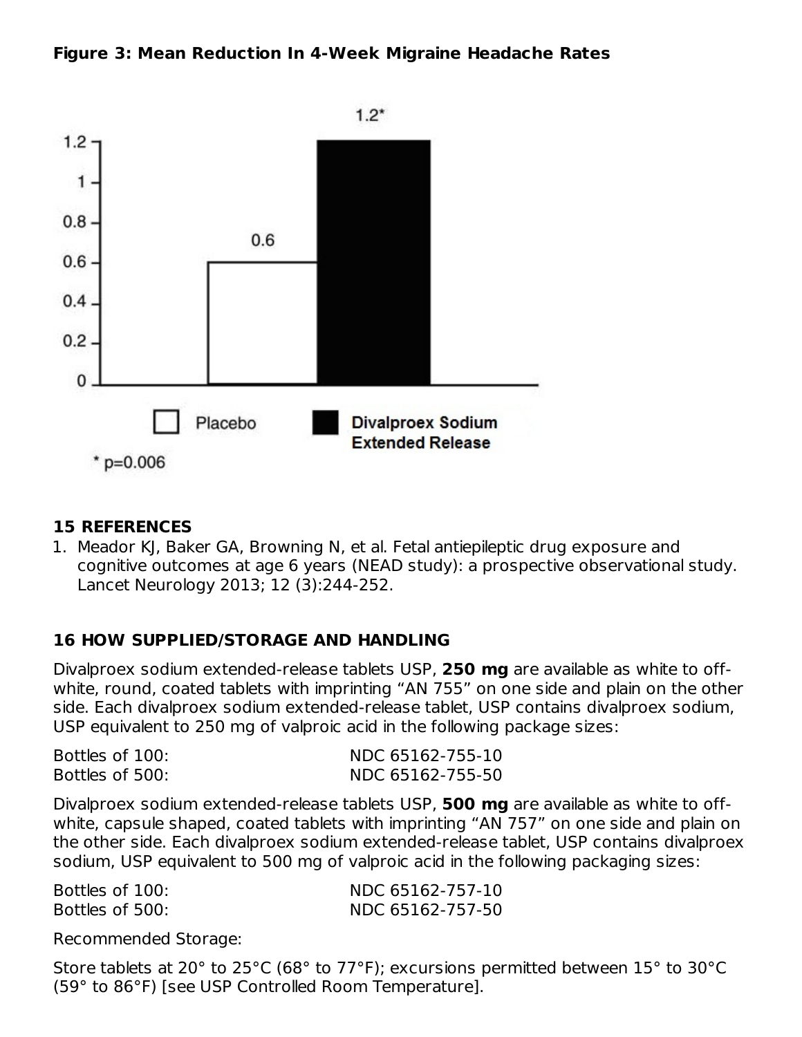**Figure 3: Mean Reduction In 4-Week Migraine Headache Rates**

1.2*

1.2

1

0.8

0.6

0.6

0.4

0.2

0

Placebo

Divalproex Sodium Extended Release

* p=0.006

## 15 REFERENCES

1. Meador KJ, Baker GA, Browning N, et al. Fetal antiepileptic drug exposure and cognitive outcomes at age 6 years (NEAD study): a prospective observational study. Lancet Neurology 2013; 12 (3):244-252.

## 16 HOW SUPPLIED/STORAGE AND HANDLING

Divalproex sodium extended-release tablets USP, **250 mg** are available as white to off-white, round, coated tablets with imprinting "AN 755" on one side and plain on the other side. Each divalproex sodium extended-release tablet, USP contains divalproex sodium, USP equivalent to 250 mg of valproic acid in the following package sizes:

| | |
|---|---|
| Bottles of 100: | NDC 65162-755-10 |
| Bottles of 500: | NDC 65162-755-50 |

Divalproex sodium extended-release tablets USP, **500 mg** are available as white to off-white, capsule shaped, coated tablets with imprinting "AN 757" on one side and plain on the other side. Each divalproex sodium extended-release tablet, USP contains divalproex sodium, USP equivalent to 500 mg of valproic acid in the following packaging sizes:

| | |
|---|---|
| Bottles of 100: | NDC 65162-757-10 |
| Bottles of 500: | NDC 65162-757-50 |

Recommended Storage:

Store tablets at 20° to 25°C (68° to 77°F); excursions permitted between 15° to 30°C (59° to 86°F) [see USP Controlled Room Temperature].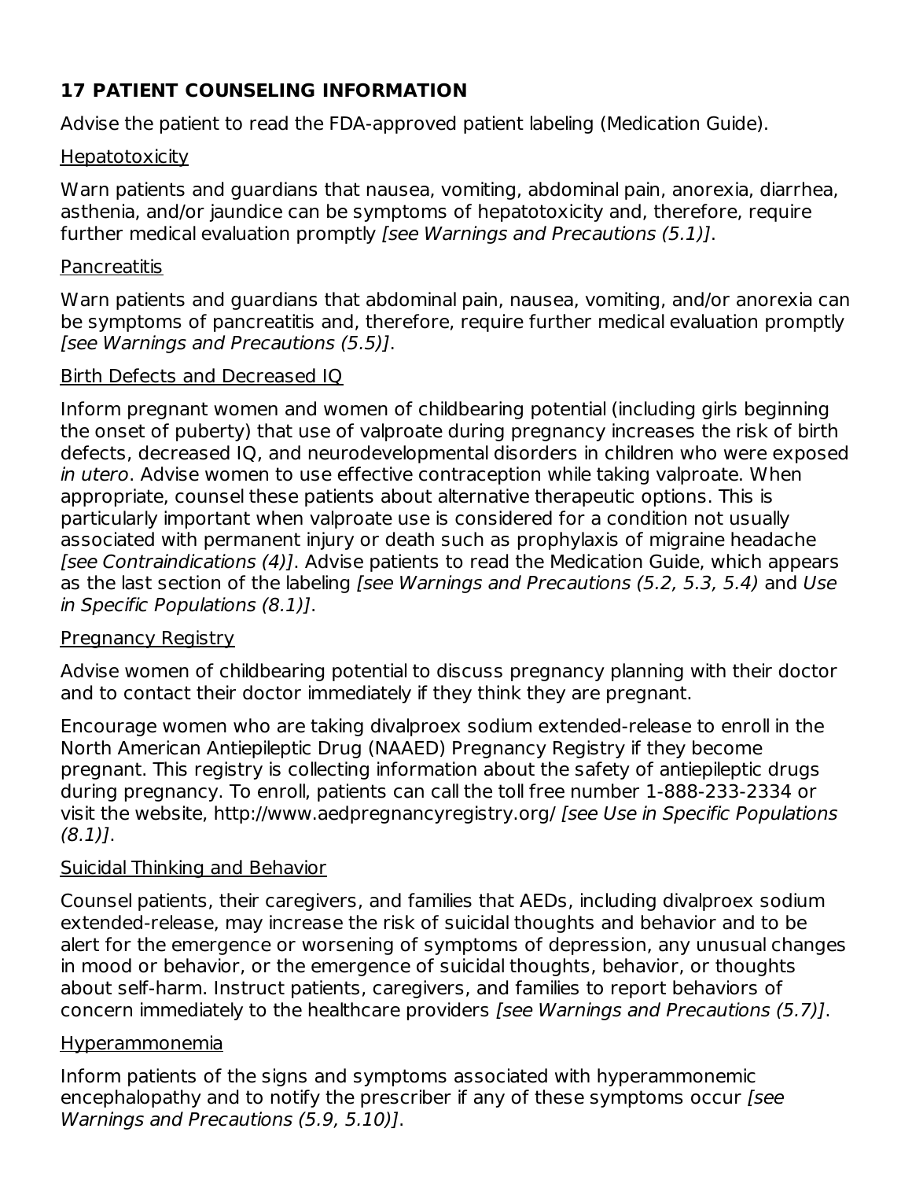## 17 PATIENT COUNSELING INFORMATION

Advise the patient to read the FDA-approved patient labeling (Medication Guide).

Hepatotoxicity

Warn patients and guardians that nausea, vomiting, abdominal pain, anorexia, diarrhea, asthenia, and/or jaundice can be symptoms of hepatotoxicity and, therefore, require further medical evaluation promptly *[see Warnings and Precautions (5.1)]*.

Pancreatitis

Warn patients and guardians that abdominal pain, nausea, vomiting, and/or anorexia can be symptoms of pancreatitis and, therefore, require further medical evaluation promptly *[see Warnings and Precautions (5.5)]*.

Birth Defects and Decreased IQ

Inform pregnant women and women of childbearing potential (including girls beginning the onset of puberty) that use of valproate during pregnancy increases the risk of birth defects, decreased IQ, and neurodevelopmental disorders in children who were exposed *in utero*. Advise women to use effective contraception while taking valproate. When appropriate, counsel these patients about alternative therapeutic options. This is particularly important when valproate use is considered for a condition not usually associated with permanent injury or death such as prophylaxis of migraine headache *[see Contraindications (4)]*. Advise patients to read the Medication Guide, which appears as the last section of the labeling *[see Warnings and Precautions (5.2, 5.3, 5.4)* and *Use in Specific Populations (8.1)]*.

Pregnancy Registry

Advise women of childbearing potential to discuss pregnancy planning with their doctor and to contact their doctor immediately if they think they are pregnant.

Encourage women who are taking divalproex sodium extended-release to enroll in the North American Antiepileptic Drug (NAAED) Pregnancy Registry if they become pregnant. This registry is collecting information about the safety of antiepileptic drugs during pregnancy. To enroll, patients can call the toll free number 1-888-233-2334 or visit the website, http://www.aedpregnancyregistry.org/ *[see Use in Specific Populations (8.1)]*.

Suicidal Thinking and Behavior

Counsel patients, their caregivers, and families that AEDs, including divalproex sodium extended-release, may increase the risk of suicidal thoughts and behavior and to be alert for the emergence or worsening of symptoms of depression, any unusual changes in mood or behavior, or the emergence of suicidal thoughts, behavior, or thoughts about self-harm. Instruct patients, caregivers, and families to report behaviors of concern immediately to the healthcare providers *[see Warnings and Precautions (5.7)]*.

Hyperammonemia

Inform patients of the signs and symptoms associated with hyperammonemic encephalopathy and to notify the prescriber if any of these symptoms occur *[see Warnings and Precautions (5.9, 5.10)]*.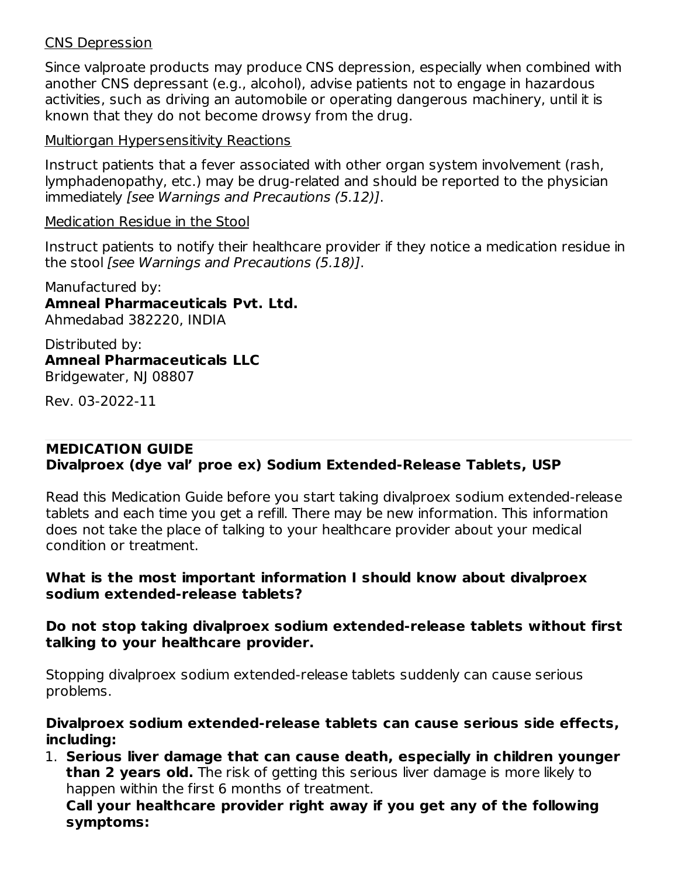<u>CNS Depression</u>

Since valproate products may produce CNS depression, especially when combined with another CNS depressant (e.g., alcohol), advise patients not to engage in hazardous activities, such as driving an automobile or operating dangerous machinery, until it is known that they do not become drowsy from the drug.

<u>Multiorgan Hypersensitivity Reactions</u>

Instruct patients that a fever associated with other organ system involvement (rash, lymphadenopathy, etc.) may be drug-related and should be reported to the physician immediately *[see Warnings and Precautions (5.12)]*.

<u>Medication Residue in the Stool</u>

Instruct patients to notify their healthcare provider if they notice a medication residue in the stool *[see Warnings and Precautions (5.18)]*.

Manufactured by:
**Amneal Pharmaceuticals Pvt. Ltd.**
Ahmedabad 382220, INDIA

Distributed by:
**Amneal Pharmaceuticals LLC**
Bridgewater, NJ 08807

Rev. 03-2022-11

## MEDICATION GUIDE
**Divalproex (dye val' proe ex) Sodium Extended-Release Tablets, USP**

Read this Medication Guide before you start taking divalproex sodium extended-release tablets and each time you get a refill. There may be new information. This information does not take the place of talking to your healthcare provider about your medical condition or treatment.

### What is the most important information I should know about divalproex sodium extended-release tablets?

**Do not stop taking divalproex sodium extended-release tablets without first talking to your healthcare provider.**

Stopping divalproex sodium extended-release tablets suddenly can cause serious problems.

**Divalproex sodium extended-release tablets can cause serious side effects, including:**

1. **Serious liver damage that can cause death, especially in children younger than 2 years old.** The risk of getting this serious liver damage is more likely to happen within the first 6 months of treatment.
   **Call your healthcare provider right away if you get any of the following symptoms:**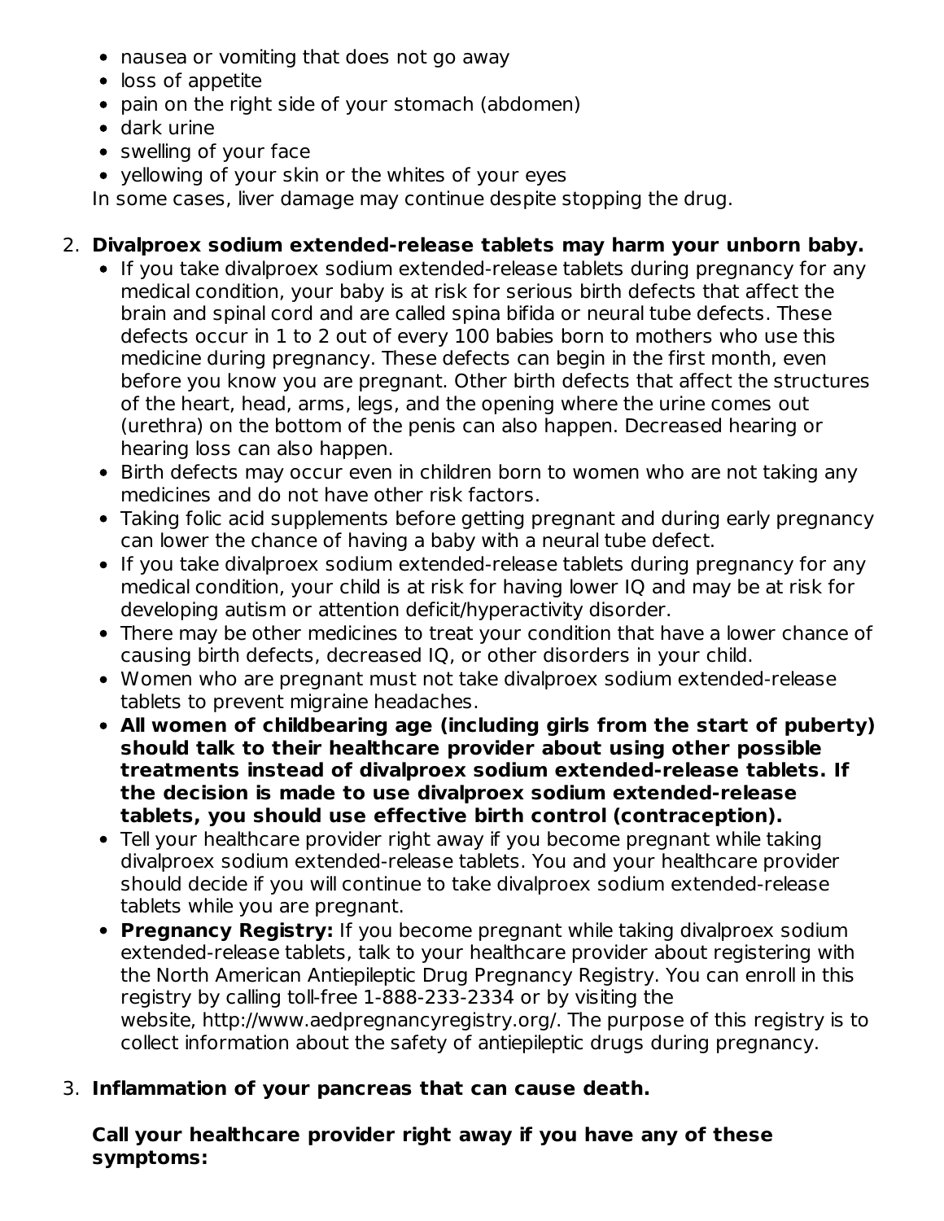- nausea or vomiting that does not go away
- loss of appetite
- pain on the right side of your stomach (abdomen)
- dark urine
- swelling of your face
- yellowing of your skin or the whites of your eyes

In some cases, liver damage may continue despite stopping the drug.

2. **Divalproex sodium extended-release tablets may harm your unborn baby.**
   - If you take divalproex sodium extended-release tablets during pregnancy for any medical condition, your baby is at risk for serious birth defects that affect the brain and spinal cord and are called spina bifida or neural tube defects. These defects occur in 1 to 2 out of every 100 babies born to mothers who use this medicine during pregnancy. These defects can begin in the first month, even before you know you are pregnant. Other birth defects that affect the structures of the heart, head, arms, legs, and the opening where the urine comes out (urethra) on the bottom of the penis can also happen. Decreased hearing or hearing loss can also happen.
   - Birth defects may occur even in children born to women who are not taking any medicines and do not have other risk factors.
   - Taking folic acid supplements before getting pregnant and during early pregnancy can lower the chance of having a baby with a neural tube defect.
   - If you take divalproex sodium extended-release tablets during pregnancy for any medical condition, your child is at risk for having lower IQ and may be at risk for developing autism or attention deficit/hyperactivity disorder.
   - There may be other medicines to treat your condition that have a lower chance of causing birth defects, decreased IQ, or other disorders in your child.
   - Women who are pregnant must not take divalproex sodium extended-release tablets to prevent migraine headaches.
   - **All women of childbearing age (including girls from the start of puberty) should talk to their healthcare provider about using other possible treatments instead of divalproex sodium extended-release tablets. If the decision is made to use divalproex sodium extended-release tablets, you should use effective birth control (contraception).**
   - Tell your healthcare provider right away if you become pregnant while taking divalproex sodium extended-release tablets. You and your healthcare provider should decide if you will continue to take divalproex sodium extended-release tablets while you are pregnant.
   - **Pregnancy Registry:** If you become pregnant while taking divalproex sodium extended-release tablets, talk to your healthcare provider about registering with the North American Antiepileptic Drug Pregnancy Registry. You can enroll in this registry by calling toll-free 1-888-233-2334 or by visiting the website, http://www.aedpregnancyregistry.org/. The purpose of this registry is to collect information about the safety of antiepileptic drugs during pregnancy.

3. **Inflammation of your pancreas that can cause death.**

   **Call your healthcare provider right away if you have any of these symptoms:**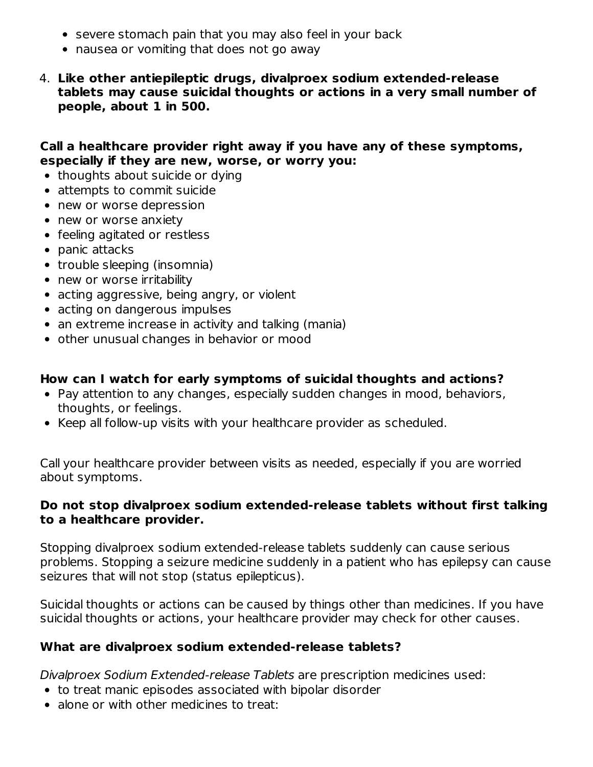- severe stomach pain that you may also feel in your back
- nausea or vomiting that does not go away

4. **Like other antiepileptic drugs, divalproex sodium extended-release tablets may cause suicidal thoughts or actions in a very small number of people, about 1 in 500.**

**Call a healthcare provider right away if you have any of these symptoms, especially if they are new, worse, or worry you:**

- thoughts about suicide or dying
- attempts to commit suicide
- new or worse depression
- new or worse anxiety
- feeling agitated or restless
- panic attacks
- trouble sleeping (insomnia)
- new or worse irritability
- acting aggressive, being angry, or violent
- acting on dangerous impulses
- an extreme increase in activity and talking (mania)
- other unusual changes in behavior or mood

**How can I watch for early symptoms of suicidal thoughts and actions?**

- Pay attention to any changes, especially sudden changes in mood, behaviors, thoughts, or feelings.
- Keep all follow-up visits with your healthcare provider as scheduled.

Call your healthcare provider between visits as needed, especially if you are worried about symptoms.

**Do not stop divalproex sodium extended-release tablets without first talking to a healthcare provider.**

Stopping divalproex sodium extended-release tablets suddenly can cause serious problems. Stopping a seizure medicine suddenly in a patient who has epilepsy can cause seizures that will not stop (status epilepticus).

Suicidal thoughts or actions can be caused by things other than medicines. If you have suicidal thoughts or actions, your healthcare provider may check for other causes.

**What are divalproex sodium extended-release tablets?**

*Divalproex Sodium Extended-release Tablets* are prescription medicines used:

- to treat manic episodes associated with bipolar disorder
- alone or with other medicines to treat: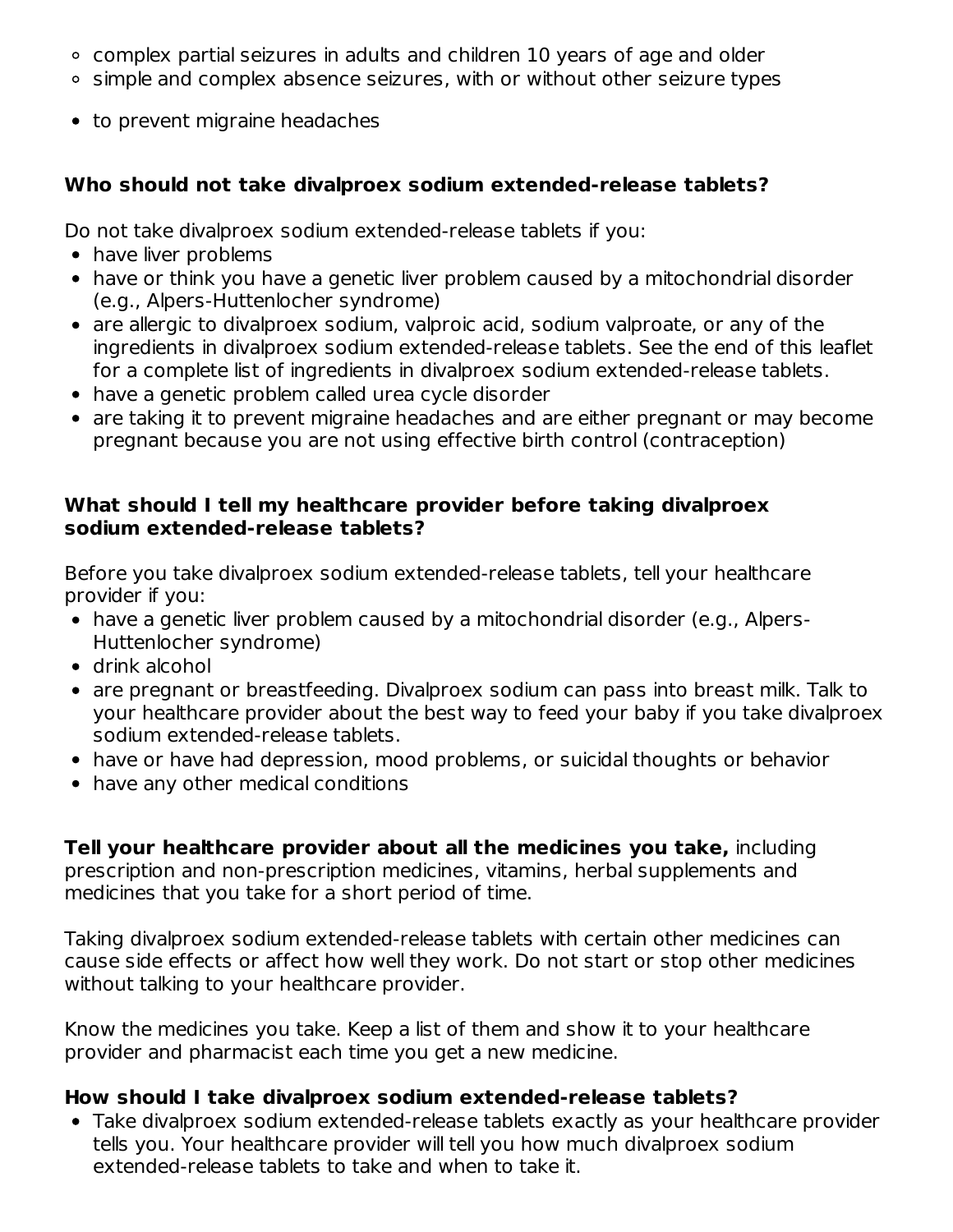- complex partial seizures in adults and children 10 years of age and older
   - simple and complex absence seizures, with or without other seizure types
- to prevent migraine headaches

**Who should not take divalproex sodium extended-release tablets?**

Do not take divalproex sodium extended-release tablets if you:

- have liver problems
- have or think you have a genetic liver problem caused by a mitochondrial disorder (e.g., Alpers-Huttenlocher syndrome)
- are allergic to divalproex sodium, valproic acid, sodium valproate, or any of the ingredients in divalproex sodium extended-release tablets. See the end of this leaflet for a complete list of ingredients in divalproex sodium extended-release tablets.
- have a genetic problem called urea cycle disorder
- are taking it to prevent migraine headaches and are either pregnant or may become pregnant because you are not using effective birth control (contraception)

**What should I tell my healthcare provider before taking divalproex sodium extended-release tablets?**

Before you take divalproex sodium extended-release tablets, tell your healthcare provider if you:

- have a genetic liver problem caused by a mitochondrial disorder (e.g., Alpers-Huttenlocher syndrome)
- drink alcohol
- are pregnant or breastfeeding. Divalproex sodium can pass into breast milk. Talk to your healthcare provider about the best way to feed your baby if you take divalproex sodium extended-release tablets.
- have or have had depression, mood problems, or suicidal thoughts or behavior
- have any other medical conditions

**Tell your healthcare provider about all the medicines you take,** including prescription and non-prescription medicines, vitamins, herbal supplements and medicines that you take for a short period of time.

Taking divalproex sodium extended-release tablets with certain other medicines can cause side effects or affect how well they work. Do not start or stop other medicines without talking to your healthcare provider.

Know the medicines you take. Keep a list of them and show it to your healthcare provider and pharmacist each time you get a new medicine.

**How should I take divalproex sodium extended-release tablets?**

- Take divalproex sodium extended-release tablets exactly as your healthcare provider tells you. Your healthcare provider will tell you how much divalproex sodium extended-release tablets to take and when to take it.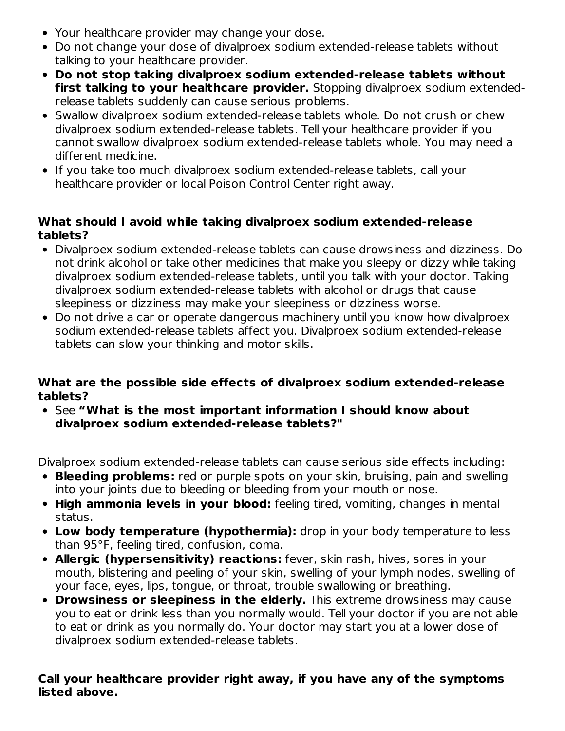- Your healthcare provider may change your dose.
- Do not change your dose of divalproex sodium extended-release tablets without talking to your healthcare provider.
- **Do not stop taking divalproex sodium extended-release tablets without first talking to your healthcare provider.** Stopping divalproex sodium extended-release tablets suddenly can cause serious problems.
- Swallow divalproex sodium extended-release tablets whole. Do not crush or chew divalproex sodium extended-release tablets. Tell your healthcare provider if you cannot swallow divalproex sodium extended-release tablets whole. You may need a different medicine.
- If you take too much divalproex sodium extended-release tablets, call your healthcare provider or local Poison Control Center right away.

**What should I avoid while taking divalproex sodium extended-release tablets?**

- Divalproex sodium extended-release tablets can cause drowsiness and dizziness. Do not drink alcohol or take other medicines that make you sleepy or dizzy while taking divalproex sodium extended-release tablets, until you talk with your doctor. Taking divalproex sodium extended-release tablets with alcohol or drugs that cause sleepiness or dizziness may make your sleepiness or dizziness worse.
- Do not drive a car or operate dangerous machinery until you know how divalproex sodium extended-release tablets affect you. Divalproex sodium extended-release tablets can slow your thinking and motor skills.

**What are the possible side effects of divalproex sodium extended-release tablets?**

- See **"What is the most important information I should know about divalproex sodium extended-release tablets?"**

Divalproex sodium extended-release tablets can cause serious side effects including:

- **Bleeding problems:** red or purple spots on your skin, bruising, pain and swelling into your joints due to bleeding or bleeding from your mouth or nose.
- **High ammonia levels in your blood:** feeling tired, vomiting, changes in mental status.
- **Low body temperature (hypothermia):** drop in your body temperature to less than 95°F, feeling tired, confusion, coma.
- **Allergic (hypersensitivity) reactions:** fever, skin rash, hives, sores in your mouth, blistering and peeling of your skin, swelling of your lymph nodes, swelling of your face, eyes, lips, tongue, or throat, trouble swallowing or breathing.
- **Drowsiness or sleepiness in the elderly.** This extreme drowsiness may cause you to eat or drink less than you normally would. Tell your doctor if you are not able to eat or drink as you normally do. Your doctor may start you at a lower dose of divalproex sodium extended-release tablets.

**Call your healthcare provider right away, if you have any of the symptoms listed above.**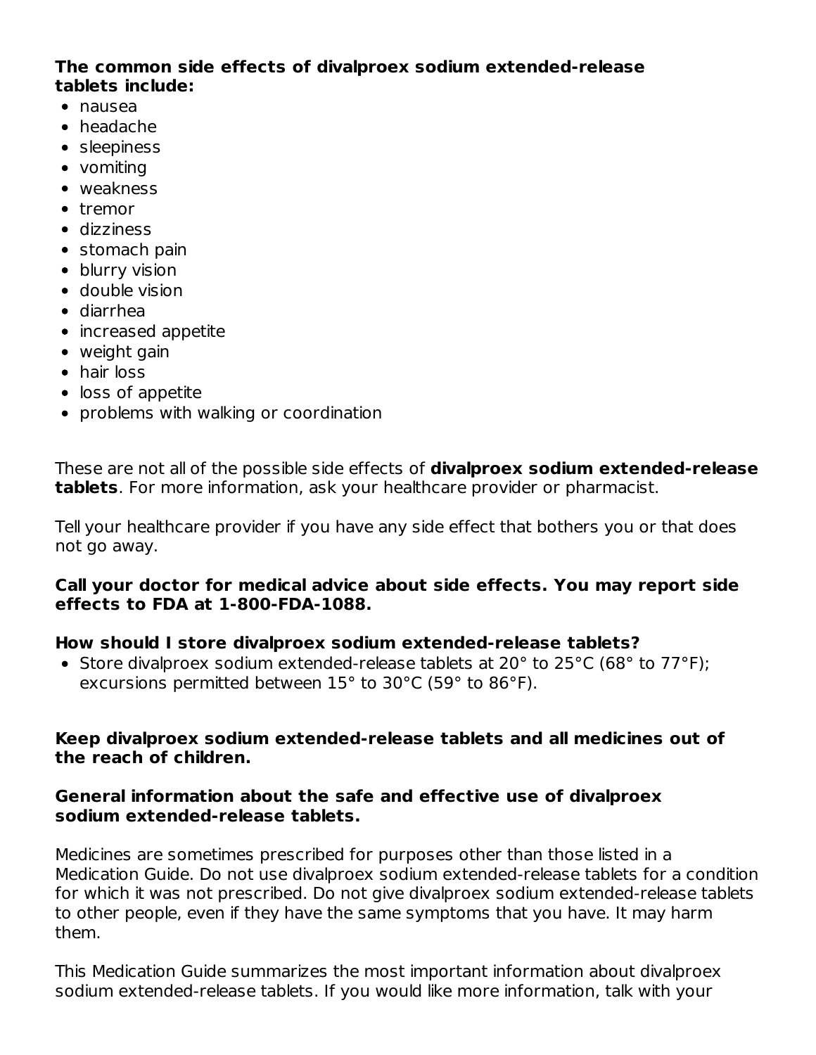**The common side effects of divalproex sodium extended-release tablets include:**

- nausea
- headache
- sleepiness
- vomiting
- weakness
- tremor
- dizziness
- stomach pain
- blurry vision
- double vision
- diarrhea
- increased appetite
- weight gain
- hair loss
- loss of appetite
- problems with walking or coordination

These are not all of the possible side effects of **divalproex sodium extended-release tablets**. For more information, ask your healthcare provider or pharmacist.

Tell your healthcare provider if you have any side effect that bothers you or that does not go away.

**Call your doctor for medical advice about side effects. You may report side effects to FDA at 1-800-FDA-1088.**

**How should I store divalproex sodium extended-release tablets?**

- Store divalproex sodium extended-release tablets at 20° to 25°C (68° to 77°F); excursions permitted between 15° to 30°C (59° to 86°F).

**Keep divalproex sodium extended-release tablets and all medicines out of the reach of children.**

**General information about the safe and effective use of divalproex sodium extended-release tablets.**

Medicines are sometimes prescribed for purposes other than those listed in a Medication Guide. Do not use divalproex sodium extended-release tablets for a condition for which it was not prescribed. Do not give divalproex sodium extended-release tablets to other people, even if they have the same symptoms that you have. It may harm them.

This Medication Guide summarizes the most important information about divalproex sodium extended-release tablets. If you would like more information, talk with your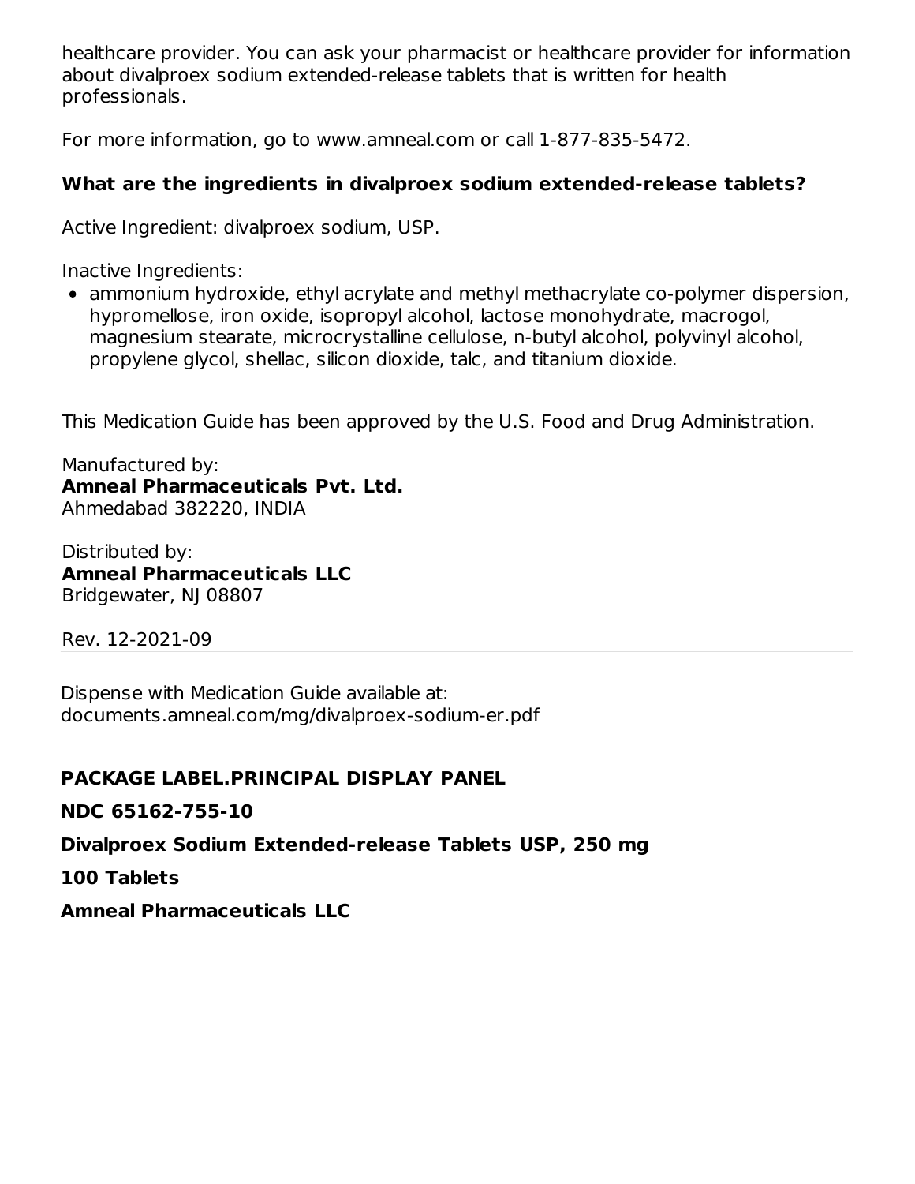healthcare provider. You can ask your pharmacist or healthcare provider for information about divalproex sodium extended-release tablets that is written for health professionals.

For more information, go to www.amneal.com or call 1-877-835-5472.

### What are the ingredients in divalproex sodium extended-release tablets?

Active Ingredient: divalproex sodium, USP.

Inactive Ingredients:

- ammonium hydroxide, ethyl acrylate and methyl methacrylate co-polymer dispersion, hypromellose, iron oxide, isopropyl alcohol, lactose monohydrate, macrogol, magnesium stearate, microcrystalline cellulose, n-butyl alcohol, polyvinyl alcohol, propylene glycol, shellac, silicon dioxide, talc, and titanium dioxide.

This Medication Guide has been approved by the U.S. Food and Drug Administration.

Manufactured by:
**Amneal Pharmaceuticals Pvt. Ltd.**
Ahmedabad 382220, INDIA

Distributed by:
**Amneal Pharmaceuticals LLC**
Bridgewater, NJ 08807

Rev. 12-2021-09

Dispense with Medication Guide available at:
documents.amneal.com/mg/divalproex-sodium-er.pdf

### PACKAGE LABEL.PRINCIPAL DISPLAY PANEL

**NDC 65162-755-10**

**Divalproex Sodium Extended-release Tablets USP, 250 mg**

**100 Tablets**

**Amneal Pharmaceuticals LLC**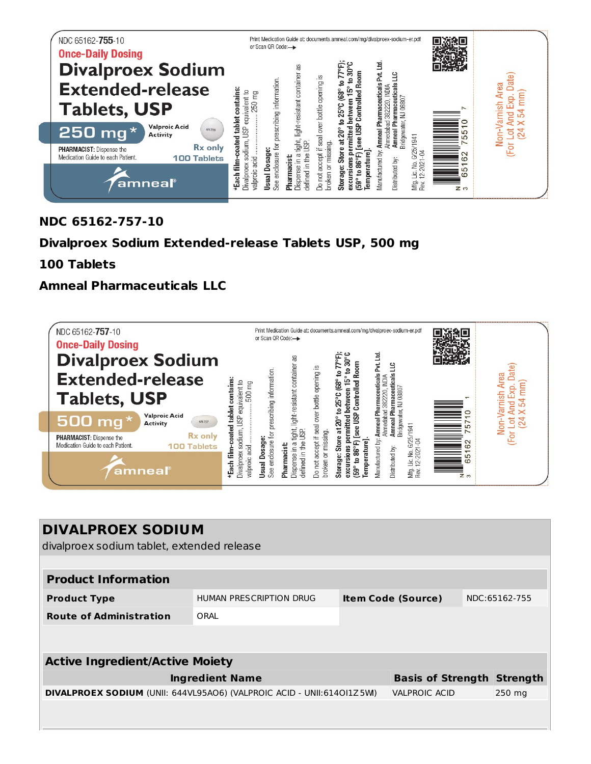NDC 65162-755-10

Once-Daily Dosing

Divalproex Sodium Extended-release Tablets, USP

250 mg* Valproic Acid Activity

PHARMACIST: Dispense the Medication Guide to each Patient.

Rx only

100 Tablets

amneal®

*Each film-coated tablet contains: Divalproex sodium, USP equivalent to valproic acid .................... 250 mg

Usual Dosage: See enclosure for prescribing information.

Pharmacist: Dispense in a tight, light-resistant container as defined in the USP.

Do not accept if seal over bottle opening is broken or missing.

Storage: Store at 20° to 25°C (68° to 77°F); excursions permitted between 15° to 30°C (59° to 86°F) [see USP Controlled Room Temperature].

Manufactured by: Amneal Pharmaceuticals Pvt. Ltd. Ahmedabad 382220, INDIA

Distributed by: Amneal Pharmaceuticals LLC Bridgewater, NJ 08807

Mfg. Lic. No. G/25/1941

Rev. 12-2021-04

Print Medication Guide at: documents.amneal.com/mg/divalproex-sodium-er.pdf or Scan QR Code:

N 3 65162 75510 7

Non-Varnish Area (For Lot And Exp. Date) (24 X 54 mm)

**NDC 65162-757-10**

**Divalproex Sodium Extended-release Tablets USP, 500 mg**

**100 Tablets**

**Amneal Pharmaceuticals LLC**

NDC 65162-757-10

Once-Daily Dosing

Divalproex Sodium Extended-release Tablets, USP

500 mg* Valproic Acid Activity

PHARMACIST: Dispense the Medication Guide to each Patient.

Rx only

100 Tablets

amneal®

*Each film-coated tablet contains: Divalproex sodium, USP equivalent to valproic acid .................... 500 mg

Usual Dosage: See enclosure for prescribing information.

Pharmacist: Dispense in a tight, light-resistant container as defined in the USP.

Do not accept if seal over bottle opening is broken or missing.

Storage: Store at 20° to 25°C (68° to 77°F); excursions permitted between 15° to 30°C (59° to 86°F) [see USP Controlled Room Temperature].

Manufactured by: Amneal Pharmaceuticals Pvt. Ltd. Ahmedabad 382220, INDIA

Distributed by: Amneal Pharmaceuticals LLC Bridgewater, NJ 08807

Mfg. Lic. No. G/25/1941

Rev. 12-2021-04

Print Medication Guide at: documents.amneal.com/mg/divalproex-sodium-er.pdf or Scan QR Code:

N 3 65162 75710 1

Non-Varnish Area (For Lot And Exp. Date) (24 X 54 mm)

## DIVALPROEX SODIUM

divalproex sodium tablet, extended release

| Product Information | | | |
|---|---|---|---|
| **Product Type** | HUMAN PRESCRIPTION DRUG | **Item Code (Source)** | NDC:65162-755 |
| **Route of Administration** | ORAL | | |

| Active Ingredient/Active Moiety | | |
|---|---|---|
| **Ingredient Name** | **Basis of Strength** | **Strength** |
| **DIVALPROEX SODIUM** (UNII: 644VL95AO6) (VALPROIC ACID - UNII:614OI1Z5WI) | VALPROIC ACID | 250 mg |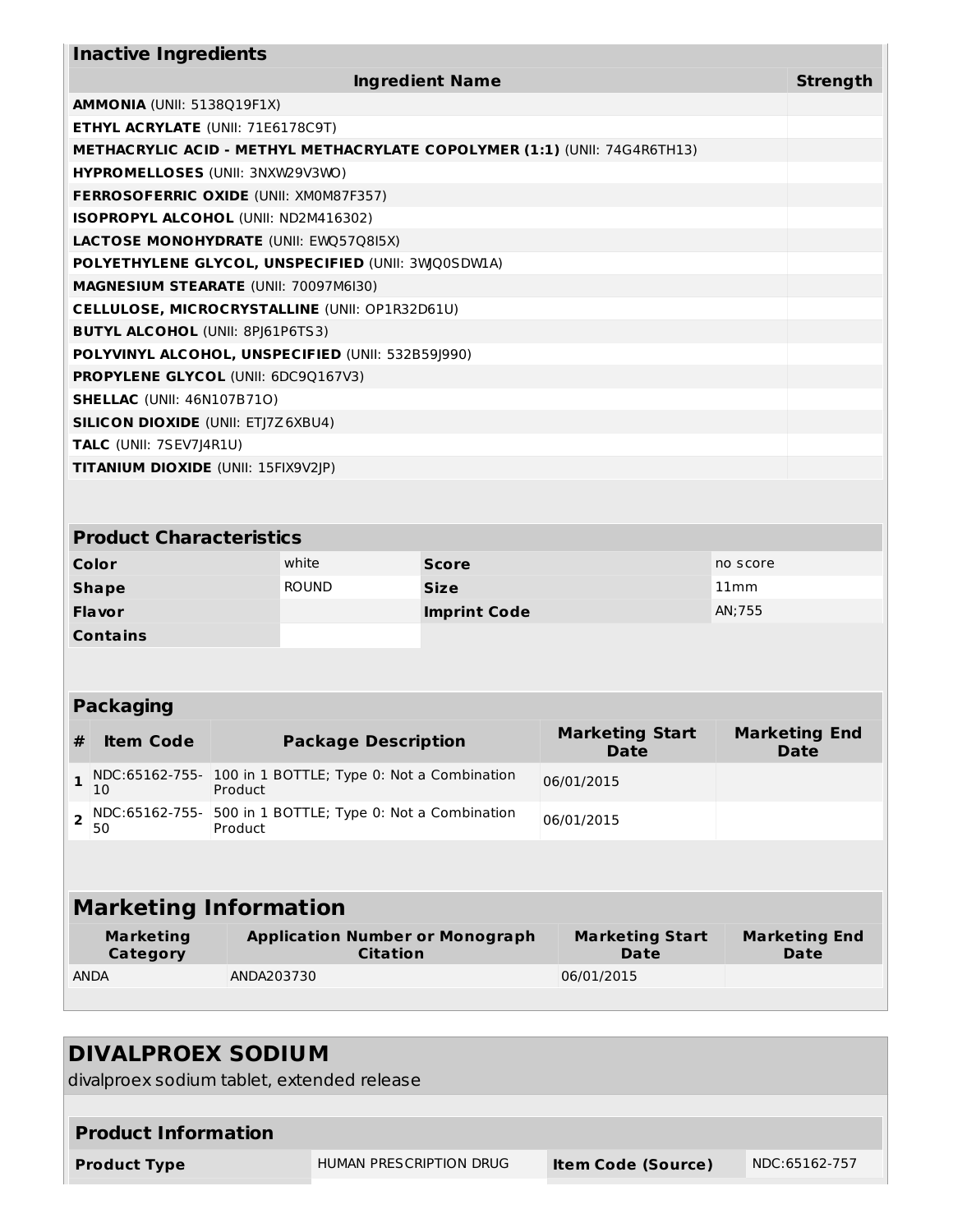| Inactive Ingredients | |
|---|---|
| **Ingredient Name** | **Strength** |
| **AMMONIA** (UNII: 5138Q19F1X) | |
| **ETHYL ACRYLATE** (UNII: 71E6178C9T) | |
| **METHACRYLIC ACID - METHYL METHACRYLATE COPOLYMER (1:1)** (UNII: 74G4R6TH13) | |
| **HYPROMELLOSES** (UNII: 3NXW29V3WO) | |
| **FERROSOFERRIC OXIDE** (UNII: XM0M87F357) | |
| **ISOPROPYL ALCOHOL** (UNII: ND2M416302) | |
| **LACTOSE MONOHYDRATE** (UNII: EWQ57Q8I5X) | |
| **POLYETHYLENE GLYCOL, UNSPECIFIED** (UNII: 3WJQ0SDW1A) | |
| **MAGNESIUM STEARATE** (UNII: 70097M6I30) | |
| **CELLULOSE, MICROCRYSTALLINE** (UNII: OP1R32D61U) | |
| **BUTYL ALCOHOL** (UNII: 8PJ61P6TS3) | |
| **POLYVINYL ALCOHOL, UNSPECIFIED** (UNII: 532B59J990) | |
| **PROPYLENE GLYCOL** (UNII: 6DC9Q167V3) | |
| **SHELLAC** (UNII: 46N107B71O) | |
| **SILICON DIOXIDE** (UNII: ETJ7Z6XBU4) | |
| **TALC** (UNII: 7SEV7J4R1U) | |
| **TITANIUM DIOXIDE** (UNII: 15FIX9V2JP) | |

| Product Characteristics | | | |
|---|---|---|---|
| **Color** | white | **Score** | no score |
| **Shape** | ROUND | **Size** | 11mm |
| **Flavor** | | **Imprint Code** | AN;755 |
| **Contains** | | | |

| Packaging | | | | |
|---|---|---|---|---|
| **#** | **Item Code** | **Package Description** | **Marketing Start Date** | **Marketing End Date** |
| 1 | NDC:65162-755-10 | 100 in 1 BOTTLE; Type 0: Not a Combination Product | 06/01/2015 | |
| 2 | NDC:65162-755-50 | 500 in 1 BOTTLE; Type 0: Not a Combination Product | 06/01/2015 | |

| Marketing Information | | | |
|---|---|---|---|
| **Marketing Category** | **Application Number or Monograph Citation** | **Marketing Start Date** | **Marketing End Date** |
| ANDA | ANDA203730 | 06/01/2015 | |

## DIVALPROEX SODIUM

divalproex sodium tablet, extended release

| Product Information | | | |
|---|---|---|---|
| **Product Type** | HUMAN PRESCRIPTION DRUG | **Item Code (Source)** | NDC:65162-757 |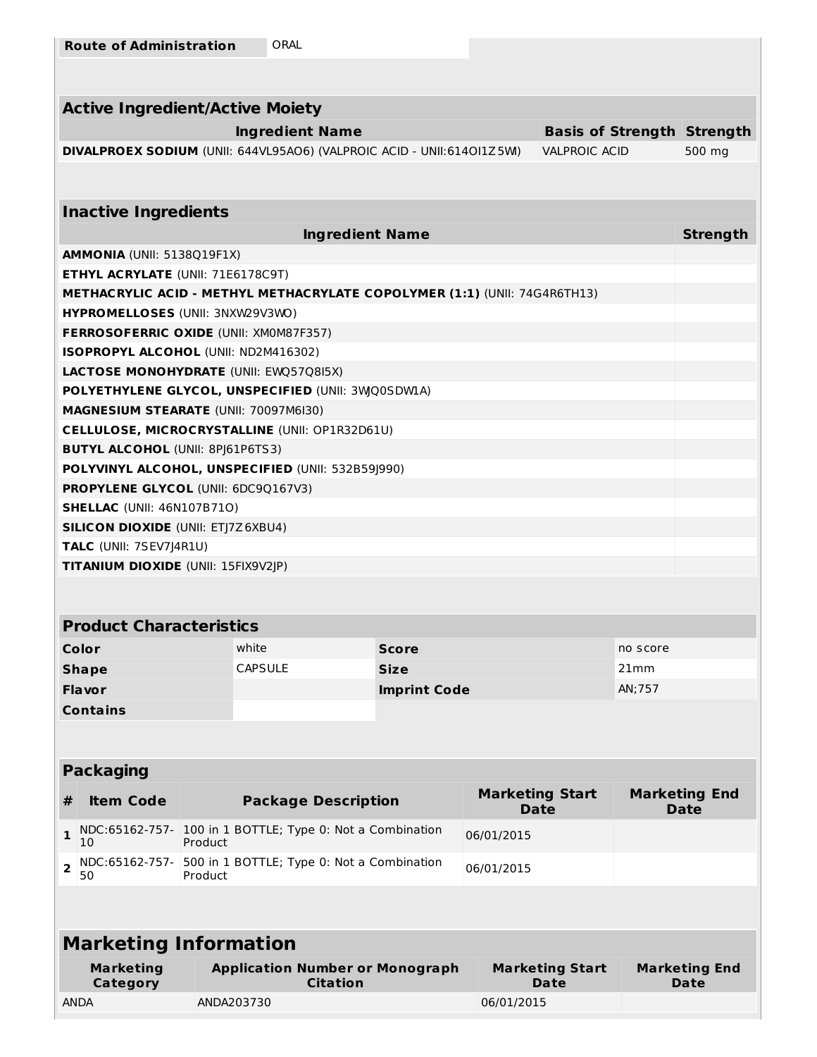| Route of Administration | ORAL | |
|---|---|---|

| Active Ingredient/Active Moiety | | |
|---|---|---|
| **Ingredient Name** | **Basis of Strength** | **Strength** |
| **DIVALPROEX SODIUM** (UNII: 644VL95AO6) (VALPROIC ACID - UNII:614OI1Z5WI) | VALPROIC ACID | 500 mg |

| Inactive Ingredients | |
|---|---|
| **Ingredient Name** | **Strength** |
| **AMMONIA** (UNII: 5138Q19F1X) | |
| **ETHYL ACRYLATE** (UNII: 71E6178C9T) | |
| **METHACRYLIC ACID - METHYL METHACRYLATE COPOLYMER (1:1)** (UNII: 74G4R6TH13) | |
| **HYPROMELLOSES** (UNII: 3NXW29V3WO) | |
| **FERROSOFERRIC OXIDE** (UNII: XM0M87F357) | |
| **ISOPROPYL ALCOHOL** (UNII: ND2M416302) | |
| **LACTOSE MONOHYDRATE** (UNII: EWQ57Q8I5X) | |
| **POLYETHYLENE GLYCOL, UNSPECIFIED** (UNII: 3WQ0SDWLA) | |
| **MAGNESIUM STEARATE** (UNII: 70097M6I30) | |
| **CELLULOSE, MICROCRYSTALLINE** (UNII: OP1R32D61U) | |
| **BUTYL ALCOHOL** (UNII: 8PJ61P6TS3) | |
| **POLYVINYL ALCOHOL, UNSPECIFIED** (UNII: 532B59J990) | |
| **PROPYLENE GLYCOL** (UNII: 6DC9Q167V3) | |
| **SHELLAC** (UNII: 46N107B71O) | |
| **SILICON DIOXIDE** (UNII: ETJ7Z6XBU4) | |
| **TALC** (UNII: 7SEV7J4R1U) | |
| **TITANIUM DIOXIDE** (UNII: 15FIX9V2JP) | |

| Product Characteristics | | | |
|---|---|---|---|
| **Color** | white | **Score** | no score |
| **Shape** | CAPSULE | **Size** | 21mm |
| **Flavor** | | **Imprint Code** | AN;757 |
| **Contains** | | | |

| Packaging | | | | |
|---|---|---|---|---|
| **#** | **Item Code** | **Package Description** | **Marketing Start Date** | **Marketing End Date** |
| 1 | NDC:65162-757-10 | 100 in 1 BOTTLE; Type 0: Not a Combination Product | 06/01/2015 | |
| 2 | NDC:65162-757-50 | 500 in 1 BOTTLE; Type 0: Not a Combination Product | 06/01/2015 | |

| Marketing Information | | | |
|---|---|---|---|
| **Marketing Category** | **Application Number or Monograph Citation** | **Marketing Start Date** | **Marketing End Date** |
| ANDA | ANDA203730 | 06/01/2015 | |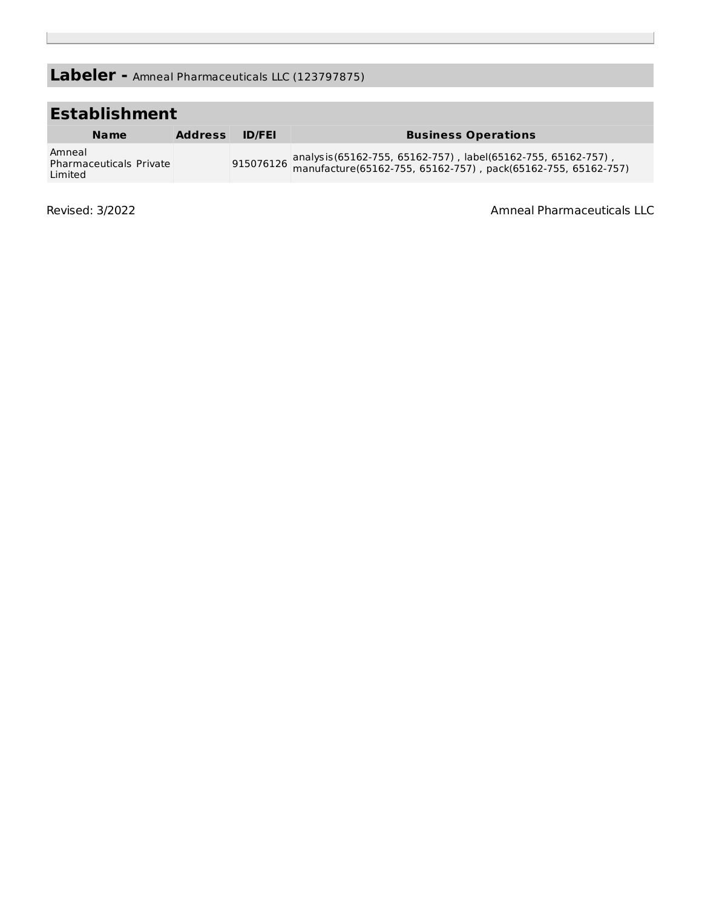## Labeler - Amneal Pharmaceuticals LLC (123797875)

## Establishment

| Name | Address | ID/FEI | Business Operations |
|---|---|---|---|
| Amneal Pharmaceuticals Private Limited | | 915076126 | analysis(65162-755, 65162-757) , label(65162-755, 65162-757) , manufacture(65162-755, 65162-757) , pack(65162-755, 65162-757) |

Revised: 3/2022

Amneal Pharmaceuticals LLC